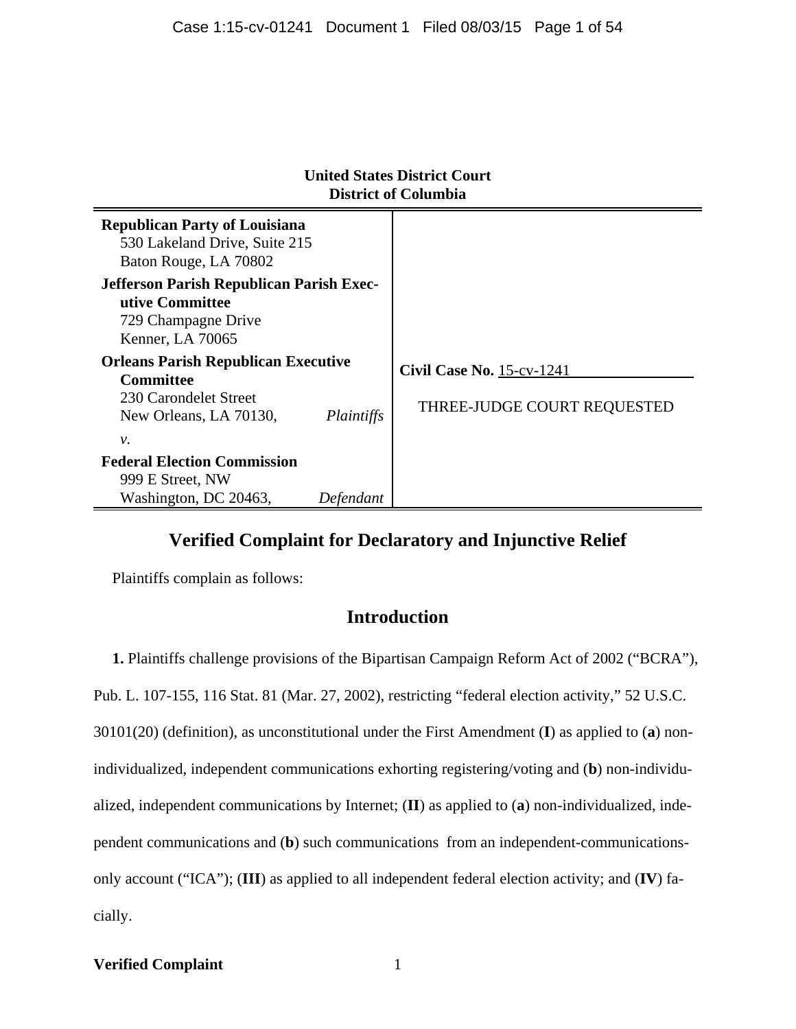**United States District Court**
**District of Columbia**

| | |
|---|---|
| **Republican Party of Louisiana**<br>530 Lakeland Drive, Suite 215<br>Baton Rouge, LA 70802<br>**Jefferson Parish Republican Parish Executive Committee**<br>729 Champagne Drive<br>Kenner, LA 70065<br>**Orleans Parish Republican Executive Committee**<br>230 Carondelet Street<br>New Orleans, LA 70130, *Plaintiffs*<br>*v.*<br>**Federal Election Commission**<br>999 E Street, NW<br>Washington, DC 20463, *Defendant* | **Civil Case No.** 15-cv-1241<br><br>THREE-JUDGE COURT REQUESTED |

# Verified Complaint for Declaratory and Injunctive Relief

Plaintiffs complain as follows:

## Introduction

**1.** Plaintiffs challenge provisions of the Bipartisan Campaign Reform Act of 2002 ("BCRA"), Pub. L. 107-155, 116 Stat. 81 (Mar. 27, 2002), restricting "federal election activity," 52 U.S.C. 30101(20) (definition), as unconstitutional under the First Amendment (**I**) as applied to (**a**) non-individualized, independent communications exhorting registering/voting and (**b**) non-individualized, independent communications by Internet; (**II**) as applied to (**a**) non-individualized, independent communications and (**b**) such communications from an independent-communications-only account ("ICA"); (**III**) as applied to all independent federal election activity; and (**IV**) facially.

**Verified Complaint**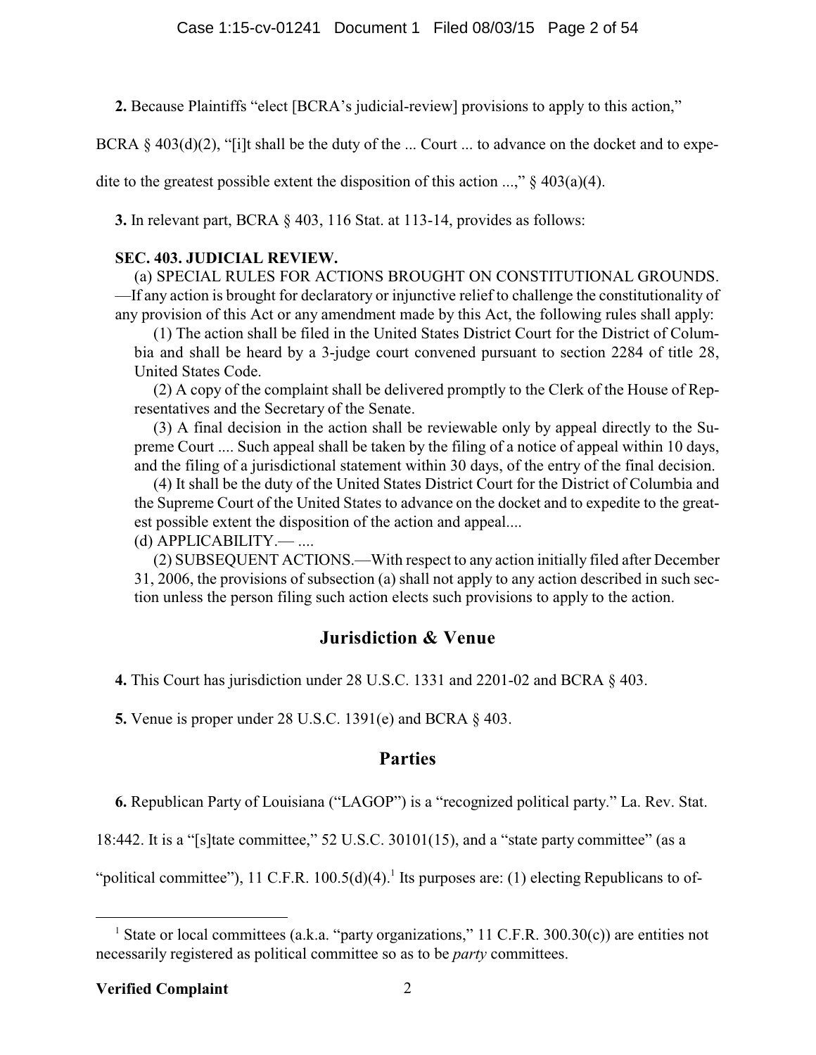**2.** Because Plaintiffs "elect [BCRA's judicial-review] provisions to apply to this action," BCRA § 403(d)(2), "[i]t shall be the duty of the ... Court ... to advance on the docket and to expedite to the greatest possible extent the disposition of this action ...," § 403(a)(4).

**3.** In relevant part, BCRA § 403, 116 Stat. at 113-14, provides as follows:

> **SEC. 403. JUDICIAL REVIEW.**
>
> (a) SPECIAL RULES FOR ACTIONS BROUGHT ON CONSTITUTIONAL GROUNDS.—If any action is brought for declaratory or injunctive relief to challenge the constitutionality of any provision of this Act or any amendment made by this Act, the following rules shall apply:
>
> (1) The action shall be filed in the United States District Court for the District of Columbia and shall be heard by a 3-judge court convened pursuant to section 2284 of title 28, United States Code.
>
> (2) A copy of the complaint shall be delivered promptly to the Clerk of the House of Representatives and the Secretary of the Senate.
>
> (3) A final decision in the action shall be reviewable only by appeal directly to the Supreme Court .... Such appeal shall be taken by the filing of a notice of appeal within 10 days, and the filing of a jurisdictional statement within 30 days, of the entry of the final decision.
>
> (4) It shall be the duty of the United States District Court for the District of Columbia and the Supreme Court of the United States to advance on the docket and to expedite to the greatest possible extent the disposition of the action and appeal....
>
> (d) APPLICABILITY.— ....
>
> (2) SUBSEQUENT ACTIONS.—With respect to any action initially filed after December 31, 2006, the provisions of subsection (a) shall not apply to any action described in such section unless the person filing such action elects such provisions to apply to the action.

## Jurisdiction & Venue

**4.** This Court has jurisdiction under 28 U.S.C. 1331 and 2201-02 and BCRA § 403.

**5.** Venue is proper under 28 U.S.C. 1391(e) and BCRA § 403.

## Parties

**6.** Republican Party of Louisiana ("LAGOP") is a "recognized political party." La. Rev. Stat. 18:442. It is a "[s]tate committee," 52 U.S.C. 30101(15), and a "state party committee" (as a "political committee"), 11 C.F.R. 100.5(d)(4).[1] Its purposes are: (1) electing Republicans to of-

---

[1] State or local committees (a.k.a. "party organizations," 11 C.F.R. 300.30(c)) are entities not necessarily registered as political committee so as to be *party* committees.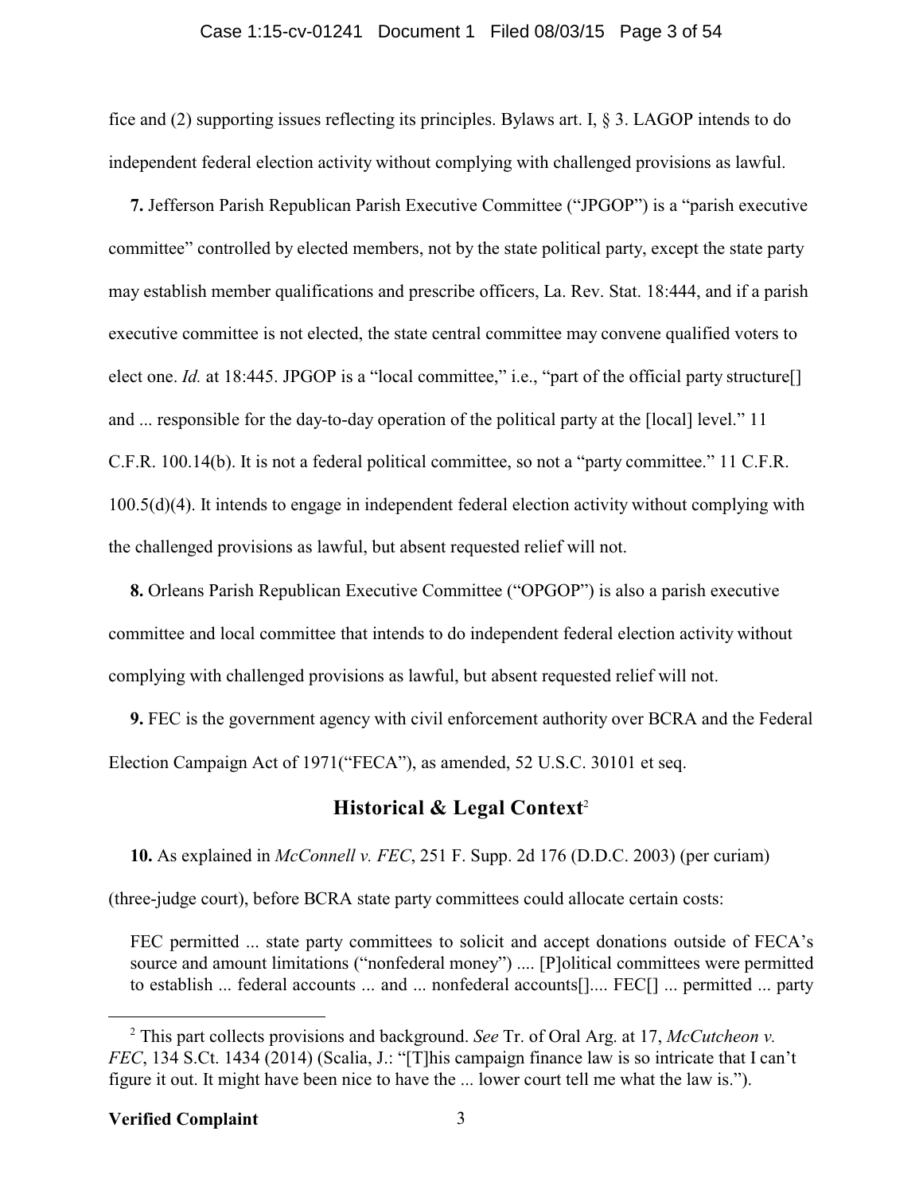fice and (2) supporting issues reflecting its principles. Bylaws art. I, § 3. LAGOP intends to do independent federal election activity without complying with challenged provisions as lawful.

**7.** Jefferson Parish Republican Parish Executive Committee ("JPGOP") is a "parish executive committee" controlled by elected members, not by the state political party, except the state party may establish member qualifications and prescribe officers, La. Rev. Stat. 18:444, and if a parish executive committee is not elected, the state central committee may convene qualified voters to elect one. *Id.* at 18:445. JPGOP is a "local committee," i.e., "part of the official party structure[] and ... responsible for the day-to-day operation of the political party at the [local] level." 11 C.F.R. 100.14(b). It is not a federal political committee, so not a "party committee." 11 C.F.R. 100.5(d)(4). It intends to engage in independent federal election activity without complying with the challenged provisions as lawful, but absent requested relief will not.

**8.** Orleans Parish Republican Executive Committee ("OPGOP") is also a parish executive committee and local committee that intends to do independent federal election activity without complying with challenged provisions as lawful, but absent requested relief will not.

**9.** FEC is the government agency with civil enforcement authority over BCRA and the Federal Election Campaign Act of 1971("FECA"), as amended, 52 U.S.C. 30101 et seq.

## Historical & Legal Context[2]

**10.** As explained in *McConnell v. FEC*, 251 F. Supp. 2d 176 (D.D.C. 2003) (per curiam) (three-judge court), before BCRA state party committees could allocate certain costs:

> FEC permitted ... state party committees to solicit and accept donations outside of FECA's source and amount limitations ("nonfederal money") .... [P]olitical committees were permitted to establish ... federal accounts ... and ... nonfederal accounts[].... FEC[] ... permitted ... party

[2] This part collects provisions and background. *See* Tr. of Oral Arg. at 17, *McCutcheon v. FEC*, 134 S.Ct. 1434 (2014) (Scalia, J.: "[T]his campaign finance law is so intricate that I can't figure it out. It might have been nice to have the ... lower court tell me what the law is.").

**Verified Complaint**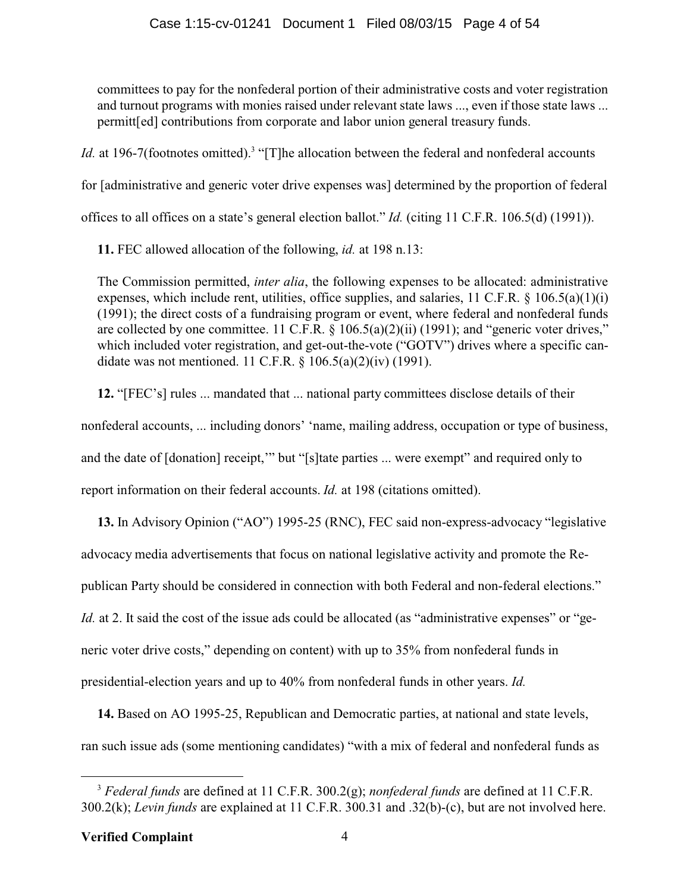committees to pay for the nonfederal portion of their administrative costs and voter registration and turnout programs with monies raised under relevant state laws ..., even if those state laws ... permitt[ed] contributions from corporate and labor union general treasury funds.

*Id.* at 196-7(footnotes omitted).[3] "[T]he allocation between the federal and nonfederal accounts for [administrative and generic voter drive expenses was] determined by the proportion of federal offices to all offices on a state's general election ballot." *Id.* (citing 11 C.F.R. 106.5(d) (1991)).

**11.** FEC allowed allocation of the following, *id.* at 198 n.13:

> The Commission permitted, *inter alia*, the following expenses to be allocated: administrative expenses, which include rent, utilities, office supplies, and salaries, 11 C.F.R. § 106.5(a)(1)(i) (1991); the direct costs of a fundraising program or event, where federal and nonfederal funds are collected by one committee. 11 C.F.R. § 106.5(a)(2)(ii) (1991); and "generic voter drives," which included voter registration, and get-out-the-vote ("GOTV") drives where a specific candidate was not mentioned. 11 C.F.R. § 106.5(a)(2)(iv) (1991).

**12.** "[FEC's] rules ... mandated that ... national party committees disclose details of their nonfederal accounts, ... including donors' 'name, mailing address, occupation or type of business, and the date of [donation] receipt,'" but "[s]tate parties ... were exempt" and required only to report information on their federal accounts. *Id.* at 198 (citations omitted).

**13.** In Advisory Opinion ("AO") 1995-25 (RNC), FEC said non-express-advocacy "legislative advocacy media advertisements that focus on national legislative activity and promote the Republican Party should be considered in connection with both Federal and non-federal elections." *Id.* at 2. It said the cost of the issue ads could be allocated (as "administrative expenses" or "generic voter drive costs," depending on content) with up to 35% from nonfederal funds in presidential-election years and up to 40% from nonfederal funds in other years. *Id.*

**14.** Based on AO 1995-25, Republican and Democratic parties, at national and state levels, ran such issue ads (some mentioning candidates) "with a mix of federal and nonfederal funds as

---

[3] *Federal funds* are defined at 11 C.F.R. 300.2(g); *nonfederal funds* are defined at 11 C.F.R. 300.2(k); *Levin funds* are explained at 11 C.F.R. 300.31 and .32(b)-(c), but are not involved here.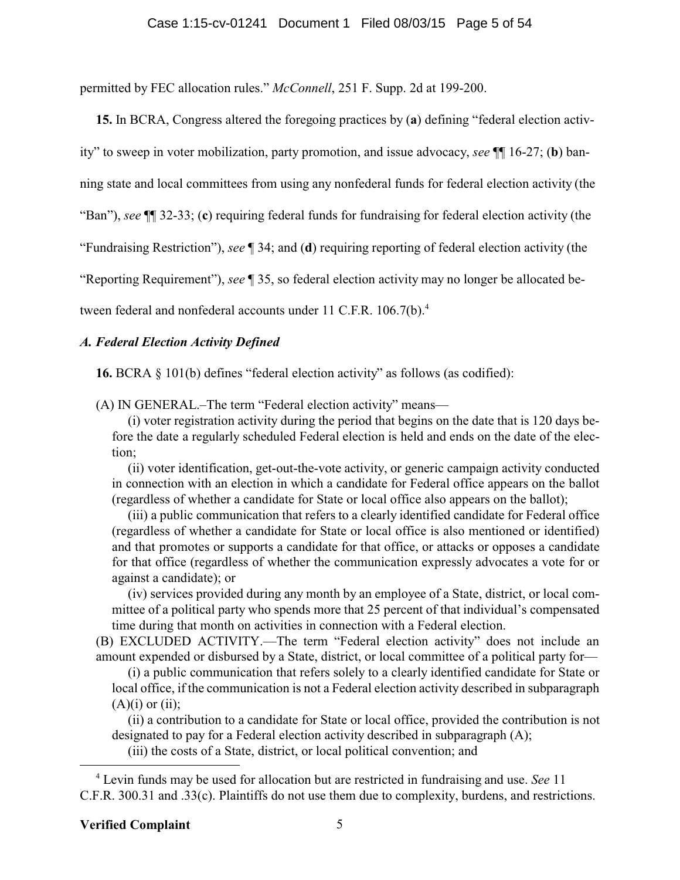permitted by FEC allocation rules." *McConnell*, 251 F. Supp. 2d at 199-200.

**15.** In BCRA, Congress altered the foregoing practices by (**a**) defining "federal election activity" to sweep in voter mobilization, party promotion, and issue advocacy, *see* ¶¶ 16-27; (**b**) banning state and local committees from using any nonfederal funds for federal election activity (the "Ban"), *see* ¶¶ 32-33; (**c**) requiring federal funds for fundraising for federal election activity (the "Fundraising Restriction"), *see* ¶ 34; and (**d**) requiring reporting of federal election activity (the "Reporting Requirement"), *see* ¶ 35, so federal election activity may no longer be allocated between federal and nonfederal accounts under 11 C.F.R. 106.7(b).[4]

### *A. Federal Election Activity Defined*

**16.** BCRA § 101(b) defines "federal election activity" as follows (as codified):

> (A) IN GENERAL.–The term "Federal election activity" means—
>
> (i) voter registration activity during the period that begins on the date that is 120 days before the date a regularly scheduled Federal election is held and ends on the date of the election;
>
> (ii) voter identification, get-out-the-vote activity, or generic campaign activity conducted in connection with an election in which a candidate for Federal office appears on the ballot (regardless of whether a candidate for State or local office also appears on the ballot);
>
> (iii) a public communication that refers to a clearly identified candidate for Federal office (regardless of whether a candidate for State or local office is also mentioned or identified) and that promotes or supports a candidate for that office, or attacks or opposes a candidate for that office (regardless of whether the communication expressly advocates a vote for or against a candidate); or
>
> (iv) services provided during any month by an employee of a State, district, or local committee of a political party who spends more that 25 percent of that individual's compensated time during that month on activities in connection with a Federal election.
>
> (B) EXCLUDED ACTIVITY.—The term "Federal election activity" does not include an amount expended or disbursed by a State, district, or local committee of a political party for—
>
> (i) a public communication that refers solely to a clearly identified candidate for State or local office, if the communication is not a Federal election activity described in subparagraph (A)(i) or (ii);
>
> (ii) a contribution to a candidate for State or local office, provided the contribution is not designated to pay for a Federal election activity described in subparagraph (A);
>
> (iii) the costs of a State, district, or local political convention; and

[4] Levin funds may be used for allocation but are restricted in fundraising and use. *See* 11 C.F.R. 300.31 and .33(c). Plaintiffs do not use them due to complexity, burdens, and restrictions.

**Verified Complaint**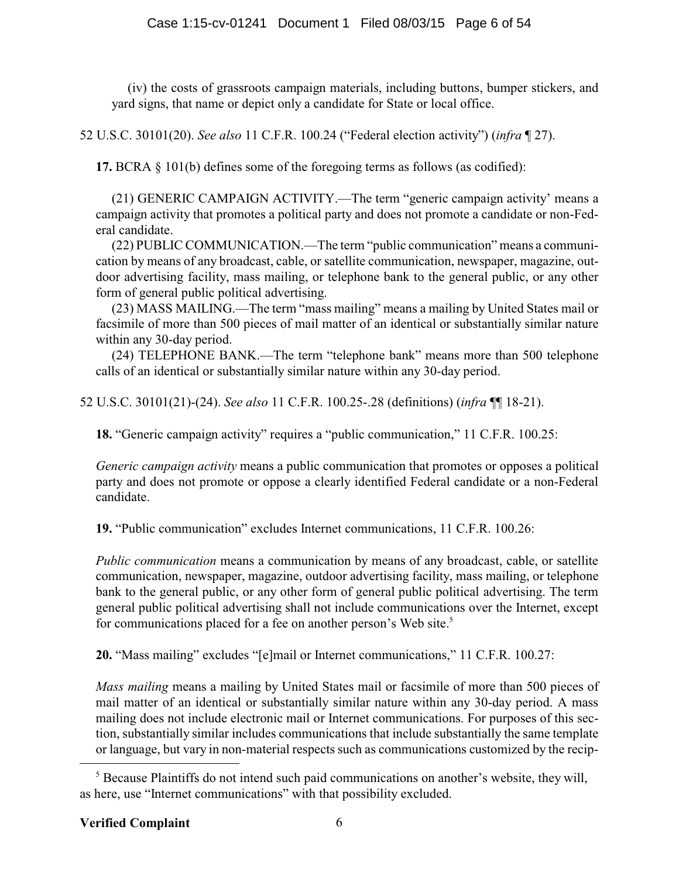(iv) the costs of grassroots campaign materials, including buttons, bumper stickers, and yard signs, that name or depict only a candidate for State or local office.

52 U.S.C. 30101(20). *See also* 11 C.F.R. 100.24 ("Federal election activity") (*infra* ¶ 27).

**17.** BCRA § 101(b) defines some of the foregoing terms as follows (as codified):

(21) GENERIC CAMPAIGN ACTIVITY.—The term "generic campaign activity' means a campaign activity that promotes a political party and does not promote a candidate or non-Federal candidate.

(22) PUBLIC COMMUNICATION.—The term "public communication" means a communication by means of any broadcast, cable, or satellite communication, newspaper, magazine, outdoor advertising facility, mass mailing, or telephone bank to the general public, or any other form of general public political advertising.

(23) MASS MAILING.—The term "mass mailing" means a mailing by United States mail or facsimile of more than 500 pieces of mail matter of an identical or substantially similar nature within any 30-day period.

(24) TELEPHONE BANK.—The term "telephone bank" means more than 500 telephone calls of an identical or substantially similar nature within any 30-day period.

52 U.S.C. 30101(21)-(24). *See also* 11 C.F.R. 100.25-.28 (definitions) (*infra* ¶¶ 18-21).

**18.** "Generic campaign activity" requires a "public communication," 11 C.F.R. 100.25:

*Generic campaign activity* means a public communication that promotes or opposes a political party and does not promote or oppose a clearly identified Federal candidate or a non-Federal candidate.

**19.** "Public communication" excludes Internet communications, 11 C.F.R. 100.26:

*Public communication* means a communication by means of any broadcast, cable, or satellite communication, newspaper, magazine, outdoor advertising facility, mass mailing, or telephone bank to the general public, or any other form of general public political advertising. The term general public political advertising shall not include communications over the Internet, except for communications placed for a fee on another person's Web site.[5]

**20.** "Mass mailing" excludes "[e]mail or Internet communications," 11 C.F.R. 100.27:

*Mass mailing* means a mailing by United States mail or facsimile of more than 500 pieces of mail matter of an identical or substantially similar nature within any 30-day period. A mass mailing does not include electronic mail or Internet communications. For purposes of this section, substantially similar includes communications that include substantially the same template or language, but vary in non-material respects such as communications customized by the recip-

[5] Because Plaintiffs do not intend such paid communications on another's website, they will, as here, use "Internet communications" with that possibility excluded.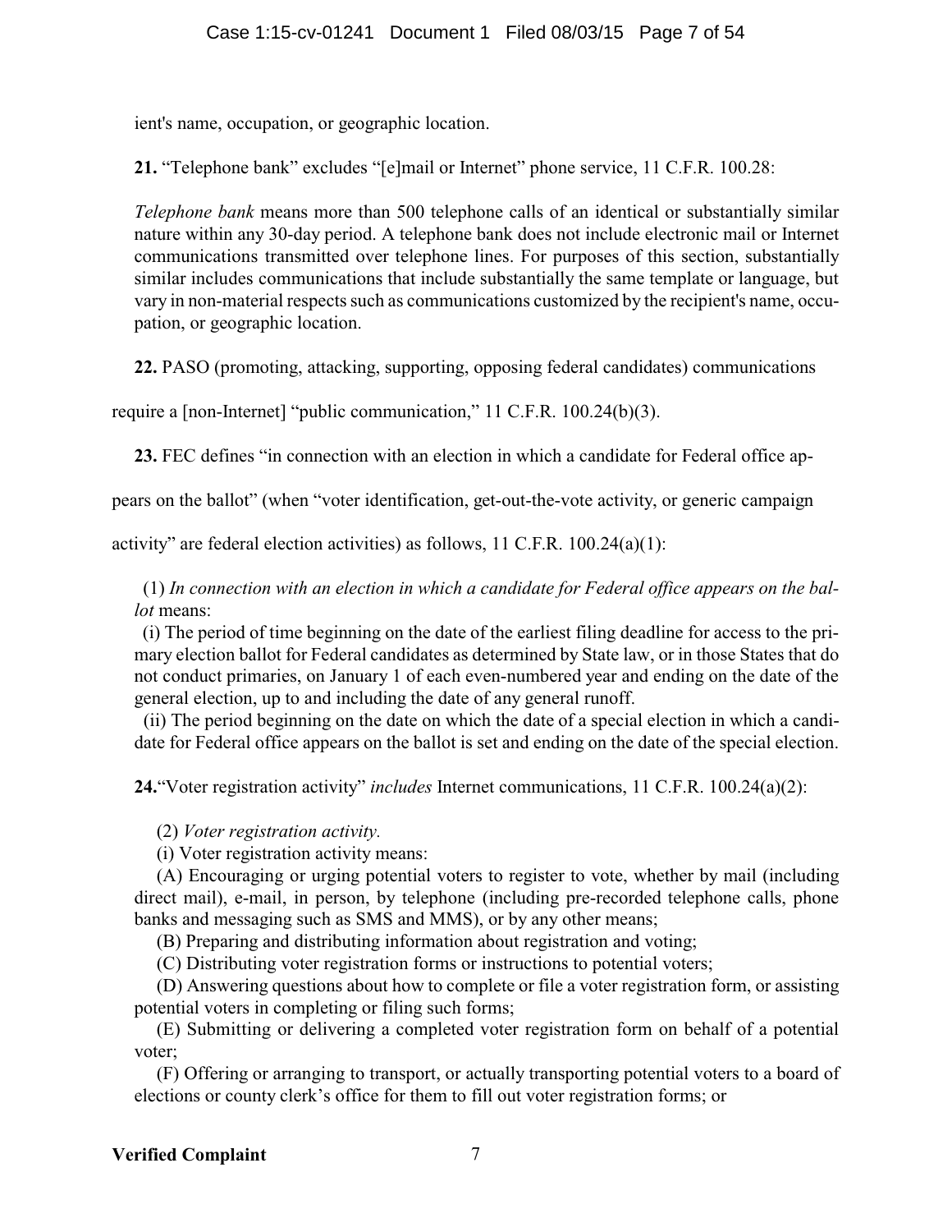ient's name, occupation, or geographic location.

**21.** "Telephone bank" excludes "[e]mail or Internet" phone service, 11 C.F.R. 100.28:

> *Telephone bank* means more than 500 telephone calls of an identical or substantially similar nature within any 30-day period. A telephone bank does not include electronic mail or Internet communications transmitted over telephone lines. For purposes of this section, substantially similar includes communications that include substantially the same template or language, but vary in non-material respects such as communications customized by the recipient's name, occupation, or geographic location.

**22.** PASO (promoting, attacking, supporting, opposing federal candidates) communications require a [non-Internet] "public communication," 11 C.F.R. 100.24(b)(3).

**23.** FEC defines "in connection with an election in which a candidate for Federal office appears on the ballot" (when "voter identification, get-out-the-vote activity, or generic campaign activity" are federal election activities) as follows, 11 C.F.R. 100.24(a)(1):

> (1) *In connection with an election in which a candidate for Federal office appears on the ballot* means:
>
> (i) The period of time beginning on the date of the earliest filing deadline for access to the primary election ballot for Federal candidates as determined by State law, or in those States that do not conduct primaries, on January 1 of each even-numbered year and ending on the date of the general election, up to and including the date of any general runoff.
>
> (ii) The period beginning on the date on which the date of a special election in which a candidate for Federal office appears on the ballot is set and ending on the date of the special election.

**24.** "Voter registration activity" *includes* Internet communications, 11 C.F.R. 100.24(a)(2):

> (2) *Voter registration activity.*
>
> (i) Voter registration activity means:
>
> (A) Encouraging or urging potential voters to register to vote, whether by mail (including direct mail), e-mail, in person, by telephone (including pre-recorded telephone calls, phone banks and messaging such as SMS and MMS), or by any other means;
>
> (B) Preparing and distributing information about registration and voting;
>
> (C) Distributing voter registration forms or instructions to potential voters;
>
> (D) Answering questions about how to complete or file a voter registration form, or assisting potential voters in completing or filing such forms;
>
> (E) Submitting or delivering a completed voter registration form on behalf of a potential voter;
>
> (F) Offering or arranging to transport, or actually transporting potential voters to a board of elections or county clerk's office for them to fill out voter registration forms; or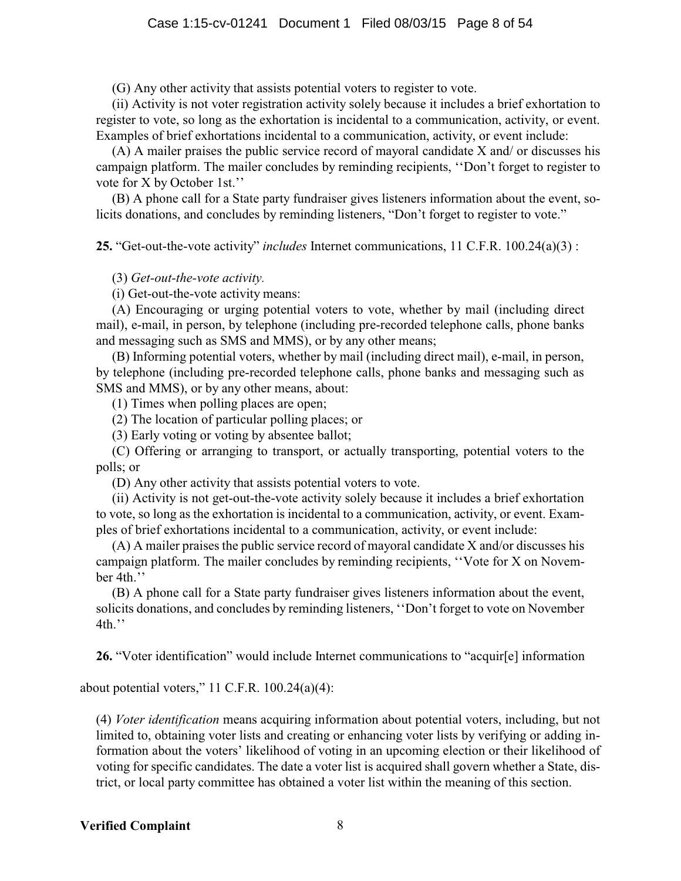(G) Any other activity that assists potential voters to register to vote.

(ii) Activity is not voter registration activity solely because it includes a brief exhortation to register to vote, so long as the exhortation is incidental to a communication, activity, or event. Examples of brief exhortations incidental to a communication, activity, or event include:

(A) A mailer praises the public service record of mayoral candidate X and/ or discusses his campaign platform. The mailer concludes by reminding recipients, ''Don't forget to register to vote for X by October 1st.''

(B) A phone call for a State party fundraiser gives listeners information about the event, solicits donations, and concludes by reminding listeners, "Don't forget to register to vote."

**25.** "Get-out-the-vote activity" *includes* Internet communications, 11 C.F.R. 100.24(a)(3) :

(3) *Get-out-the-vote activity.*

(i) Get-out-the-vote activity means:

(A) Encouraging or urging potential voters to vote, whether by mail (including direct mail), e-mail, in person, by telephone (including pre-recorded telephone calls, phone banks and messaging such as SMS and MMS), or by any other means;

(B) Informing potential voters, whether by mail (including direct mail), e-mail, in person, by telephone (including pre-recorded telephone calls, phone banks and messaging such as SMS and MMS), or by any other means, about:

(1) Times when polling places are open;

(2) The location of particular polling places; or

(3) Early voting or voting by absentee ballot;

(C) Offering or arranging to transport, or actually transporting, potential voters to the polls; or

(D) Any other activity that assists potential voters to vote.

(ii) Activity is not get-out-the-vote activity solely because it includes a brief exhortation to vote, so long as the exhortation is incidental to a communication, activity, or event. Examples of brief exhortations incidental to a communication, activity, or event include:

(A) A mailer praises the public service record of mayoral candidate X and/or discusses his campaign platform. The mailer concludes by reminding recipients, ''Vote for X on November 4th.''

(B) A phone call for a State party fundraiser gives listeners information about the event, solicits donations, and concludes by reminding listeners, ''Don't forget to vote on November 4th.''

**26.** "Voter identification" would include Internet communications to "acquir[e] information about potential voters," 11 C.F.R. 100.24(a)(4):

(4) *Voter identification* means acquiring information about potential voters, including, but not limited to, obtaining voter lists and creating or enhancing voter lists by verifying or adding information about the voters' likelihood of voting in an upcoming election or their likelihood of voting for specific candidates. The date a voter list is acquired shall govern whether a State, district, or local party committee has obtained a voter list within the meaning of this section.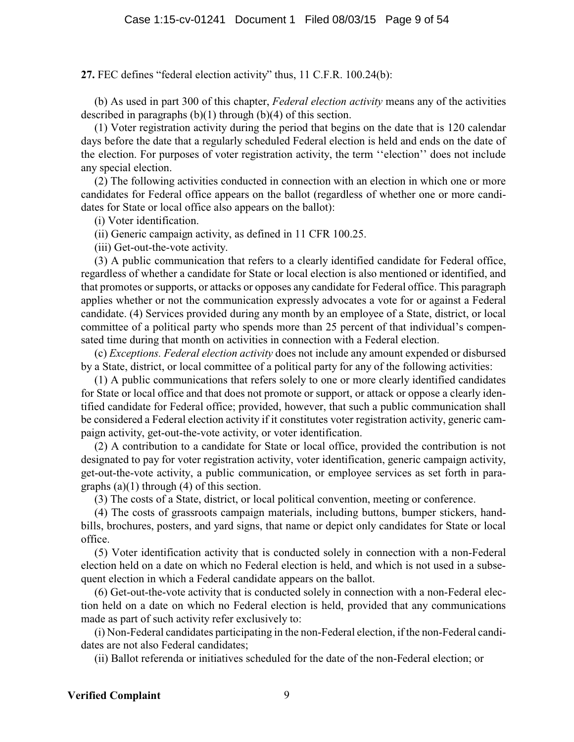**27.** FEC defines "federal election activity" thus, 11 C.F.R. 100.24(b):

(b) As used in part 300 of this chapter, *Federal election activity* means any of the activities described in paragraphs (b)(1) through (b)(4) of this section.

(1) Voter registration activity during the period that begins on the date that is 120 calendar days before the date that a regularly scheduled Federal election is held and ends on the date of the election. For purposes of voter registration activity, the term ''election'' does not include any special election.

(2) The following activities conducted in connection with an election in which one or more candidates for Federal office appears on the ballot (regardless of whether one or more candidates for State or local office also appears on the ballot):

(i) Voter identification.

(ii) Generic campaign activity, as defined in 11 CFR 100.25.

(iii) Get-out-the-vote activity.

(3) A public communication that refers to a clearly identified candidate for Federal office, regardless of whether a candidate for State or local election is also mentioned or identified, and that promotes or supports, or attacks or opposes any candidate for Federal office. This paragraph applies whether or not the communication expressly advocates a vote for or against a Federal candidate. (4) Services provided during any month by an employee of a State, district, or local committee of a political party who spends more than 25 percent of that individual's compensated time during that month on activities in connection with a Federal election.

(c) *Exceptions. Federal election activity* does not include any amount expended or disbursed by a State, district, or local committee of a political party for any of the following activities:

(1) A public communications that refers solely to one or more clearly identified candidates for State or local office and that does not promote or support, or attack or oppose a clearly identified candidate for Federal office; provided, however, that such a public communication shall be considered a Federal election activity if it constitutes voter registration activity, generic campaign activity, get-out-the-vote activity, or voter identification.

(2) A contribution to a candidate for State or local office, provided the contribution is not designated to pay for voter registration activity, voter identification, generic campaign activity, get-out-the-vote activity, a public communication, or employee services as set forth in paragraphs (a)(1) through (4) of this section.

(3) The costs of a State, district, or local political convention, meeting or conference.

(4) The costs of grassroots campaign materials, including buttons, bumper stickers, handbills, brochures, posters, and yard signs, that name or depict only candidates for State or local office.

(5) Voter identification activity that is conducted solely in connection with a non-Federal election held on a date on which no Federal election is held, and which is not used in a subsequent election in which a Federal candidate appears on the ballot.

(6) Get-out-the-vote activity that is conducted solely in connection with a non-Federal election held on a date on which no Federal election is held, provided that any communications made as part of such activity refer exclusively to:

(i) Non-Federal candidates participating in the non-Federal election, if the non-Federal candidates are not also Federal candidates;

(ii) Ballot referenda or initiatives scheduled for the date of the non-Federal election; or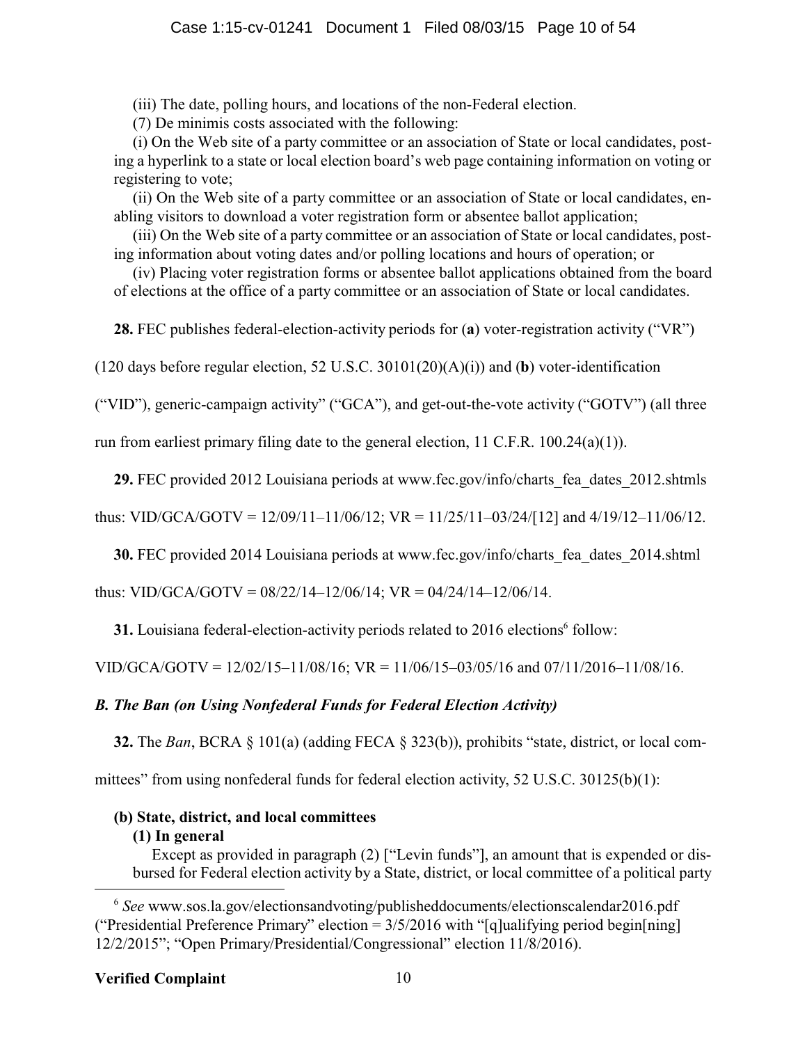(iii) The date, polling hours, and locations of the non-Federal election.

(7) De minimis costs associated with the following:

(i) On the Web site of a party committee or an association of State or local candidates, posting a hyperlink to a state or local election board's web page containing information on voting or registering to vote;

(ii) On the Web site of a party committee or an association of State or local candidates, enabling visitors to download a voter registration form or absentee ballot application;

(iii) On the Web site of a party committee or an association of State or local candidates, posting information about voting dates and/or polling locations and hours of operation; or

(iv) Placing voter registration forms or absentee ballot applications obtained from the board of elections at the office of a party committee or an association of State or local candidates.

**28.** FEC publishes federal-election-activity periods for (**a**) voter-registration activity ("VR") (120 days before regular election, 52 U.S.C. 30101(20)(A)(i)) and (**b**) voter-identification ("VID"), generic-campaign activity" ("GCA"), and get-out-the-vote activity ("GOTV") (all three run from earliest primary filing date to the general election, 11 C.F.R. 100.24(a)(1)).

**29.** FEC provided 2012 Louisiana periods at www.fec.gov/info/charts_fea_dates_2012.shtmls thus: VID/GCA/GOTV = 12/09/11–11/06/12; VR = 11/25/11–03/24/[12] and 4/19/12–11/06/12.

**30.** FEC provided 2014 Louisiana periods at www.fec.gov/info/charts_fea_dates_2014.shtml thus: VID/GCA/GOTV = 08/22/14–12/06/14; VR = 04/24/14–12/06/14.

**31.** Louisiana federal-election-activity periods related to 2016 elections[6] follow: VID/GCA/GOTV = 12/02/15–11/08/16; VR = 11/06/15–03/05/16 and 07/11/2016–11/08/16.

### *B. The Ban (on Using Nonfederal Funds for Federal Election Activity)*

**32.** The *Ban*, BCRA § 101(a) (adding FECA § 323(b)), prohibits "state, district, or local committees" from using nonfederal funds for federal election activity, 52 U.S.C. 30125(b)(1):

> **(b) State, district, and local committees**
>
> **(1) In general**
>
> Except as provided in paragraph (2) ["Levin funds"], an amount that is expended or disbursed for Federal election activity by a State, district, or local committee of a political party

[6] *See* www.sos.la.gov/electionsandvoting/publisheddocuments/electionscalendar2016.pdf ("Presidential Preference Primary" election = 3/5/2016 with "[q]ualifying period begin[ning] 12/2/2015"; "Open Primary/Presidential/Congressional" election 11/8/2016).

**Verified Complaint**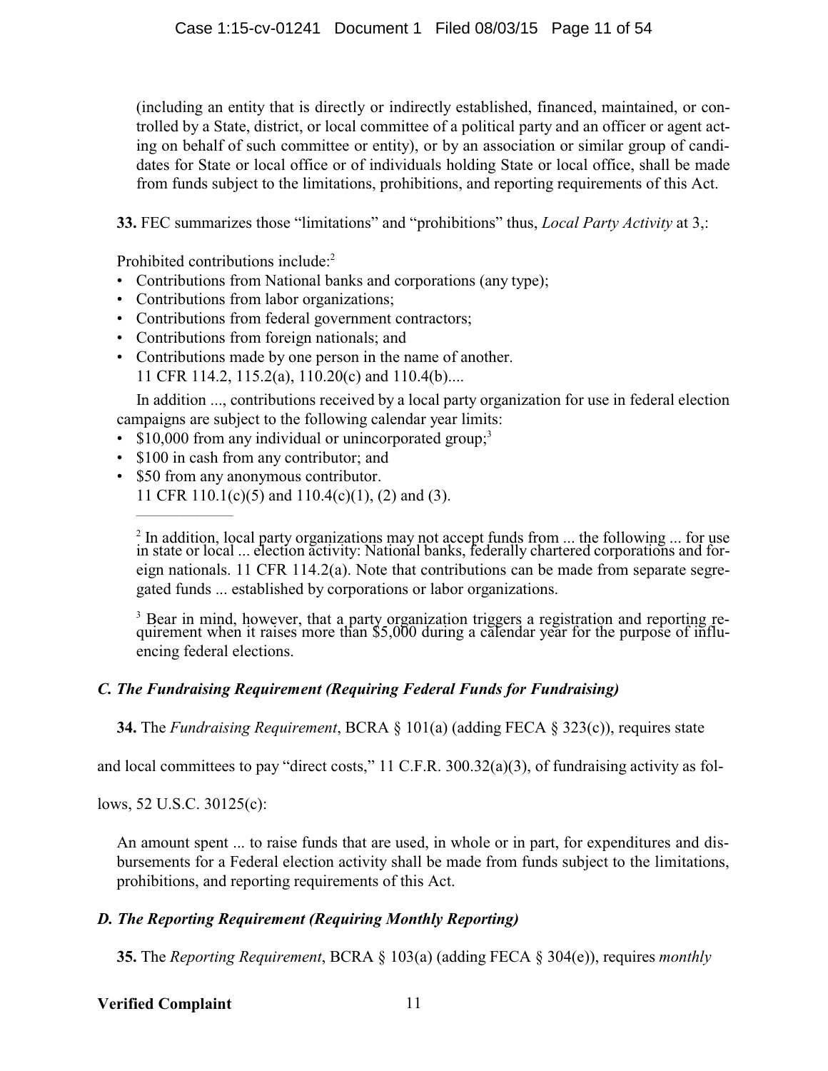(including an entity that is directly or indirectly established, financed, maintained, or controlled by a State, district, or local committee of a political party and an officer or agent acting on behalf of such committee or entity), or by an association or similar group of candidates for State or local office or of individuals holding State or local office, shall be made from funds subject to the limitations, prohibitions, and reporting requirements of this Act.

**33.** FEC summarizes those "limitations" and "prohibitions" thus, *Local Party Activity* at 3,:

Prohibited contributions include:[2]

- Contributions from National banks and corporations (any type);
- Contributions from labor organizations;
- Contributions from federal government contractors;
- Contributions from foreign nationals; and
- Contributions made by one person in the name of another.
  11 CFR 114.2, 115.2(a), 110.20(c) and 110.4(b)....

In addition ..., contributions received by a local party organization for use in federal election campaigns are subject to the following calendar year limits:

- $10,000 from any individual or unincorporated group;[3]
- $100 in cash from any contributor; and
- $50 from any anonymous contributor.
  11 CFR 110.1(c)(5) and 110.4(c)(1), (2) and (3).

[2] In addition, local party organizations may not accept funds from ... the following ... for use in state or local ... election activity: National banks, federally chartered corporations and foreign nationals. 11 CFR 114.2(a). Note that contributions can be made from separate segregated funds ... established by corporations or labor organizations.

[3] Bear in mind, however, that a party organization triggers a registration and reporting requirement when it raises more than $5,000 during a calendar year for the purpose of influencing federal elections.

### *C. The Fundraising Requirement (Requiring Federal Funds for Fundraising)*

**34.** The *Fundraising Requirement*, BCRA § 101(a) (adding FECA § 323(c)), requires state and local committees to pay "direct costs," 11 C.F.R. 300.32(a)(3), of fundraising activity as follows, 52 U.S.C. 30125(c):

An amount spent ... to raise funds that are used, in whole or in part, for expenditures and disbursements for a Federal election activity shall be made from funds subject to the limitations, prohibitions, and reporting requirements of this Act.

### *D. The Reporting Requirement (Requiring Monthly Reporting)*

**35.** The *Reporting Requirement*, BCRA § 103(a) (adding FECA § 304(e)), requires *monthly*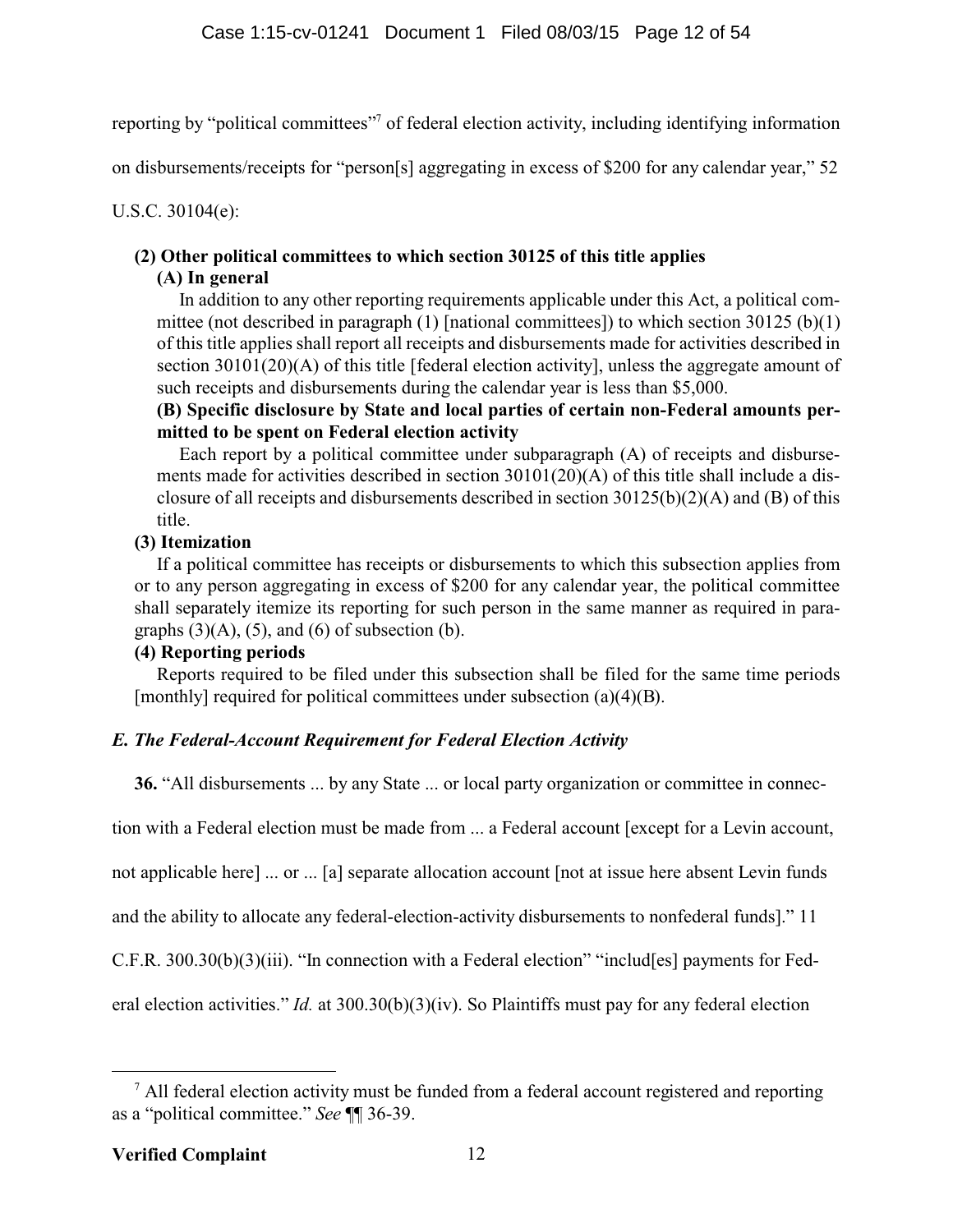reporting by "political committees"[7] of federal election activity, including identifying information on disbursements/receipts for "person[s] aggregating in excess of $200 for any calendar year," 52 U.S.C. 30104(e):

> **(2) Other political committees to which section 30125 of this title applies**
>
> **(A) In general**
>
> In addition to any other reporting requirements applicable under this Act, a political committee (not described in paragraph (1) [national committees]) to which section 30125 (b)(1) of this title applies shall report all receipts and disbursements made for activities described in section 30101(20)(A) of this title [federal election activity], unless the aggregate amount of such receipts and disbursements during the calendar year is less than $5,000.
>
> **(B) Specific disclosure by State and local parties of certain non-Federal amounts permitted to be spent on Federal election activity**
>
> Each report by a political committee under subparagraph (A) of receipts and disbursements made for activities described in section 30101(20)(A) of this title shall include a disclosure of all receipts and disbursements described in section 30125(b)(2)(A) and (B) of this title.
>
> **(3) Itemization**
>
> If a political committee has receipts or disbursements to which this subsection applies from or to any person aggregating in excess of $200 for any calendar year, the political committee shall separately itemize its reporting for such person in the same manner as required in paragraphs (3)(A), (5), and (6) of subsection (b).
>
> **(4) Reporting periods**
>
> Reports required to be filed under this subsection shall be filed for the same time periods [monthly] required for political committees under subsection (a)(4)(B).

### *E. The Federal-Account Requirement for Federal Election Activity*

**36.** "All disbursements ... by any State ... or local party organization or committee in connection with a Federal election must be made from ... a Federal account [except for a Levin account, not applicable here] ... or ... [a] separate allocation account [not at issue here absent Levin funds and the ability to allocate any federal-election-activity disbursements to nonfederal funds]." 11 C.F.R. 300.30(b)(3)(iii). "In connection with a Federal election" "includ[es] payments for Federal election activities." *Id.* at 300.30(b)(3)(iv). So Plaintiffs must pay for any federal election

---

[7] All federal election activity must be funded from a federal account registered and reporting as a "political committee." *See* ¶¶ 36-39.

**Verified Complaint**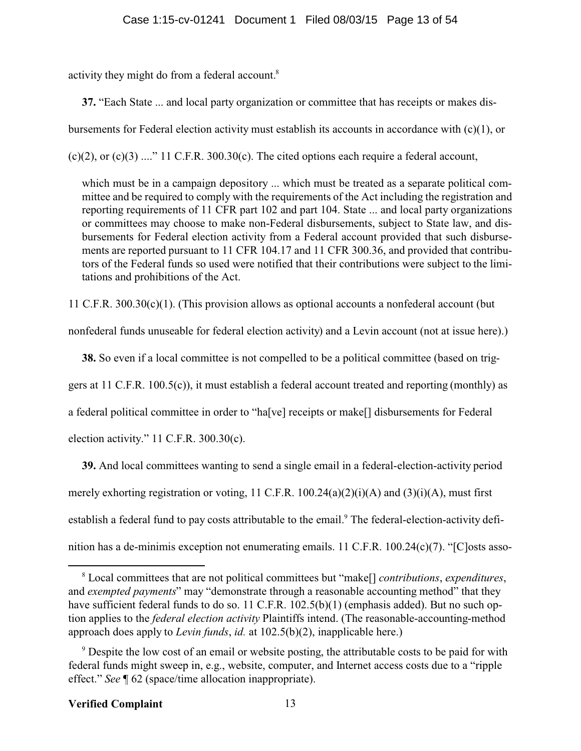activity they might do from a federal account.[8]

**37.** "Each State ... and local party organization or committee that has receipts or makes disbursements for Federal election activity must establish its accounts in accordance with (c)(1), or (c)(2), or (c)(3) ...." 11 C.F.R. 300.30(c). The cited options each require a federal account,

> which must be in a campaign depository ... which must be treated as a separate political committee and be required to comply with the requirements of the Act including the registration and reporting requirements of 11 CFR part 102 and part 104. State ... and local party organizations or committees may choose to make non-Federal disbursements, subject to State law, and disbursements for Federal election activity from a Federal account provided that such disbursements are reported pursuant to 11 CFR 104.17 and 11 CFR 300.36, and provided that contributors of the Federal funds so used were notified that their contributions were subject to the limitations and prohibitions of the Act.

11 C.F.R. 300.30(c)(1). (This provision allows as optional accounts a nonfederal account (but nonfederal funds unuseable for federal election activity) and a Levin account (not at issue here).)

**38.** So even if a local committee is not compelled to be a political committee (based on triggers at 11 C.F.R. 100.5(c)), it must establish a federal account treated and reporting (monthly) as a federal political committee in order to "ha[ve] receipts or make[] disbursements for Federal election activity." 11 C.F.R. 300.30(c).

**39.** And local committees wanting to send a single email in a federal-election-activity period merely exhorting registration or voting, 11 C.F.R. 100.24(a)(2)(i)(A) and (3)(i)(A), must first establish a federal fund to pay costs attributable to the email.[9] The federal-election-activity definition has a de-minimis exception not enumerating emails. 11 C.F.R. 100.24(c)(7). "[C]osts asso-

---

[8] Local committees that are not political committees but "make[] *contributions*, *expenditures*, and *exempted payments*" may "demonstrate through a reasonable accounting method" that they have sufficient federal funds to do so. 11 C.F.R. 102.5(b)(1) (emphasis added). But no such option applies to the *federal election activity* Plaintiffs intend. (The reasonable-accounting-method approach does apply to *Levin funds*, *id.* at 102.5(b)(2), inapplicable here.)

[9] Despite the low cost of an email or website posting, the attributable costs to be paid for with federal funds might sweep in, e.g., website, computer, and Internet access costs due to a "ripple effect." *See* ¶ 62 (space/time allocation inappropriate).

**Verified Complaint**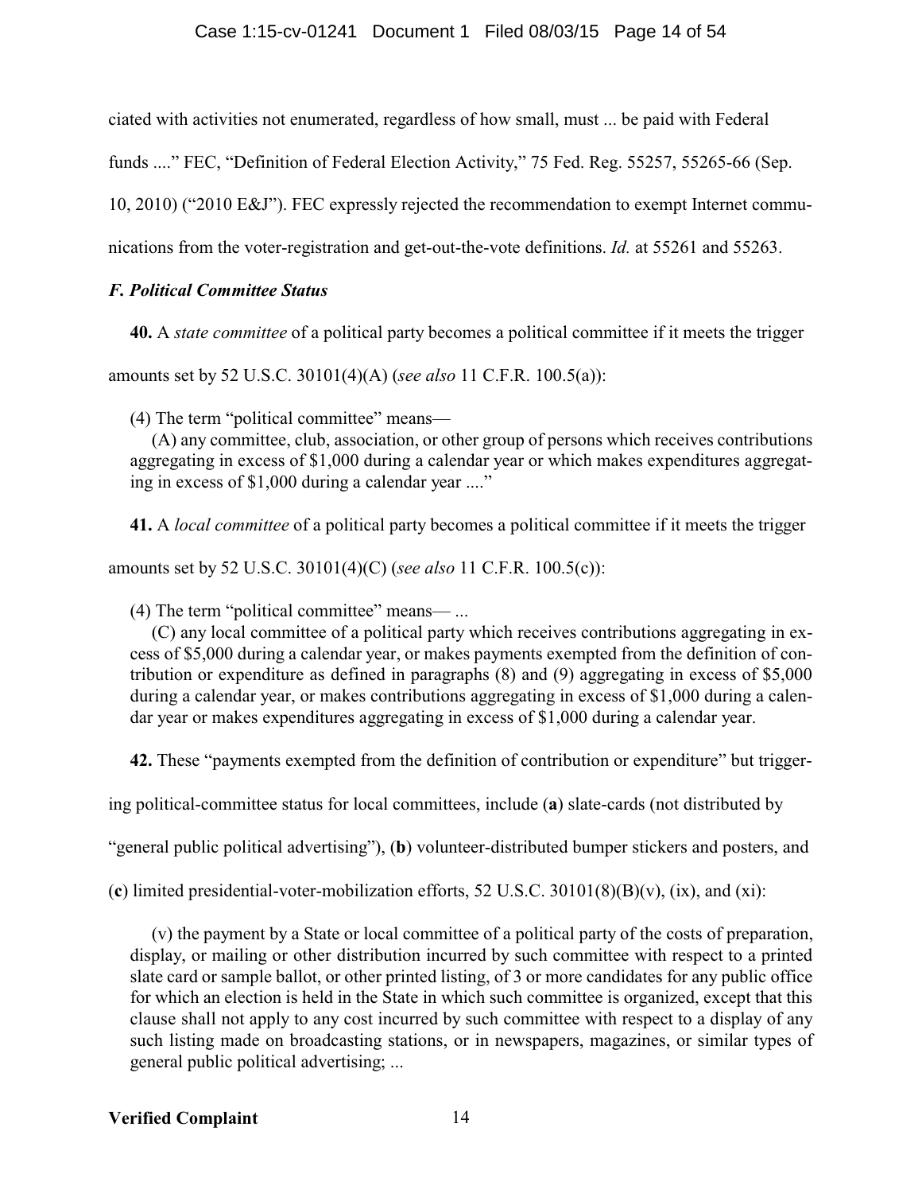ciated with activities not enumerated, regardless of how small, must ... be paid with Federal funds ...." FEC, "Definition of Federal Election Activity," 75 Fed. Reg. 55257, 55265-66 (Sep. 10, 2010) ("2010 E&J"). FEC expressly rejected the recommendation to exempt Internet communications from the voter-registration and get-out-the-vote definitions. *Id.* at 55261 and 55263.

### *F. Political Committee Status*

**40.** A *state committee* of a political party becomes a political committee if it meets the trigger amounts set by 52 U.S.C. 30101(4)(A) (*see also* 11 C.F.R. 100.5(a)):

> (4) The term "political committee" means—
> (A) any committee, club, association, or other group of persons which receives contributions aggregating in excess of $1,000 during a calendar year or which makes expenditures aggregating in excess of $1,000 during a calendar year ...."

**41.** A *local committee* of a political party becomes a political committee if it meets the trigger amounts set by 52 U.S.C. 30101(4)(C) (*see also* 11 C.F.R. 100.5(c)):

> (4) The term "political committee" means— ...
> (C) any local committee of a political party which receives contributions aggregating in excess of $5,000 during a calendar year, or makes payments exempted from the definition of contribution or expenditure as defined in paragraphs (8) and (9) aggregating in excess of $5,000 during a calendar year, or makes contributions aggregating in excess of $1,000 during a calendar year or makes expenditures aggregating in excess of $1,000 during a calendar year.

**42.** These "payments exempted from the definition of contribution or expenditure" but triggering political-committee status for local committees, include (**a**) slate-cards (not distributed by "general public political advertising"), (**b**) volunteer-distributed bumper stickers and posters, and (**c**) limited presidential-voter-mobilization efforts, 52 U.S.C. 30101(8)(B)(v), (ix), and (xi):

> (v) the payment by a State or local committee of a political party of the costs of preparation, display, or mailing or other distribution incurred by such committee with respect to a printed slate card or sample ballot, or other printed listing, of 3 or more candidates for any public office for which an election is held in the State in which such committee is organized, except that this clause shall not apply to any cost incurred by such committee with respect to a display of any such listing made on broadcasting stations, or in newspapers, magazines, or similar types of general public political advertising; ...

**Verified Complaint**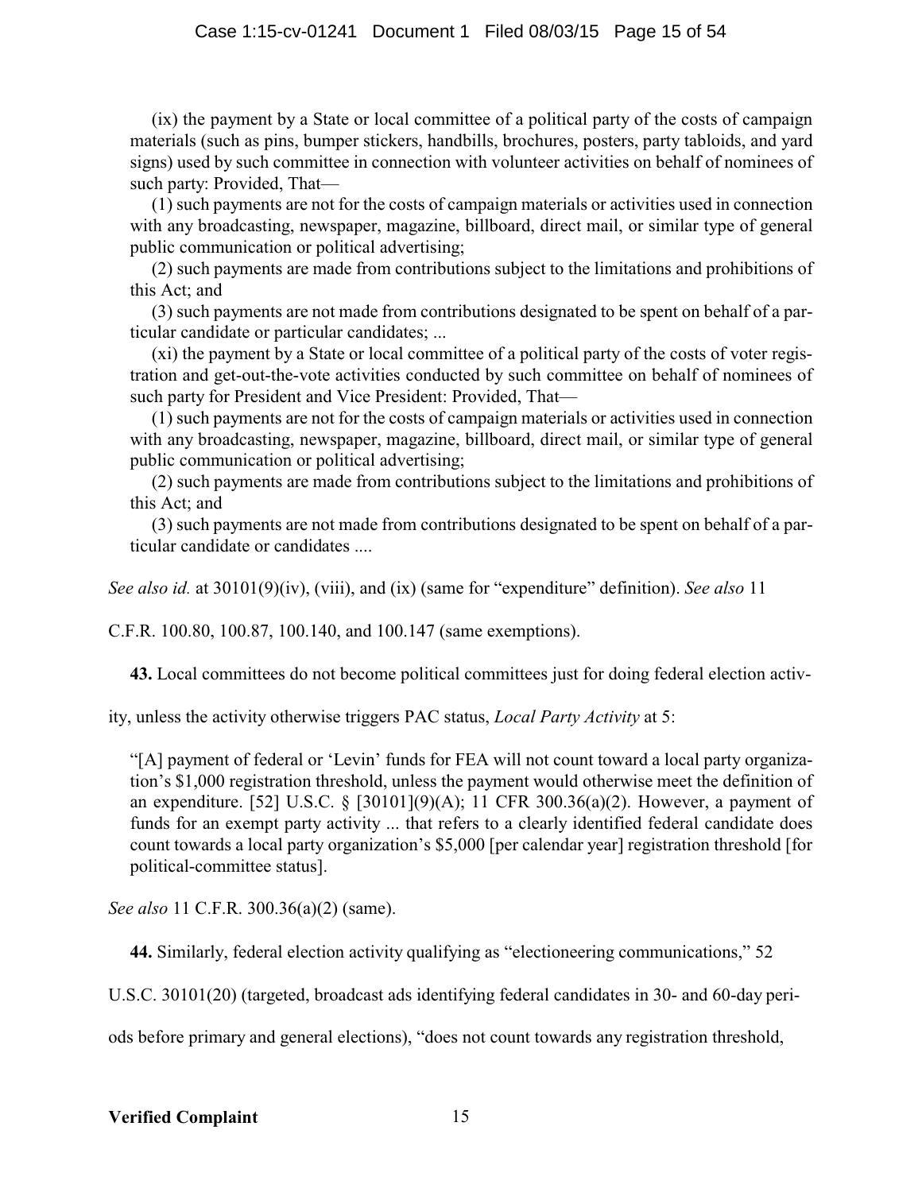(ix) the payment by a State or local committee of a political party of the costs of campaign materials (such as pins, bumper stickers, handbills, brochures, posters, party tabloids, and yard signs) used by such committee in connection with volunteer activities on behalf of nominees of such party: Provided, That—

(1) such payments are not for the costs of campaign materials or activities used in connection with any broadcasting, newspaper, magazine, billboard, direct mail, or similar type of general public communication or political advertising;

(2) such payments are made from contributions subject to the limitations and prohibitions of this Act; and

(3) such payments are not made from contributions designated to be spent on behalf of a particular candidate or particular candidates; ...

(xi) the payment by a State or local committee of a political party of the costs of voter registration and get-out-the-vote activities conducted by such committee on behalf of nominees of such party for President and Vice President: Provided, That—

(1) such payments are not for the costs of campaign materials or activities used in connection with any broadcasting, newspaper, magazine, billboard, direct mail, or similar type of general public communication or political advertising;

(2) such payments are made from contributions subject to the limitations and prohibitions of this Act; and

(3) such payments are not made from contributions designated to be spent on behalf of a particular candidate or candidates ....

*See also id.* at 30101(9)(iv), (viii), and (ix) (same for "expenditure" definition). *See also* 11 C.F.R. 100.80, 100.87, 100.140, and 100.147 (same exemptions).

**43.** Local committees do not become political committees just for doing federal election activity, unless the activity otherwise triggers PAC status, *Local Party Activity* at 5:

"[A] payment of federal or 'Levin' funds for FEA will not count toward a local party organization's $1,000 registration threshold, unless the payment would otherwise meet the definition of an expenditure. [52] U.S.C. § [30101](9)(A); 11 CFR 300.36(a)(2). However, a payment of funds for an exempt party activity ... that refers to a clearly identified federal candidate does count towards a local party organization's $5,000 [per calendar year] registration threshold [for political-committee status].

*See also* 11 C.F.R. 300.36(a)(2) (same).

**44.** Similarly, federal election activity qualifying as "electioneering communications," 52 U.S.C. 30101(20) (targeted, broadcast ads identifying federal candidates in 30- and 60-day periods before primary and general elections), "does not count towards any registration threshold,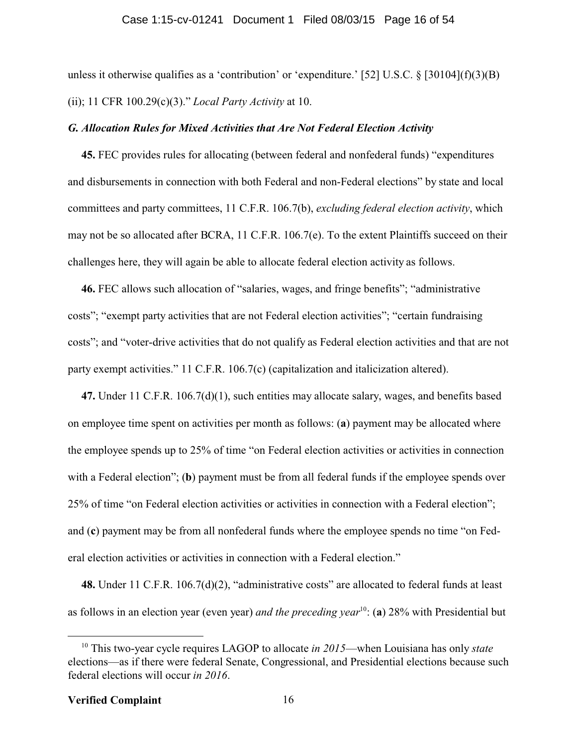unless it otherwise qualifies as a 'contribution' or 'expenditure.' [52] U.S.C. § [30104](f)(3)(B)(ii); 11 CFR 100.29(c)(3)." *Local Party Activity* at 10.

### *G. Allocation Rules for Mixed Activities that Are Not Federal Election Activity*

**45.** FEC provides rules for allocating (between federal and nonfederal funds) "expenditures and disbursements in connection with both Federal and non-Federal elections" by state and local committees and party committees, 11 C.F.R. 106.7(b), *excluding federal election activity*, which may not be so allocated after BCRA, 11 C.F.R. 106.7(e). To the extent Plaintiffs succeed on their challenges here, they will again be able to allocate federal election activity as follows.

**46.** FEC allows such allocation of "salaries, wages, and fringe benefits"; "administrative costs"; "exempt party activities that are not Federal election activities"; "certain fundraising costs"; and "voter-drive activities that do not qualify as Federal election activities and that are not party exempt activities." 11 C.F.R. 106.7(c) (capitalization and italicization altered).

**47.** Under 11 C.F.R. 106.7(d)(1), such entities may allocate salary, wages, and benefits based on employee time spent on activities per month as follows: (**a**) payment may be allocated where the employee spends up to 25% of time "on Federal election activities or activities in connection with a Federal election"; (**b**) payment must be from all federal funds if the employee spends over 25% of time "on Federal election activities or activities in connection with a Federal election"; and (**c**) payment may be from all nonfederal funds where the employee spends no time "on Federal election activities or activities in connection with a Federal election."

**48.** Under 11 C.F.R. 106.7(d)(2), "administrative costs" are allocated to federal funds at least as follows in an election year (even year) *and the preceding year*[10]: (**a**) 28% with Presidential but

[10] This two-year cycle requires LAGOP to allocate *in 2015*—when Louisiana has only *state* elections—as if there were federal Senate, Congressional, and Presidential elections because such federal elections will occur *in 2016*.

**Verified Complaint**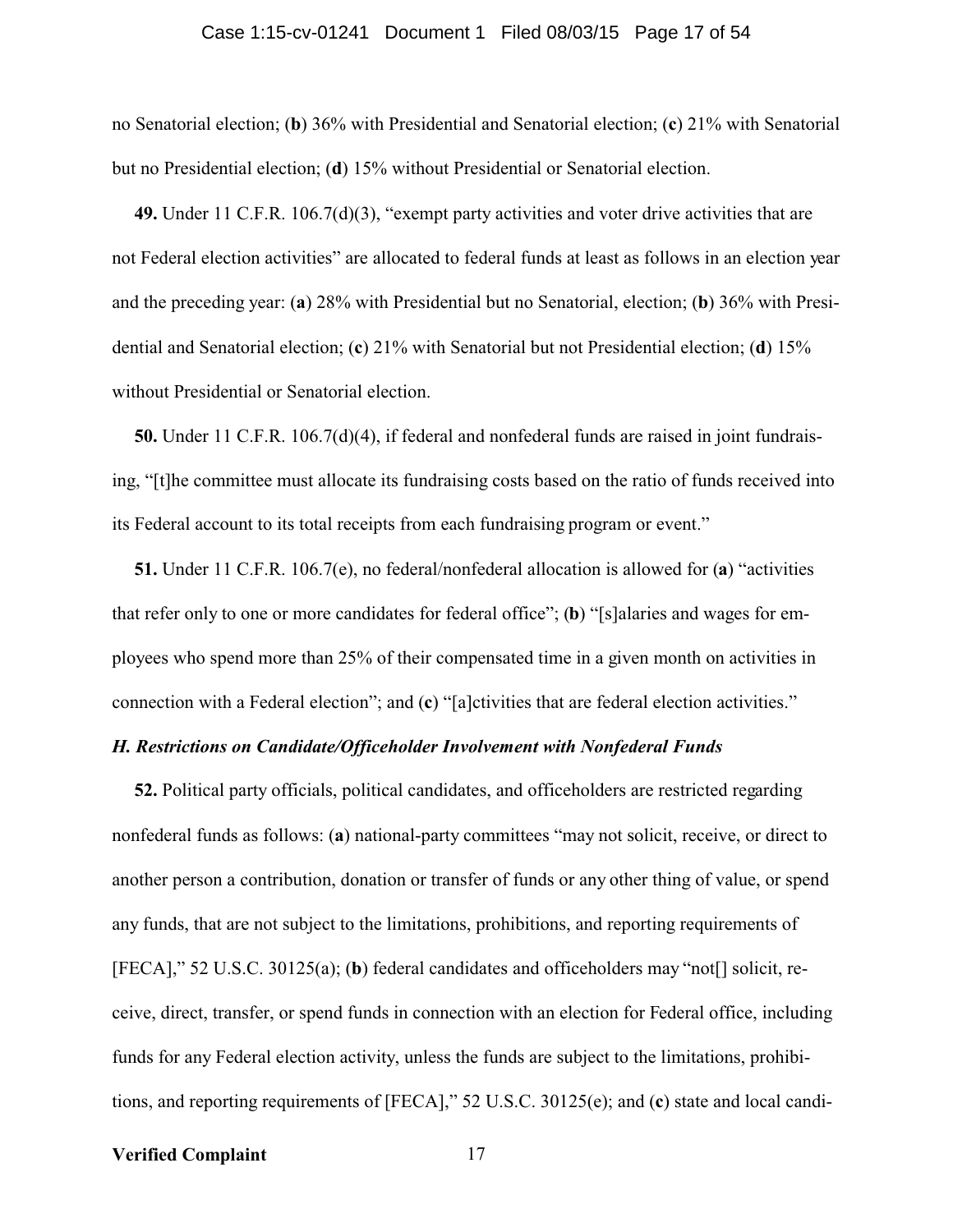no Senatorial election; (**b**) 36% with Presidential and Senatorial election; (**c**) 21% with Senatorial but no Presidential election; (**d**) 15% without Presidential or Senatorial election.

**49.** Under 11 C.F.R. 106.7(d)(3), "exempt party activities and voter drive activities that are not Federal election activities" are allocated to federal funds at least as follows in an election year and the preceding year: (**a**) 28% with Presidential but no Senatorial, election; (**b**) 36% with Presidential and Senatorial election; (**c**) 21% with Senatorial but not Presidential election; (**d**) 15% without Presidential or Senatorial election.

**50.** Under 11 C.F.R. 106.7(d)(4), if federal and nonfederal funds are raised in joint fundraising, "[t]he committee must allocate its fundraising costs based on the ratio of funds received into its Federal account to its total receipts from each fundraising program or event."

**51.** Under 11 C.F.R. 106.7(e), no federal/nonfederal allocation is allowed for (**a**) "activities that refer only to one or more candidates for federal office"; (**b**) "[s]alaries and wages for employees who spend more than 25% of their compensated time in a given month on activities in connection with a Federal election"; and (**c**) "[a]ctivities that are federal election activities."

***H. Restrictions on Candidate/Officeholder Involvement with Nonfederal Funds***

**52.** Political party officials, political candidates, and officeholders are restricted regarding nonfederal funds as follows: (**a**) national-party committees "may not solicit, receive, or direct to another person a contribution, donation or transfer of funds or any other thing of value, or spend any funds, that are not subject to the limitations, prohibitions, and reporting requirements of [FECA]," 52 U.S.C. 30125(a); (**b**) federal candidates and officeholders may "not[] solicit, receive, direct, transfer, or spend funds in connection with an election for Federal office, including funds for any Federal election activity, unless the funds are subject to the limitations, prohibitions, and reporting requirements of [FECA]," 52 U.S.C. 30125(e); and (**c**) state and local candi-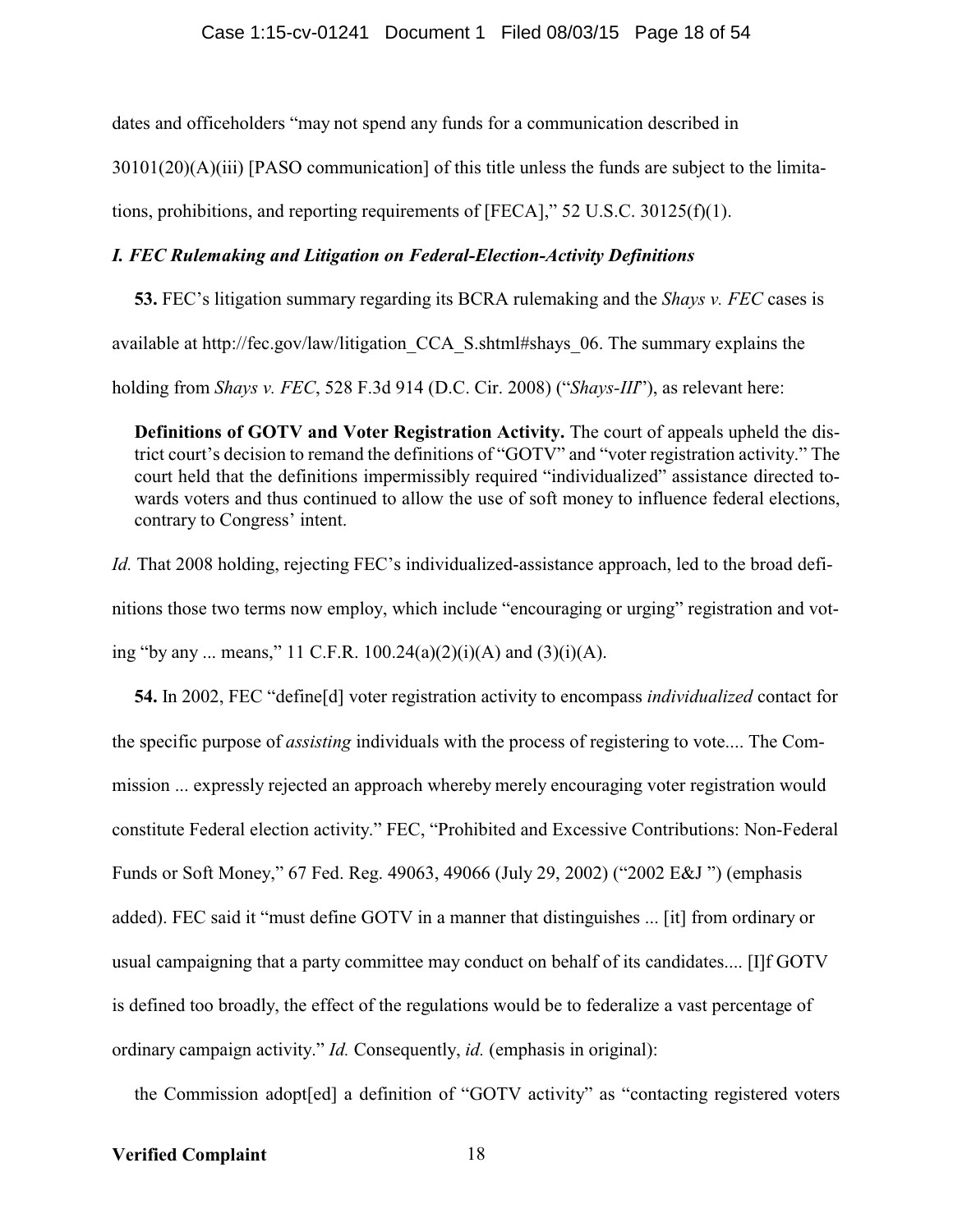dates and officeholders "may not spend any funds for a communication described in 30101(20)(A)(iii) [PASO communication] of this title unless the funds are subject to the limitations, prohibitions, and reporting requirements of [FECA]," 52 U.S.C. 30125(f)(1).

### *I. FEC Rulemaking and Litigation on Federal-Election-Activity Definitions*

**53.** FEC's litigation summary regarding its BCRA rulemaking and the *Shays v. FEC* cases is available at http://fec.gov/law/litigation_CCA_S.shtml#shays_06. The summary explains the holding from *Shays v. FEC*, 528 F.3d 914 (D.C. Cir. 2008) ("*Shays-III*"), as relevant here:

> **Definitions of GOTV and Voter Registration Activity.** The court of appeals upheld the district court's decision to remand the definitions of "GOTV" and "voter registration activity." The court held that the definitions impermissibly required "individualized" assistance directed towards voters and thus continued to allow the use of soft money to influence federal elections, contrary to Congress' intent.

*Id.* That 2008 holding, rejecting FEC's individualized-assistance approach, led to the broad definitions those two terms now employ, which include "encouraging or urging" registration and voting "by any ... means," 11 C.F.R. 100.24(a)(2)(i)(A) and (3)(i)(A).

**54.** In 2002, FEC "define[d] voter registration activity to encompass *individualized* contact for the specific purpose of *assisting* individuals with the process of registering to vote.... The Commission ... expressly rejected an approach whereby merely encouraging voter registration would constitute Federal election activity." FEC, "Prohibited and Excessive Contributions: Non-Federal Funds or Soft Money," 67 Fed. Reg. 49063, 49066 (July 29, 2002) ("2002 E&J ") (emphasis added). FEC said it "must define GOTV in a manner that distinguishes ... [it] from ordinary or usual campaigning that a party committee may conduct on behalf of its candidates.... [I]f GOTV is defined too broadly, the effect of the regulations would be to federalize a vast percentage of ordinary campaign activity." *Id.* Consequently, *id.* (emphasis in original):

the Commission adopt[ed] a definition of "GOTV activity" as "contacting registered voters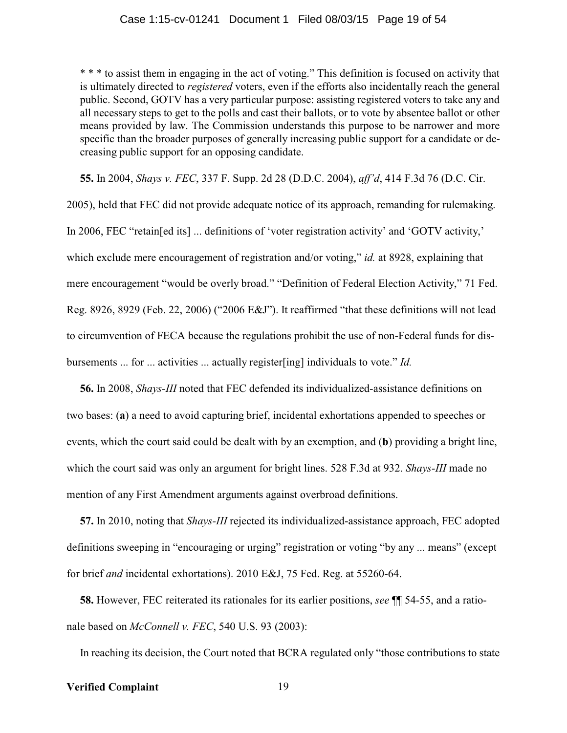> * * * to assist them in engaging in the act of voting." This definition is focused on activity that is ultimately directed to *registered* voters, even if the efforts also incidentally reach the general public. Second, GOTV has a very particular purpose: assisting registered voters to take any and all necessary steps to get to the polls and cast their ballots, or to vote by absentee ballot or other means provided by law. The Commission understands this purpose to be narrower and more specific than the broader purposes of generally increasing public support for a candidate or decreasing public support for an opposing candidate.

**55.** In 2004, *Shays v. FEC*, 337 F. Supp. 2d 28 (D.D.C. 2004), *aff'd*, 414 F.3d 76 (D.C. Cir. 2005), held that FEC did not provide adequate notice of its approach, remanding for rulemaking. In 2006, FEC "retain[ed its] ... definitions of 'voter registration activity' and 'GOTV activity,' which exclude mere encouragement of registration and/or voting," *id.* at 8928, explaining that mere encouragement "would be overly broad." "Definition of Federal Election Activity," 71 Fed. Reg. 8926, 8929 (Feb. 22, 2006) ("2006 E&J"). It reaffirmed "that these definitions will not lead to circumvention of FECA because the regulations prohibit the use of non-Federal funds for disbursements ... for ... activities ... actually register[ing] individuals to vote." *Id.*

**56.** In 2008, *Shays-III* noted that FEC defended its individualized-assistance definitions on two bases: (**a**) a need to avoid capturing brief, incidental exhortations appended to speeches or events, which the court said could be dealt with by an exemption, and (**b**) providing a bright line, which the court said was only an argument for bright lines. 528 F.3d at 932. *Shays-III* made no mention of any First Amendment arguments against overbroad definitions.

**57.** In 2010, noting that *Shays-III* rejected its individualized-assistance approach, FEC adopted definitions sweeping in "encouraging or urging" registration or voting "by any ... means" (except for brief *and* incidental exhortations). 2010 E&J, 75 Fed. Reg. at 55260-64.

**58.** However, FEC reiterated its rationales for its earlier positions, *see* ¶¶ 54-55, and a rationale based on *McConnell v. FEC*, 540 U.S. 93 (2003):

> In reaching its decision, the Court noted that BCRA regulated only "those contributions to state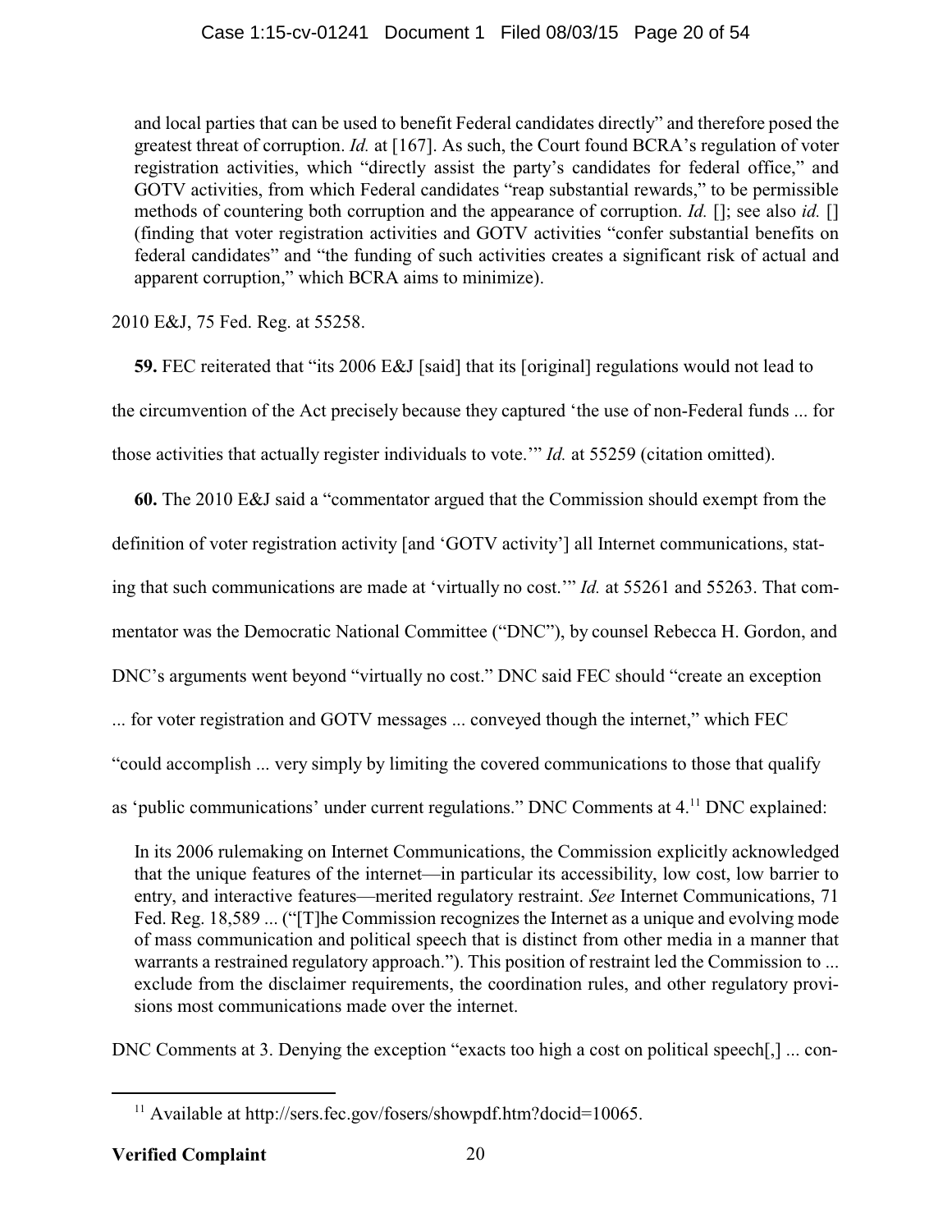and local parties that can be used to benefit Federal candidates directly" and therefore posed the greatest threat of corruption. *Id.* at [167]. As such, the Court found BCRA's regulation of voter registration activities, which "directly assist the party's candidates for federal office," and GOTV activities, from which Federal candidates "reap substantial rewards," to be permissible methods of countering both corruption and the appearance of corruption. *Id.* []; see also *id.* [] (finding that voter registration activities and GOTV activities "confer substantial benefits on federal candidates" and "the funding of such activities creates a significant risk of actual and apparent corruption," which BCRA aims to minimize).

2010 E&J, 75 Fed. Reg. at 55258.

**59.** FEC reiterated that "its 2006 E&J [said] that its [original] regulations would not lead to the circumvention of the Act precisely because they captured 'the use of non-Federal funds ... for those activities that actually register individuals to vote.'" *Id.* at 55259 (citation omitted).

**60.** The 2010 E&J said a "commentator argued that the Commission should exempt from the definition of voter registration activity [and 'GOTV activity'] all Internet communications, stating that such communications are made at 'virtually no cost.'" *Id.* at 55261 and 55263. That commentator was the Democratic National Committee ("DNC"), by counsel Rebecca H. Gordon, and DNC's arguments went beyond "virtually no cost." DNC said FEC should "create an exception ... for voter registration and GOTV messages ... conveyed though the internet," which FEC "could accomplish ... very simply by limiting the covered communications to those that qualify as 'public communications' under current regulations." DNC Comments at 4.[11] DNC explained:

> In its 2006 rulemaking on Internet Communications, the Commission explicitly acknowledged that the unique features of the internet—in particular its accessibility, low cost, low barrier to entry, and interactive features—merited regulatory restraint. *See* Internet Communications, 71 Fed. Reg. 18,589 ... ("[T]he Commission recognizes the Internet as a unique and evolving mode of mass communication and political speech that is distinct from other media in a manner that warrants a restrained regulatory approach."). This position of restraint led the Commission to ... exclude from the disclaimer requirements, the coordination rules, and other regulatory provisions most communications made over the internet.

DNC Comments at 3. Denying the exception "exacts too high a cost on political speech[,] ... con-

[11] Available at http://sers.fec.gov/fosers/showpdf.htm?docid=10065.

**Verified Complaint**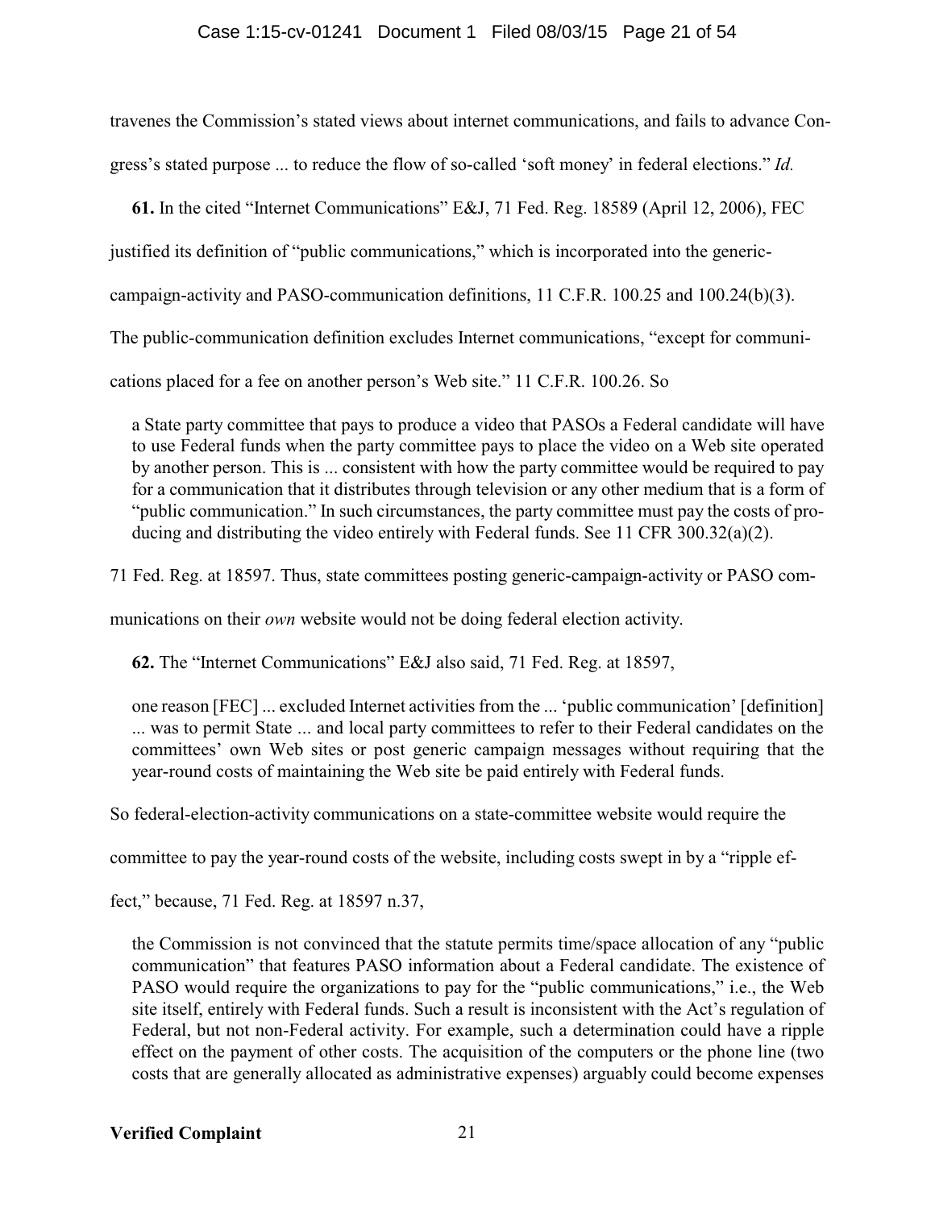travenes the Commission's stated views about internet communications, and fails to advance Congress's stated purpose ... to reduce the flow of so-called 'soft money' in federal elections." *Id.*

**61.** In the cited "Internet Communications" E&J, 71 Fed. Reg. 18589 (April 12, 2006), FEC justified its definition of "public communications," which is incorporated into the generic-campaign-activity and PASO-communication definitions, 11 C.F.R. 100.25 and 100.24(b)(3). The public-communication definition excludes Internet communications, "except for communications placed for a fee on another person's Web site." 11 C.F.R. 100.26. So

> a State party committee that pays to produce a video that PASOs a Federal candidate will have to use Federal funds when the party committee pays to place the video on a Web site operated by another person. This is ... consistent with how the party committee would be required to pay for a communication that it distributes through television or any other medium that is a form of "public communication." In such circumstances, the party committee must pay the costs of producing and distributing the video entirely with Federal funds. See 11 CFR 300.32(a)(2).

71 Fed. Reg. at 18597. Thus, state committees posting generic-campaign-activity or PASO communications on their *own* website would not be doing federal election activity.

**62.** The "Internet Communications" E&J also said, 71 Fed. Reg. at 18597,

> one reason [FEC] ... excluded Internet activities from the ... 'public communication' [definition] ... was to permit State ... and local party committees to refer to their Federal candidates on the committees' own Web sites or post generic campaign messages without requiring that the year-round costs of maintaining the Web site be paid entirely with Federal funds.

So federal-election-activity communications on a state-committee website would require the committee to pay the year-round costs of the website, including costs swept in by a "ripple effect," because, 71 Fed. Reg. at 18597 n.37,

> the Commission is not convinced that the statute permits time/space allocation of any "public communication" that features PASO information about a Federal candidate. The existence of PASO would require the organizations to pay for the "public communications," i.e., the Web site itself, entirely with Federal funds. Such a result is inconsistent with the Act's regulation of Federal, but not non-Federal activity. For example, such a determination could have a ripple effect on the payment of other costs. The acquisition of the computers or the phone line (two costs that are generally allocated as administrative expenses) arguably could become expenses

**Verified Complaint**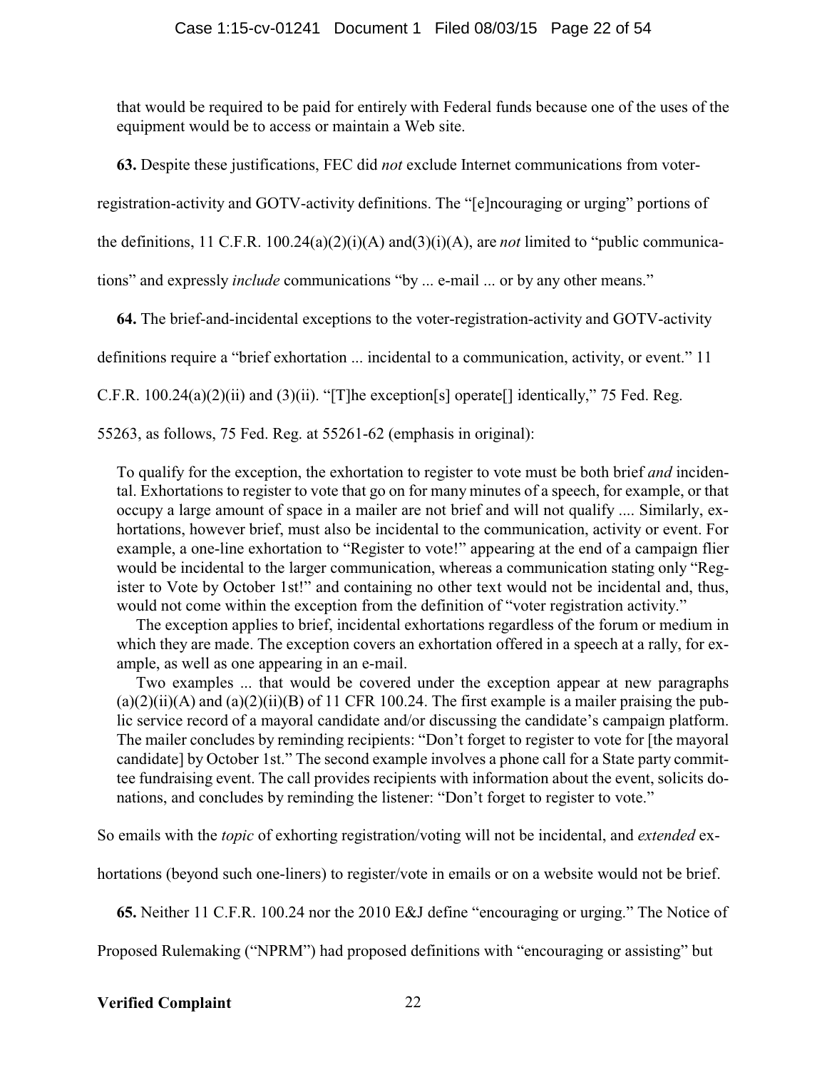that would be required to be paid for entirely with Federal funds because one of the uses of the equipment would be to access or maintain a Web site.

**63.** Despite these justifications, FEC did *not* exclude Internet communications from voter-registration-activity and GOTV-activity definitions. The "[e]ncouraging or urging" portions of the definitions, 11 C.F.R. 100.24(a)(2)(i)(A) and(3)(i)(A), are *not* limited to "public communications" and expressly *include* communications "by ... e-mail ... or by any other means."

**64.** The brief-and-incidental exceptions to the voter-registration-activity and GOTV-activity definitions require a "brief exhortation ... incidental to a communication, activity, or event." 11 C.F.R. 100.24(a)(2)(ii) and (3)(ii). "[T]he exception[s] operate[] identically," 75 Fed. Reg. 55263, as follows, 75 Fed. Reg. at 55261-62 (emphasis in original):

> To qualify for the exception, the exhortation to register to vote must be both brief *and* incidental. Exhortations to register to vote that go on for many minutes of a speech, for example, or that occupy a large amount of space in a mailer are not brief and will not qualify .... Similarly, exhortations, however brief, must also be incidental to the communication, activity or event. For example, a one-line exhortation to "Register to vote!" appearing at the end of a campaign flier would be incidental to the larger communication, whereas a communication stating only "Register to Vote by October 1st!" and containing no other text would not be incidental and, thus, would not come within the exception from the definition of "voter registration activity."
>
> The exception applies to brief, incidental exhortations regardless of the forum or medium in which they are made. The exception covers an exhortation offered in a speech at a rally, for example, as well as one appearing in an e-mail.
>
> Two examples ... that would be covered under the exception appear at new paragraphs (a)(2)(ii)(A) and (a)(2)(ii)(B) of 11 CFR 100.24. The first example is a mailer praising the public service record of a mayoral candidate and/or discussing the candidate's campaign platform. The mailer concludes by reminding recipients: "Don't forget to register to vote for [the mayoral candidate] by October 1st." The second example involves a phone call for a State party committee fundraising event. The call provides recipients with information about the event, solicits donations, and concludes by reminding the listener: "Don't forget to register to vote."

So emails with the *topic* of exhorting registration/voting will not be incidental, and *extended* exhortations (beyond such one-liners) to register/vote in emails or on a website would not be brief.

**65.** Neither 11 C.F.R. 100.24 nor the 2010 E&J define "encouraging or urging." The Notice of Proposed Rulemaking ("NPRM") had proposed definitions with "encouraging or assisting" but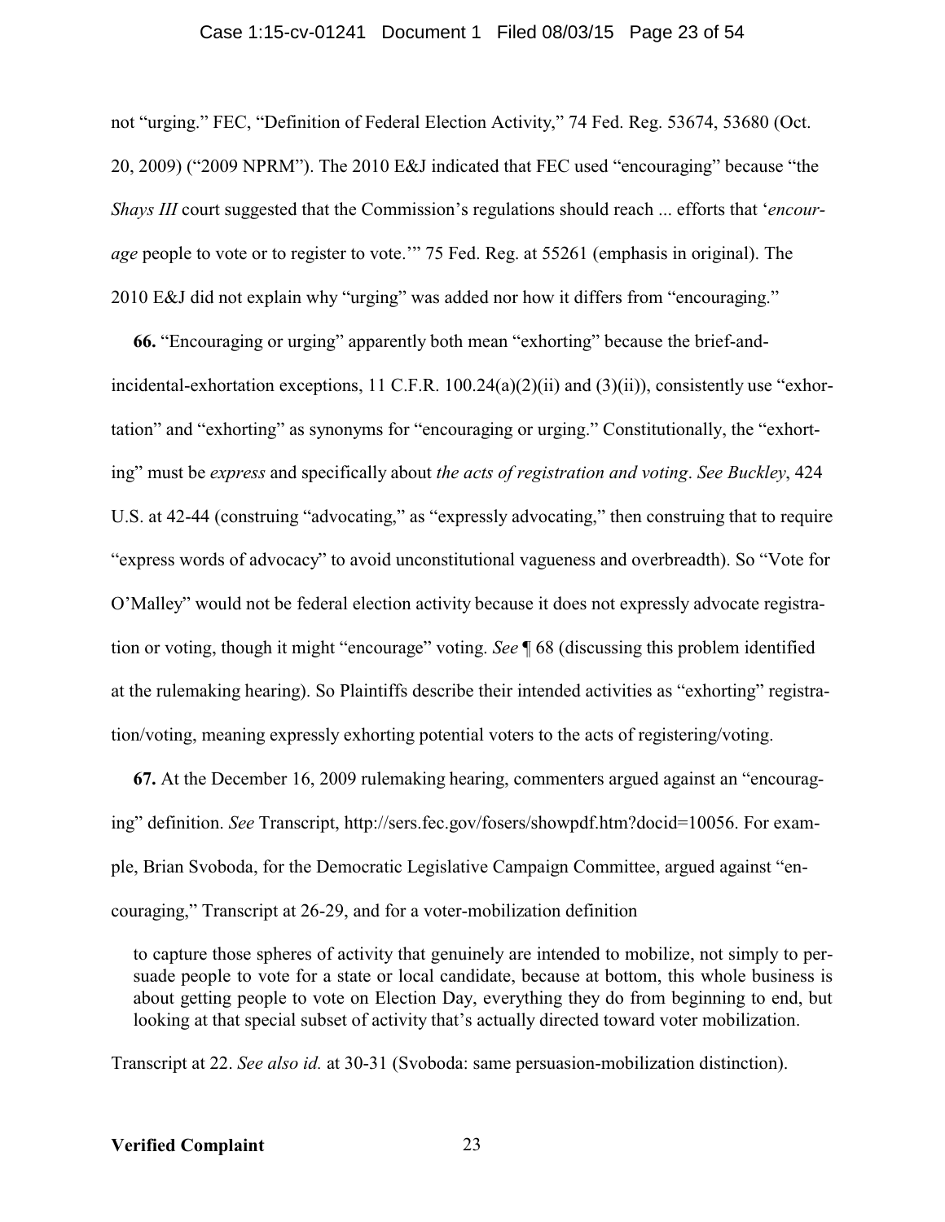not "urging." FEC, "Definition of Federal Election Activity," 74 Fed. Reg. 53674, 53680 (Oct. 20, 2009) ("2009 NPRM"). The 2010 E&J indicated that FEC used "encouraging" because "the *Shays III* court suggested that the Commission's regulations should reach ... efforts that '*encourage* people to vote or to register to vote.'" 75 Fed. Reg. at 55261 (emphasis in original). The 2010 E&J did not explain why "urging" was added nor how it differs from "encouraging."

**66.** "Encouraging or urging" apparently both mean "exhorting" because the brief-and-incidental-exhortation exceptions, 11 C.F.R. 100.24(a)(2)(ii) and (3)(ii)), consistently use "exhortation" and "exhorting" as synonyms for "encouraging or urging." Constitutionally, the "exhorting" must be *express* and specifically about *the acts of registration and voting*. *See Buckley*, 424 U.S. at 42-44 (construing "advocating," as "expressly advocating," then construing that to require "express words of advocacy" to avoid unconstitutional vagueness and overbreadth). So "Vote for O'Malley" would not be federal election activity because it does not expressly advocate registration or voting, though it might "encourage" voting. *See* ¶ 68 (discussing this problem identified at the rulemaking hearing). So Plaintiffs describe their intended activities as "exhorting" registration/voting, meaning expressly exhorting potential voters to the acts of registering/voting.

**67.** At the December 16, 2009 rulemaking hearing, commenters argued against an "encouraging" definition. *See* Transcript, http://sers.fec.gov/fosers/showpdf.htm?docid=10056. For example, Brian Svoboda, for the Democratic Legislative Campaign Committee, argued against "encouraging," Transcript at 26-29, and for a voter-mobilization definition

> to capture those spheres of activity that genuinely are intended to mobilize, not simply to persuade people to vote for a state or local candidate, because at bottom, this whole business is about getting people to vote on Election Day, everything they do from beginning to end, but looking at that special subset of activity that's actually directed toward voter mobilization.

Transcript at 22. *See also id.* at 30-31 (Svoboda: same persuasion-mobilization distinction).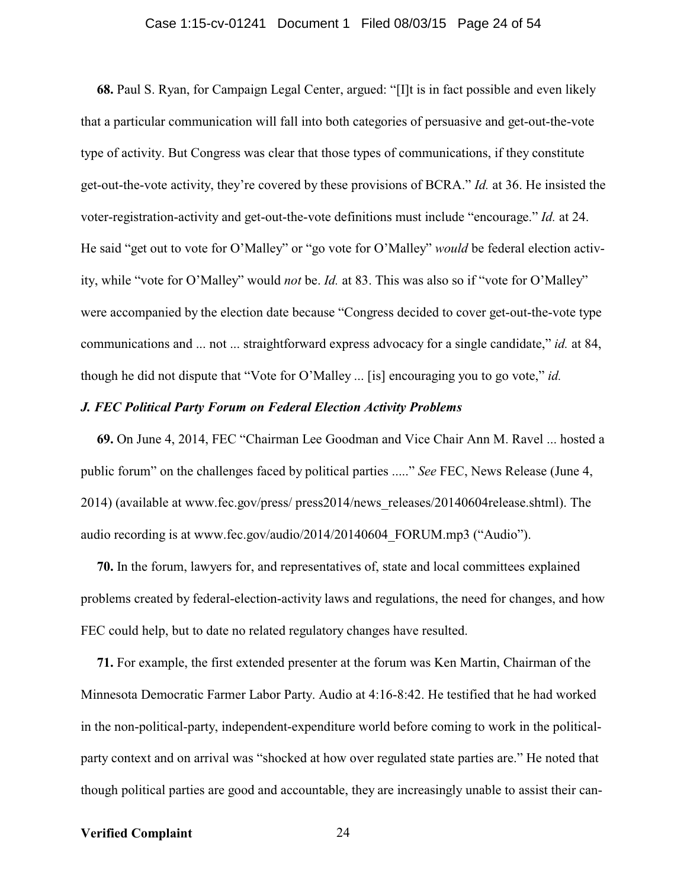**68.** Paul S. Ryan, for Campaign Legal Center, argued: "[I]t is in fact possible and even likely that a particular communication will fall into both categories of persuasive and get-out-the-vote type of activity. But Congress was clear that those types of communications, if they constitute get-out-the-vote activity, they're covered by these provisions of BCRA." *Id.* at 36. He insisted the voter-registration-activity and get-out-the-vote definitions must include "encourage." *Id.* at 24. He said "get out to vote for O'Malley" or "go vote for O'Malley" *would* be federal election activity, while "vote for O'Malley" would *not* be. *Id.* at 83. This was also so if "vote for O'Malley" were accompanied by the election date because "Congress decided to cover get-out-the-vote type communications and ... not ... straightforward express advocacy for a single candidate," *id.* at 84, though he did not dispute that "Vote for O'Malley ... [is] encouraging you to go vote," *id.*

### *J. FEC Political Party Forum on Federal Election Activity Problems*

**69.** On June 4, 2014, FEC "Chairman Lee Goodman and Vice Chair Ann M. Ravel ... hosted a public forum" on the challenges faced by political parties ....." *See* FEC, News Release (June 4, 2014) (available at www.fec.gov/press/ press2014/news_releases/20140604release.shtml). The audio recording is at www.fec.gov/audio/2014/20140604_FORUM.mp3 ("Audio").

**70.** In the forum, lawyers for, and representatives of, state and local committees explained problems created by federal-election-activity laws and regulations, the need for changes, and how FEC could help, but to date no related regulatory changes have resulted.

**71.** For example, the first extended presenter at the forum was Ken Martin, Chairman of the Minnesota Democratic Farmer Labor Party. Audio at 4:16-8:42. He testified that he had worked in the non-political-party, independent-expenditure world before coming to work in the political-party context and on arrival was "shocked at how over regulated state parties are." He noted that though political parties are good and accountable, they are increasingly unable to assist their can-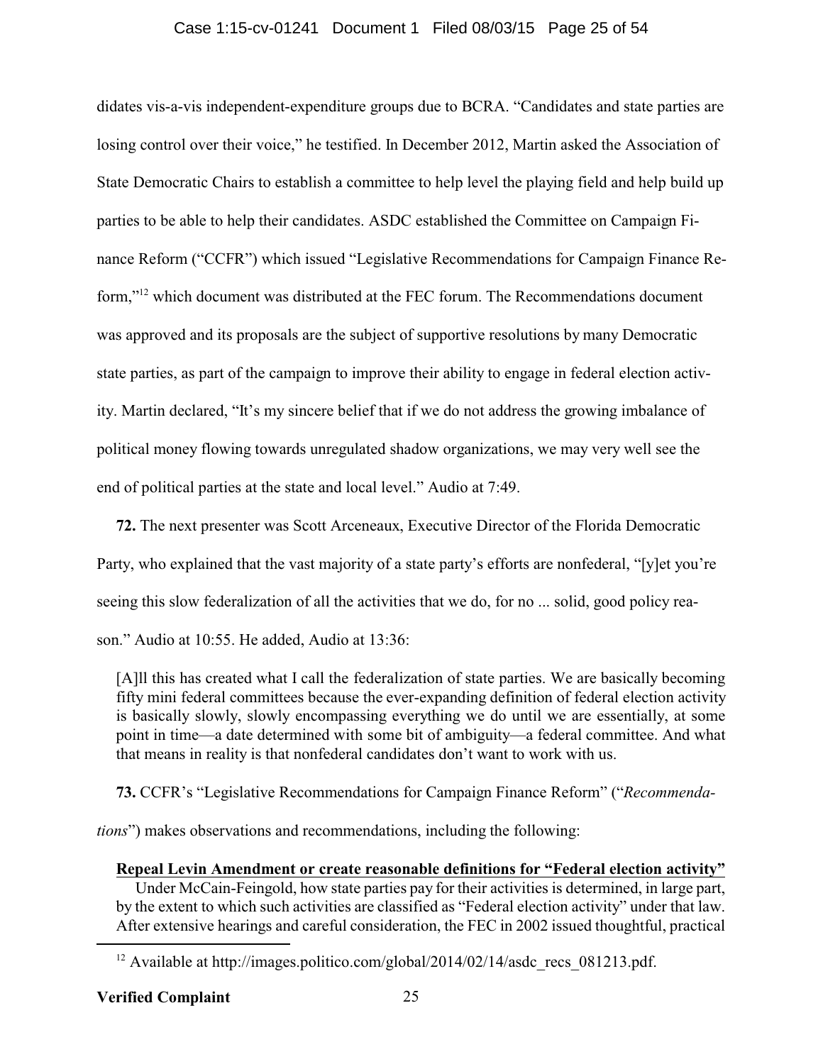didates vis-a-vis independent-expenditure groups due to BCRA. "Candidates and state parties are losing control over their voice," he testified. In December 2012, Martin asked the Association of State Democratic Chairs to establish a committee to help level the playing field and help build up parties to be able to help their candidates. ASDC established the Committee on Campaign Finance Reform ("CCFR") which issued "Legislative Recommendations for Campaign Finance Reform,"[12] which document was distributed at the FEC forum. The Recommendations document was approved and its proposals are the subject of supportive resolutions by many Democratic state parties, as part of the campaign to improve their ability to engage in federal election activity. Martin declared, "It's my sincere belief that if we do not address the growing imbalance of political money flowing towards unregulated shadow organizations, we may very well see the end of political parties at the state and local level." Audio at 7:49.

**72.** The next presenter was Scott Arceneaux, Executive Director of the Florida Democratic Party, who explained that the vast majority of a state party's efforts are nonfederal, "[y]et you're seeing this slow federalization of all the activities that we do, for no ... solid, good policy reason." Audio at 10:55. He added, Audio at 13:36:

> [A]ll this has created what I call the federalization of state parties. We are basically becoming fifty mini federal committees because the ever-expanding definition of federal election activity is basically slowly, slowly encompassing everything we do until we are essentially, at some point in time—a date determined with some bit of ambiguity—a federal committee. And what that means in reality is that nonfederal candidates don't want to work with us.

**73.** CCFR's "Legislative Recommendations for Campaign Finance Reform" ("*Recommendations*") makes observations and recommendations, including the following:

> **<u>Repeal Levin Amendment or create reasonable definitions for "Federal election activity"</u>**
>
> Under McCain-Feingold, how state parties pay for their activities is determined, in large part, by the extent to which such activities are classified as "Federal election activity" under that law. After extensive hearings and careful consideration, the FEC in 2002 issued thoughtful, practical

[12] Available at http://images.politico.com/global/2014/02/14/asdc_recs_081213.pdf.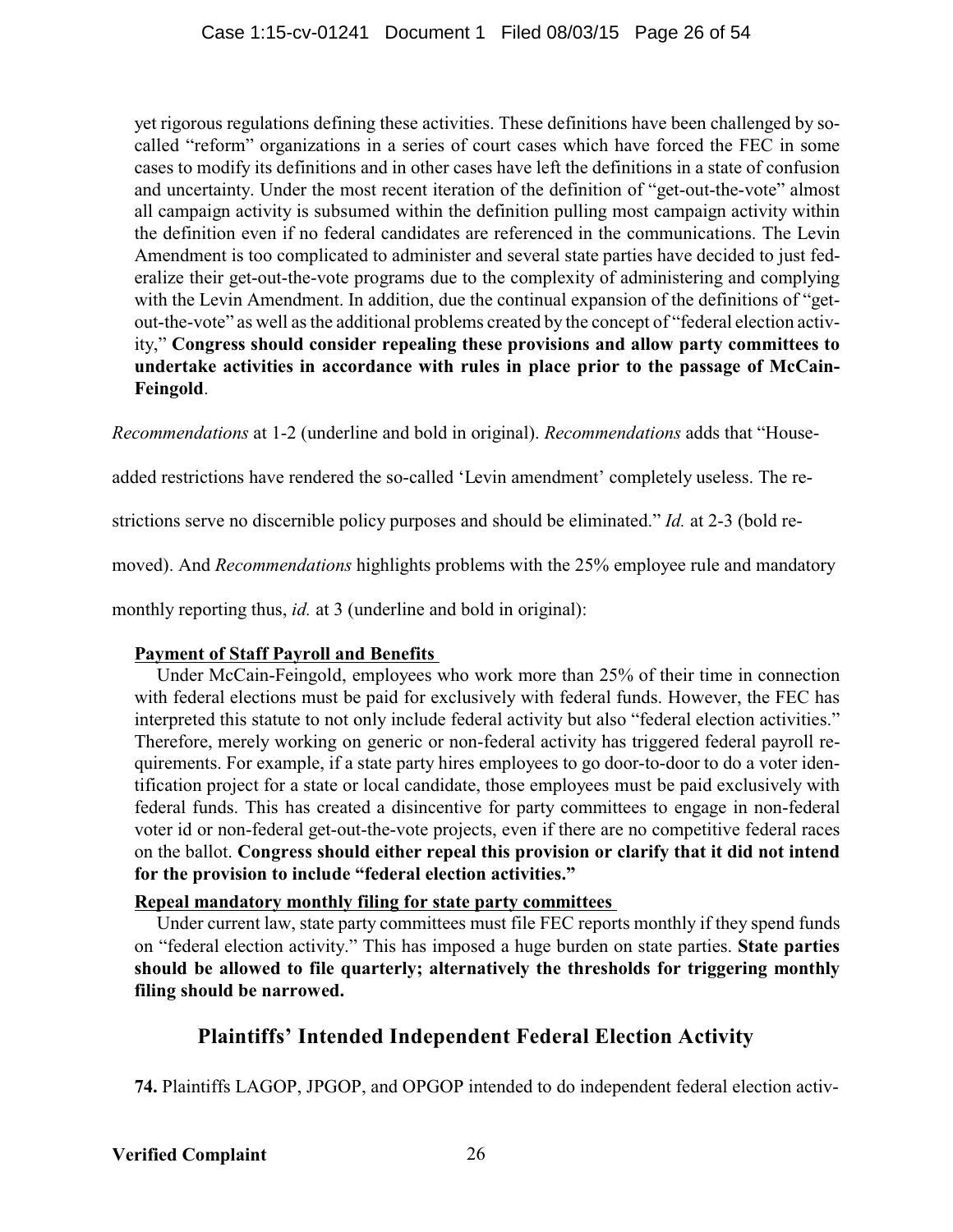> yet rigorous regulations defining these activities. These definitions have been challenged by so-called "reform" organizations in a series of court cases which have forced the FEC in some cases to modify its definitions and in other cases have left the definitions in a state of confusion and uncertainty. Under the most recent iteration of the definition of "get-out-the-vote" almost all campaign activity is subsumed within the definition pulling most campaign activity within the definition even if no federal candidates are referenced in the communications. The Levin Amendment is too complicated to administer and several state parties have decided to just federalize their get-out-the-vote programs due to the complexity of administering and complying with the Levin Amendment. In addition, due the continual expansion of the definitions of "get-out-the-vote" as well as the additional problems created by the concept of "federal election activity," **Congress should consider repealing these provisions and allow party committees to undertake activities in accordance with rules in place prior to the passage of McCain-Feingold**.

*Recommendations* at 1-2 (underline and bold in original). *Recommendations* adds that "House-added restrictions have rendered the so-called 'Levin amendment' completely useless. The restrictions serve no discernible policy purposes and should be eliminated." *Id.* at 2-3 (bold removed). And *Recommendations* highlights problems with the 25% employee rule and mandatory monthly reporting thus, *id.* at 3 (underline and bold in original):

> **Payment of Staff Payroll and Benefits**
>
> Under McCain-Feingold, employees who work more than 25% of their time in connection with federal elections must be paid for exclusively with federal funds. However, the FEC has interpreted this statute to not only include federal activity but also "federal election activities." Therefore, merely working on generic or non-federal activity has triggered federal payroll requirements. For example, if a state party hires employees to go door-to-door to do a voter identification project for a state or local candidate, those employees must be paid exclusively with federal funds. This has created a disincentive for party committees to engage in non-federal voter id or non-federal get-out-the-vote projects, even if there are no competitive federal races on the ballot. **Congress should either repeal this provision or clarify that it did not intend for the provision to include "federal election activities."**
>
> **Repeal mandatory monthly filing for state party committees**
>
> Under current law, state party committees must file FEC reports monthly if they spend funds on "federal election activity." This has imposed a huge burden on state parties. **State parties should be allowed to file quarterly; alternatively the thresholds for triggering monthly filing should be narrowed.**

## Plaintiffs' Intended Independent Federal Election Activity

**74.** Plaintiffs LAGOP, JPGOP, and OPGOP intended to do independent federal election activ-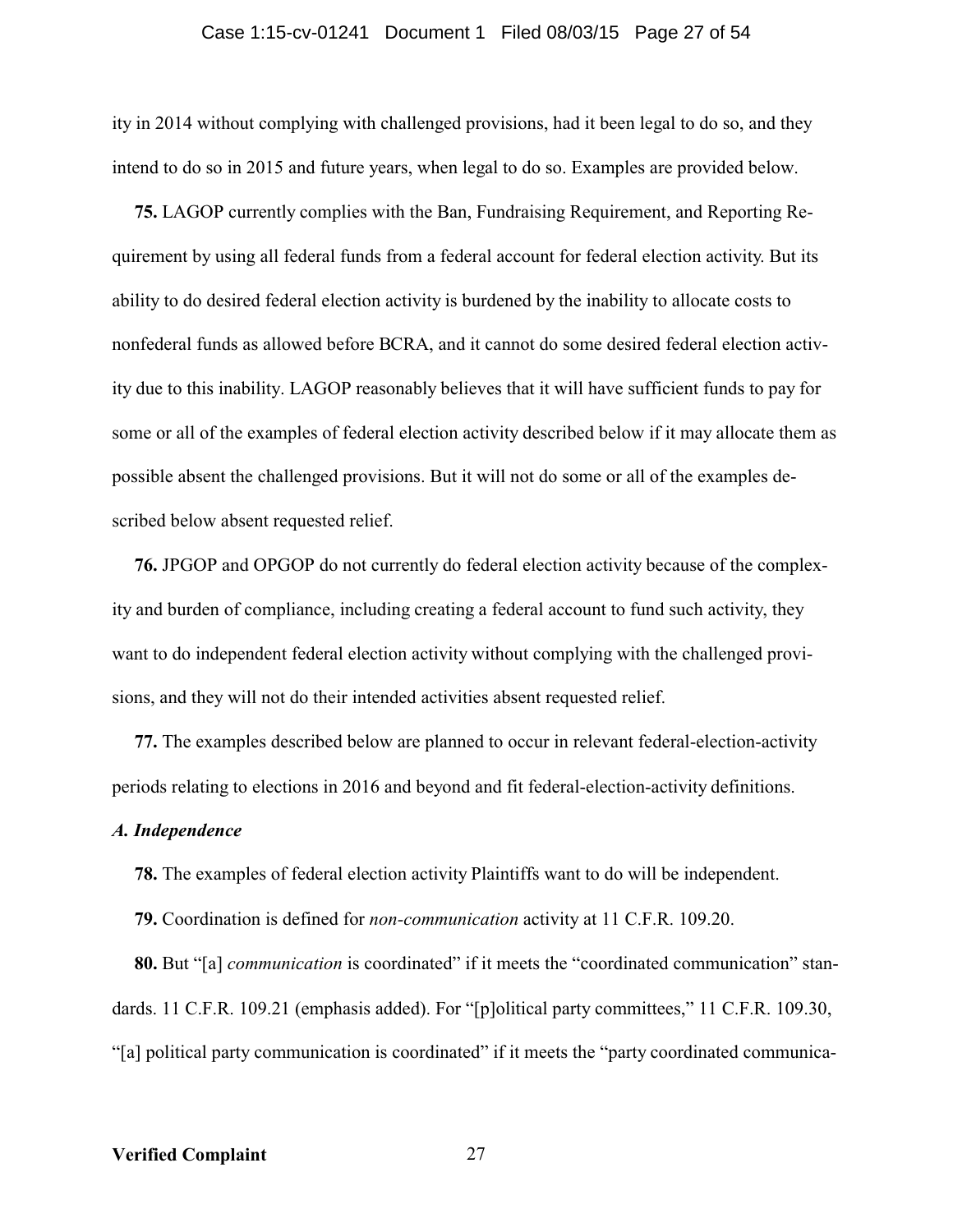ity in 2014 without complying with challenged provisions, had it been legal to do so, and they intend to do so in 2015 and future years, when legal to do so. Examples are provided below.

**75.** LAGOP currently complies with the Ban, Fundraising Requirement, and Reporting Requirement by using all federal funds from a federal account for federal election activity. But its ability to do desired federal election activity is burdened by the inability to allocate costs to nonfederal funds as allowed before BCRA, and it cannot do some desired federal election activity due to this inability. LAGOP reasonably believes that it will have sufficient funds to pay for some or all of the examples of federal election activity described below if it may allocate them as possible absent the challenged provisions. But it will not do some or all of the examples described below absent requested relief.

**76.** JPGOP and OPGOP do not currently do federal election activity because of the complexity and burden of compliance, including creating a federal account to fund such activity, they want to do independent federal election activity without complying with the challenged provisions, and they will not do their intended activities absent requested relief.

**77.** The examples described below are planned to occur in relevant federal-election-activity periods relating to elections in 2016 and beyond and fit federal-election-activity definitions.

### *A. Independence*

**78.** The examples of federal election activity Plaintiffs want to do will be independent.

**79.** Coordination is defined for *non-communication* activity at 11 C.F.R. 109.20.

**80.** But "[a] *communication* is coordinated" if it meets the "coordinated communication" standards. 11 C.F.R. 109.21 (emphasis added). For "[p]olitical party committees," 11 C.F.R. 109.30, "[a] political party communication is coordinated" if it meets the "party coordinated communica-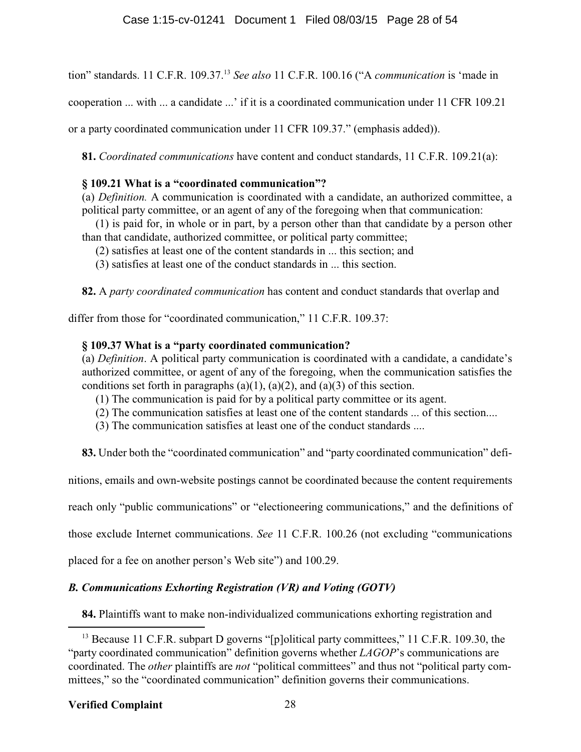tion" standards. 11 C.F.R. 109.37.[13] *See also* 11 C.F.R. 100.16 ("A *communication* is 'made in cooperation ... with ... a candidate ...' if it is a coordinated communication under 11 CFR 109.21 or a party coordinated communication under 11 CFR 109.37." (emphasis added)).

**81.** *Coordinated communications* have content and conduct standards, 11 C.F.R. 109.21(a):

> **§ 109.21 What is a "coordinated communication"?**
>
> (a) *Definition.* A communication is coordinated with a candidate, an authorized committee, a political party committee, or an agent of any of the foregoing when that communication:
>
> (1) is paid for, in whole or in part, by a person other than that candidate by a person other than that candidate, authorized committee, or political party committee;
>
> (2) satisfies at least one of the content standards in ... this section; and
>
> (3) satisfies at least one of the conduct standards in ... this section.

**82.** A *party coordinated communication* has content and conduct standards that overlap and differ from those for "coordinated communication," 11 C.F.R. 109.37:

> **§ 109.37 What is a "party coordinated communication?**
>
> (a) *Definition*. A political party communication is coordinated with a candidate, a candidate's authorized committee, or agent of any of the foregoing, when the communication satisfies the conditions set forth in paragraphs (a)(1), (a)(2), and (a)(3) of this section.
>
> (1) The communication is paid for by a political party committee or its agent.
>
> (2) The communication satisfies at least one of the content standards ... of this section....
>
> (3) The communication satisfies at least one of the conduct standards ....

**83.** Under both the "coordinated communication" and "party coordinated communication" definitions, emails and own-website postings cannot be coordinated because the content requirements reach only "public communications" or "electioneering communications," and the definitions of those exclude Internet communications. *See* 11 C.F.R. 100.26 (not excluding "communications placed for a fee on another person's Web site") and 100.29.

### *B. Communications Exhorting Registration (VR) and Voting (GOTV)*

**84.** Plaintiffs want to make non-individualized communications exhorting registration and

---

[13] Because 11 C.F.R. subpart D governs "[p]olitical party committees," 11 C.F.R. 109.30, the "party coordinated communication" definition governs whether *LAGOP*'s communications are coordinated. The *other* plaintiffs are *not* "political committees" and thus not "political party committees," so the "coordinated communication" definition governs their communications.

**Verified Complaint**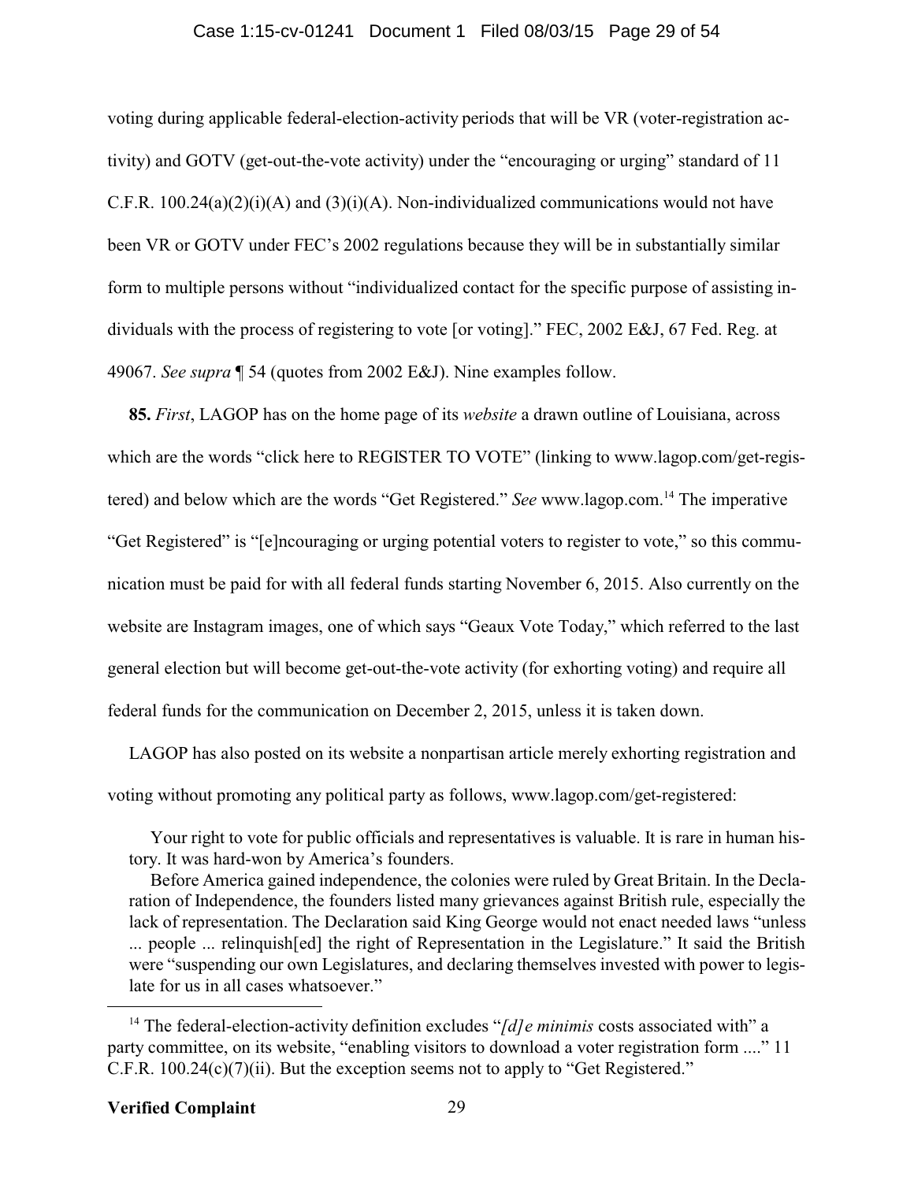voting during applicable federal-election-activity periods that will be VR (voter-registration activity) and GOTV (get-out-the-vote activity) under the "encouraging or urging" standard of 11 C.F.R. 100.24(a)(2)(i)(A) and (3)(i)(A). Non-individualized communications would not have been VR or GOTV under FEC's 2002 regulations because they will be in substantially similar form to multiple persons without "individualized contact for the specific purpose of assisting individuals with the process of registering to vote [or voting]." FEC, 2002 E&J, 67 Fed. Reg. at 49067. *See supra* ¶ 54 (quotes from 2002 E&J). Nine examples follow.

**85.** *First*, LAGOP has on the home page of its *website* a drawn outline of Louisiana, across which are the words "click here to REGISTER TO VOTE" (linking to www.lagop.com/get-registered) and below which are the words "Get Registered." *See* www.lagop.com.[14] The imperative "Get Registered" is "[e]ncouraging or urging potential voters to register to vote," so this communication must be paid for with all federal funds starting November 6, 2015. Also currently on the website are Instagram images, one of which says "Geaux Vote Today," which referred to the last general election but will become get-out-the-vote activity (for exhorting voting) and require all federal funds for the communication on December 2, 2015, unless it is taken down.

LAGOP has also posted on its website a nonpartisan article merely exhorting registration and voting without promoting any political party as follows, www.lagop.com/get-registered:

> Your right to vote for public officials and representatives is valuable. It is rare in human history. It was hard-won by America's founders.
>
> Before America gained independence, the colonies were ruled by Great Britain. In the Declaration of Independence, the founders listed many grievances against British rule, especially the lack of representation. The Declaration said King George would not enact needed laws "unless ... people ... relinquish[ed] the right of Representation in the Legislature." It said the British were "suspending our own Legislatures, and declaring themselves invested with power to legislate for us in all cases whatsoever."

---

[14] The federal-election-activity definition excludes "*[d]e minimis* costs associated with" a party committee, on its website, "enabling visitors to download a voter registration form ...." 11 C.F.R. 100.24(c)(7)(ii). But the exception seems not to apply to "Get Registered."

**Verified Complaint**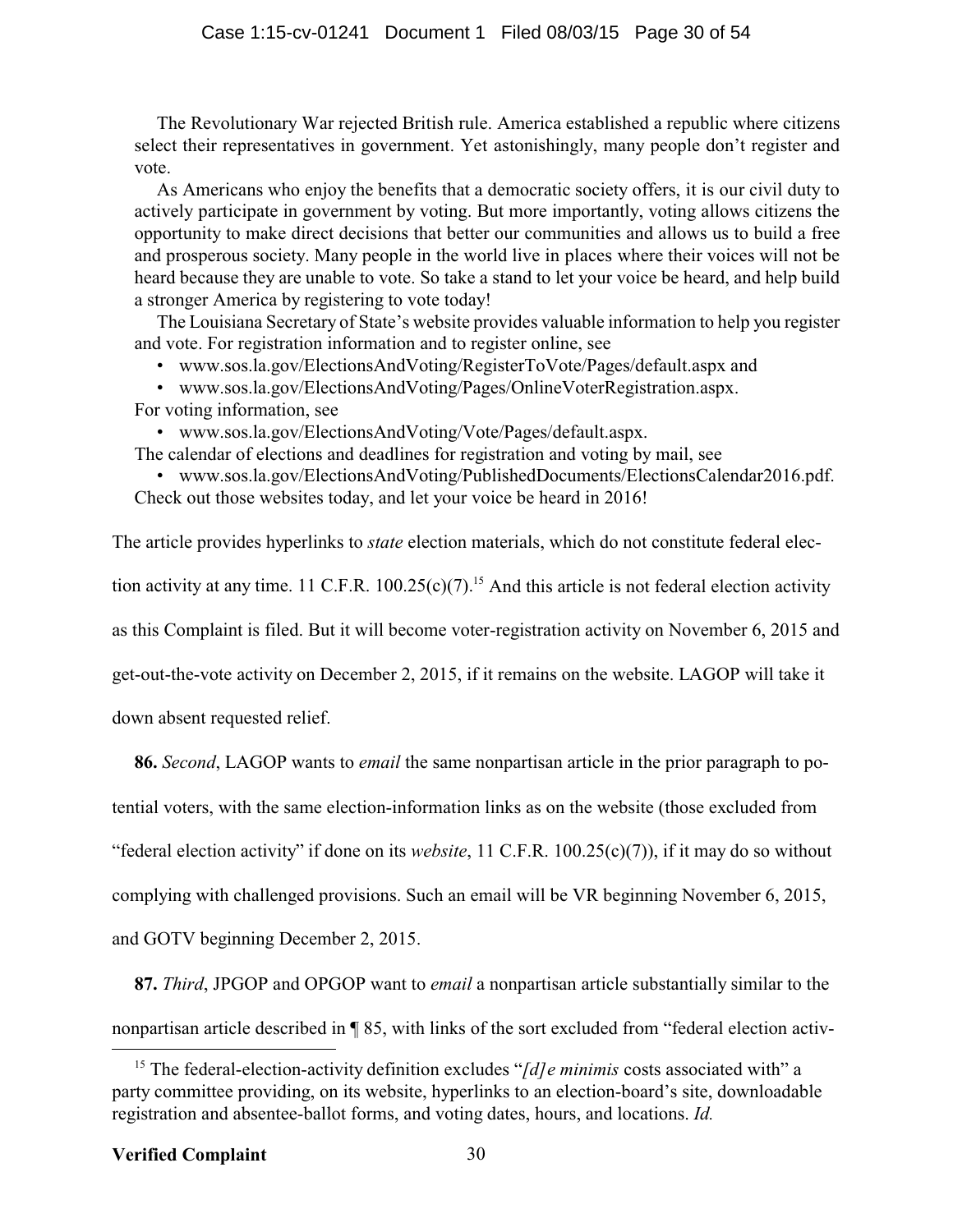The Revolutionary War rejected British rule. America established a republic where citizens select their representatives in government. Yet astonishingly, many people don't register and vote.

> As Americans who enjoy the benefits that a democratic society offers, it is our civil duty to actively participate in government by voting. But more importantly, voting allows citizens the opportunity to make direct decisions that better our communities and allows us to build a free and prosperous society. Many people in the world live in places where their voices will not be heard because they are unable to vote. So take a stand to let your voice be heard, and help build a stronger America by registering to vote today!
>
> The Louisiana Secretary of State's website provides valuable information to help you register and vote. For registration information and to register online, see
>
> - www.sos.la.gov/ElectionsAndVoting/RegisterToVote/Pages/default.aspx and
> - www.sos.la.gov/ElectionsAndVoting/Pages/OnlineVoterRegistration.aspx.
>
> For voting information, see
>
> - www.sos.la.gov/ElectionsAndVoting/Vote/Pages/default.aspx.
>
> The calendar of elections and deadlines for registration and voting by mail, see
>
> - www.sos.la.gov/ElectionsAndVoting/PublishedDocuments/ElectionsCalendar2016.pdf.
>
> Check out those websites today, and let your voice be heard in 2016!

The article provides hyperlinks to *state* election materials, which do not constitute federal election activity at any time. 11 C.F.R. 100.25(c)(7).[15] And this article is not federal election activity as this Complaint is filed. But it will become voter-registration activity on November 6, 2015 and get-out-the-vote activity on December 2, 2015, if it remains on the website. LAGOP will take it down absent requested relief.

**86.** *Second*, LAGOP wants to *email* the same nonpartisan article in the prior paragraph to potential voters, with the same election-information links as on the website (those excluded from "federal election activity" if done on its *website*, 11 C.F.R. 100.25(c)(7)), if it may do so without complying with challenged provisions. Such an email will be VR beginning November 6, 2015, and GOTV beginning December 2, 2015.

**87.** *Third*, JPGOP and OPGOP want to *email* a nonpartisan article substantially similar to the nonpartisan article described in ¶ 85, with links of the sort excluded from "federal election activ-

[15] The federal-election-activity definition excludes "*[d]e minimis* costs associated with" a party committee providing, on its website, hyperlinks to an election-board's site, downloadable registration and absentee-ballot forms, and voting dates, hours, and locations. *Id.*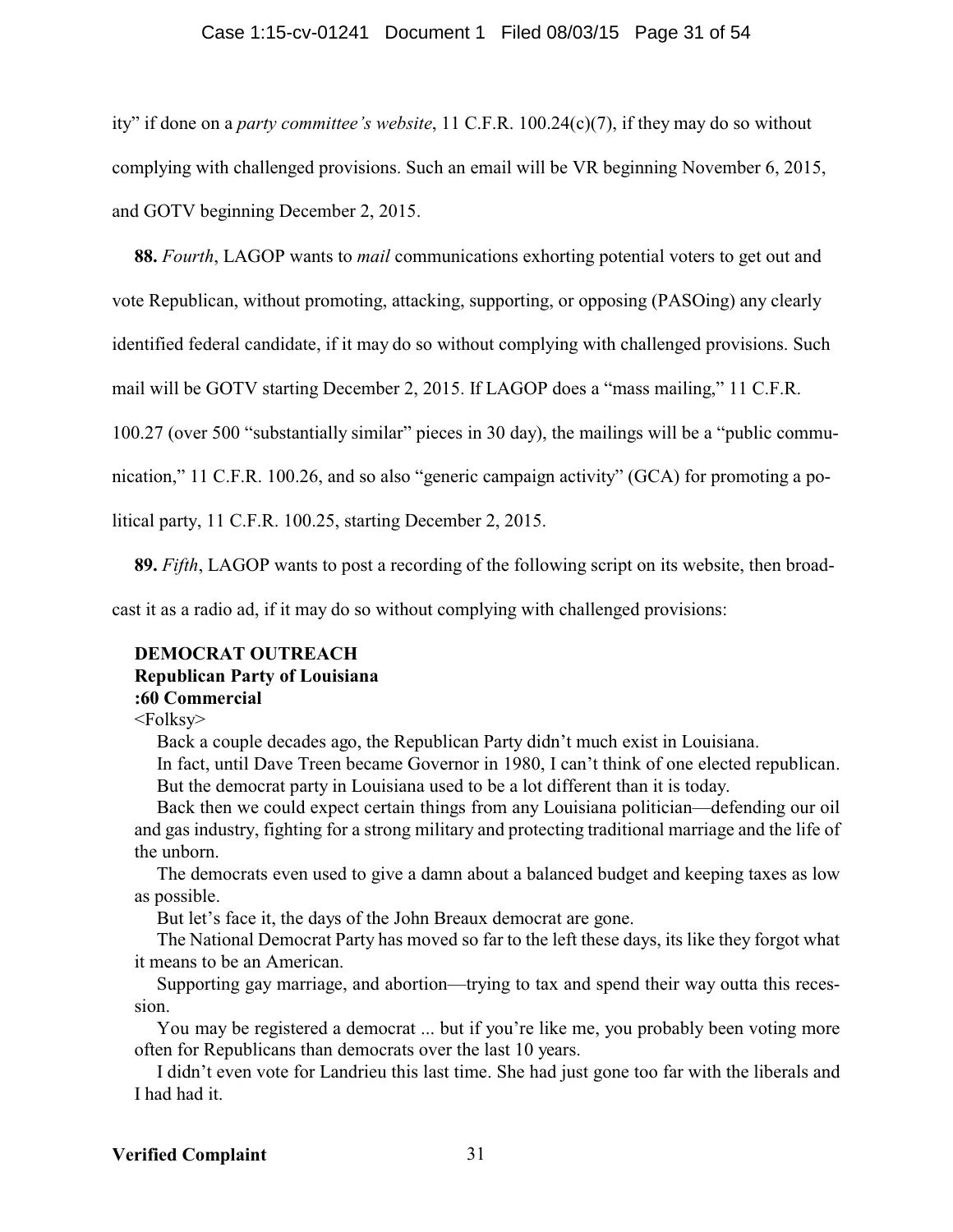ity" if done on a *party committee's website*, 11 C.F.R. 100.24(c)(7), if they may do so without complying with challenged provisions. Such an email will be VR beginning November 6, 2015, and GOTV beginning December 2, 2015.

**88.** *Fourth*, LAGOP wants to *mail* communications exhorting potential voters to get out and vote Republican, without promoting, attacking, supporting, or opposing (PASOing) any clearly identified federal candidate, if it may do so without complying with challenged provisions. Such mail will be GOTV starting December 2, 2015. If LAGOP does a "mass mailing," 11 C.F.R. 100.27 (over 500 "substantially similar" pieces in 30 day), the mailings will be a "public communication," 11 C.F.R. 100.26, and so also "generic campaign activity" (GCA) for promoting a political party, 11 C.F.R. 100.25, starting December 2, 2015.

**89.** *Fifth*, LAGOP wants to post a recording of the following script on its website, then broadcast it as a radio ad, if it may do so without complying with challenged provisions:

> **DEMOCRAT OUTREACH**
> **Republican Party of Louisiana**
> **:60 Commercial**
> <Folksy>
>
> Back a couple decades ago, the Republican Party didn't much exist in Louisiana.
>
> In fact, until Dave Treen became Governor in 1980, I can't think of one elected republican.
>
> But the democrat party in Louisiana used to be a lot different than it is today.
>
> Back then we could expect certain things from any Louisiana politician—defending our oil and gas industry, fighting for a strong military and protecting traditional marriage and the life of the unborn.
>
> The democrats even used to give a damn about a balanced budget and keeping taxes as low as possible.
>
> But let's face it, the days of the John Breaux democrat are gone.
>
> The National Democrat Party has moved so far to the left these days, its like they forgot what it means to be an American.
>
> Supporting gay marriage, and abortion—trying to tax and spend their way outta this recession.
>
> You may be registered a democrat ... but if you're like me, you probably been voting more often for Republicans than democrats over the last 10 years.
>
> I didn't even vote for Landrieu this last time. She had just gone too far with the liberals and I had had it.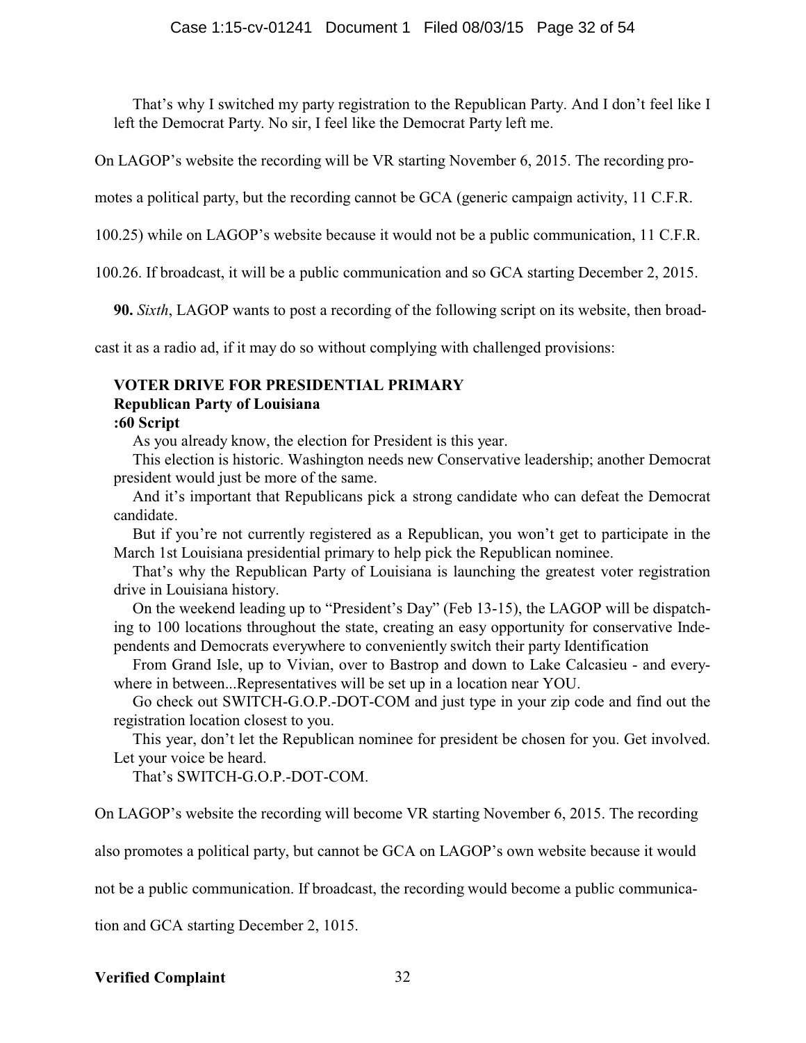That's why I switched my party registration to the Republican Party. And I don't feel like I left the Democrat Party. No sir, I feel like the Democrat Party left me.

On LAGOP's website the recording will be VR starting November 6, 2015. The recording promotes a political party, but the recording cannot be GCA (generic campaign activity, 11 C.F.R. 100.25) while on LAGOP's website because it would not be a public communication, 11 C.F.R. 100.26. If broadcast, it will be a public communication and so GCA starting December 2, 2015.

**90.** *Sixth*, LAGOP wants to post a recording of the following script on its website, then broadcast it as a radio ad, if it may do so without complying with challenged provisions:

**VOTER DRIVE FOR PRESIDENTIAL PRIMARY**
**Republican Party of Louisiana**
**:60 Script**

As you already know, the election for President is this year.

This election is historic. Washington needs new Conservative leadership; another Democrat president would just be more of the same.

And it's important that Republicans pick a strong candidate who can defeat the Democrat candidate.

But if you're not currently registered as a Republican, you won't get to participate in the March 1st Louisiana presidential primary to help pick the Republican nominee.

That's why the Republican Party of Louisiana is launching the greatest voter registration drive in Louisiana history.

On the weekend leading up to "President's Day" (Feb 13-15), the LAGOP will be dispatching to 100 locations throughout the state, creating an easy opportunity for conservative Independents and Democrats everywhere to conveniently switch their party Identification

From Grand Isle, up to Vivian, over to Bastrop and down to Lake Calcasieu - and everywhere in between...Representatives will be set up in a location near YOU.

Go check out SWITCH-G.O.P.-DOT-COM and just type in your zip code and find out the registration location closest to you.

This year, don't let the Republican nominee for president be chosen for you. Get involved. Let your voice be heard.

That's SWITCH-G.O.P.-DOT-COM.

On LAGOP's website the recording will become VR starting November 6, 2015. The recording also promotes a political party, but cannot be GCA on LAGOP's own website because it would not be a public communication. If broadcast, the recording would become a public communication and GCA starting December 2, 1015.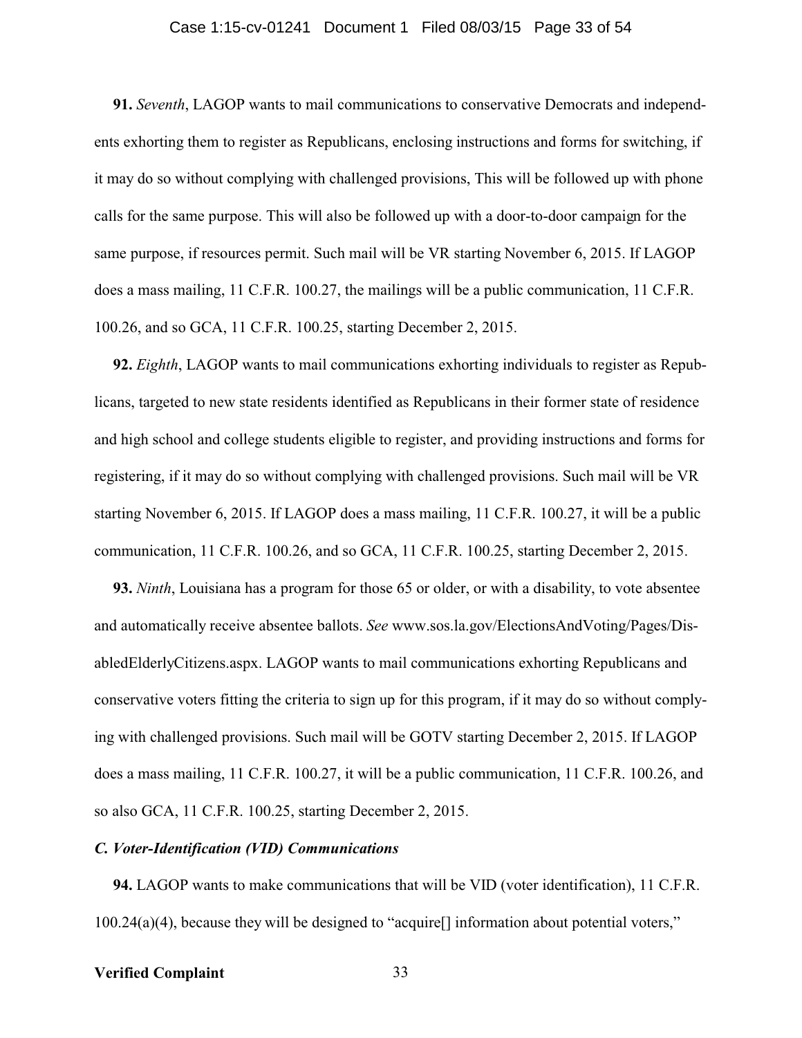**91.** *Seventh*, LAGOP wants to mail communications to conservative Democrats and independents exhorting them to register as Republicans, enclosing instructions and forms for switching, if it may do so without complying with challenged provisions, This will be followed up with phone calls for the same purpose. This will also be followed up with a door-to-door campaign for the same purpose, if resources permit. Such mail will be VR starting November 6, 2015. If LAGOP does a mass mailing, 11 C.F.R. 100.27, the mailings will be a public communication, 11 C.F.R. 100.26, and so GCA, 11 C.F.R. 100.25, starting December 2, 2015.

**92.** *Eighth*, LAGOP wants to mail communications exhorting individuals to register as Republicans, targeted to new state residents identified as Republicans in their former state of residence and high school and college students eligible to register, and providing instructions and forms for registering, if it may do so without complying with challenged provisions. Such mail will be VR starting November 6, 2015. If LAGOP does a mass mailing, 11 C.F.R. 100.27, it will be a public communication, 11 C.F.R. 100.26, and so GCA, 11 C.F.R. 100.25, starting December 2, 2015.

**93.** *Ninth*, Louisiana has a program for those 65 or older, or with a disability, to vote absentee and automatically receive absentee ballots. *See* www.sos.la.gov/ElectionsAndVoting/Pages/DisabledElderlyCitizens.aspx. LAGOP wants to mail communications exhorting Republicans and conservative voters fitting the criteria to sign up for this program, if it may do so without complying with challenged provisions. Such mail will be GOTV starting December 2, 2015. If LAGOP does a mass mailing, 11 C.F.R. 100.27, it will be a public communication, 11 C.F.R. 100.26, and so also GCA, 11 C.F.R. 100.25, starting December 2, 2015.

### *C. Voter-Identification (VID) Communications*

**94.** LAGOP wants to make communications that will be VID (voter identification), 11 C.F.R. 100.24(a)(4), because they will be designed to "acquire[] information about potential voters,"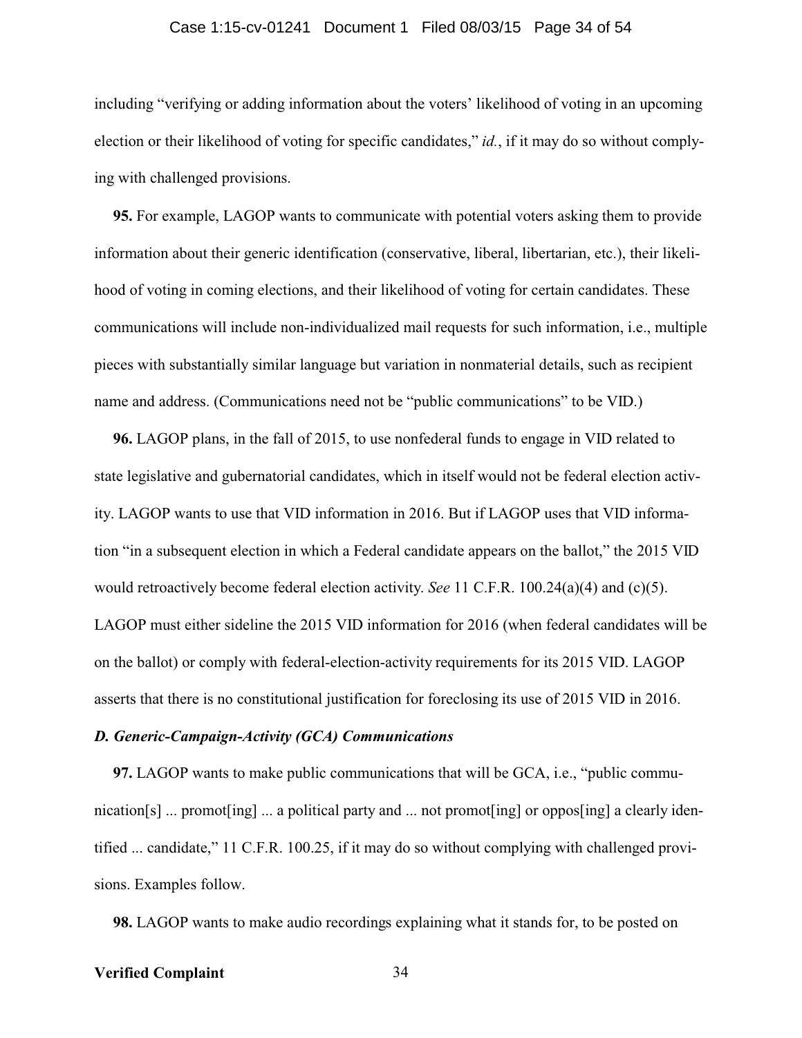including "verifying or adding information about the voters' likelihood of voting in an upcoming election or their likelihood of voting for specific candidates," *id.*, if it may do so without complying with challenged provisions.

**95.** For example, LAGOP wants to communicate with potential voters asking them to provide information about their generic identification (conservative, liberal, libertarian, etc.), their likelihood of voting in coming elections, and their likelihood of voting for certain candidates. These communications will include non-individualized mail requests for such information, i.e., multiple pieces with substantially similar language but variation in nonmaterial details, such as recipient name and address. (Communications need not be "public communications" to be VID.)

**96.** LAGOP plans, in the fall of 2015, to use nonfederal funds to engage in VID related to state legislative and gubernatorial candidates, which in itself would not be federal election activity. LAGOP wants to use that VID information in 2016. But if LAGOP uses that VID information "in a subsequent election in which a Federal candidate appears on the ballot," the 2015 VID would retroactively become federal election activity. *See* 11 C.F.R. 100.24(a)(4) and (c)(5). LAGOP must either sideline the 2015 VID information for 2016 (when federal candidates will be on the ballot) or comply with federal-election-activity requirements for its 2015 VID. LAGOP asserts that there is no constitutional justification for foreclosing its use of 2015 VID in 2016.

### *D. Generic-Campaign-Activity (GCA) Communications*

**97.** LAGOP wants to make public communications that will be GCA, i.e., "public communication[s] ... promot[ing] ... a political party and ... not promot[ing] or oppos[ing] a clearly identified ... candidate," 11 C.F.R. 100.25, if it may do so without complying with challenged provisions. Examples follow.

**98.** LAGOP wants to make audio recordings explaining what it stands for, to be posted on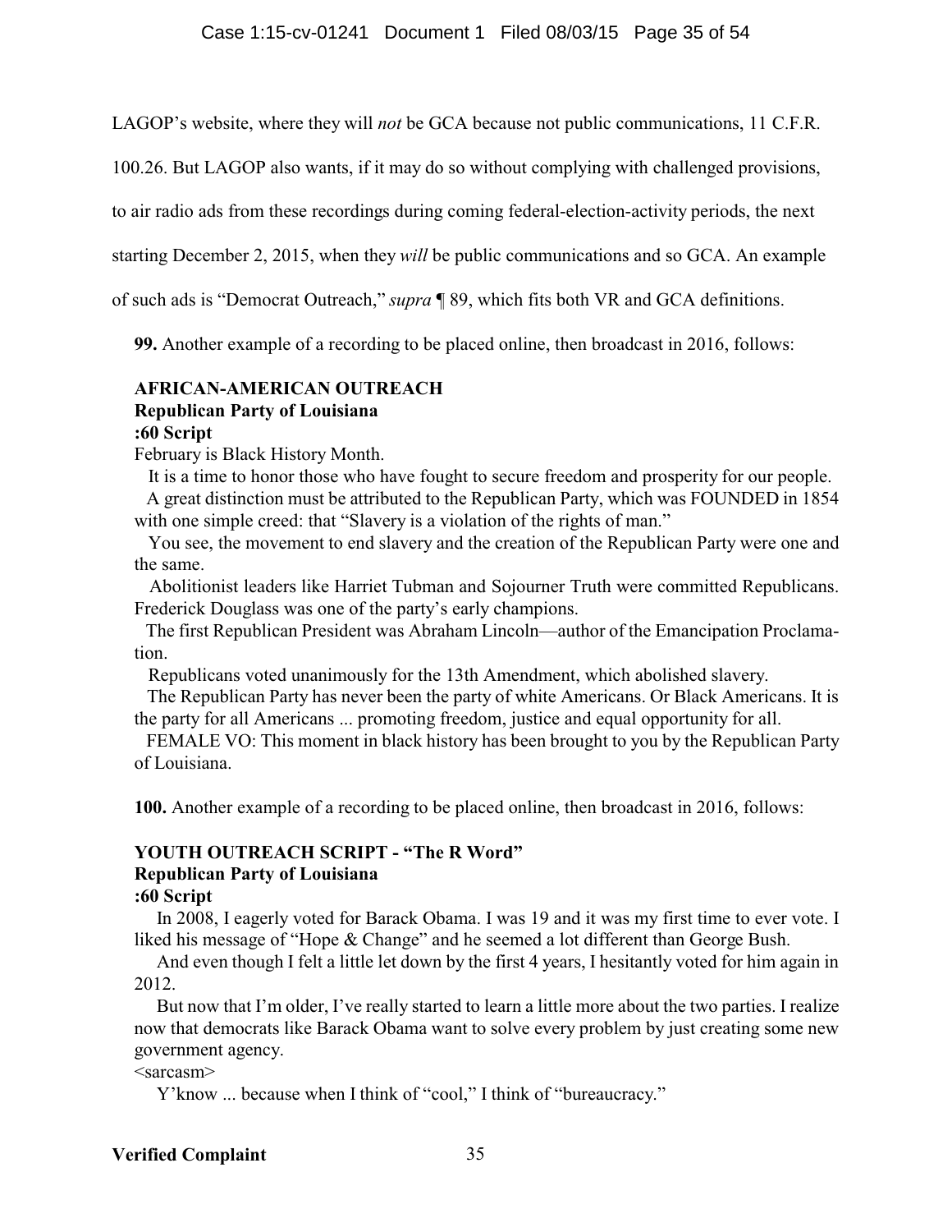LAGOP's website, where they will *not* be GCA because not public communications, 11 C.F.R. 100.26. But LAGOP also wants, if it may do so without complying with challenged provisions, to air radio ads from these recordings during coming federal-election-activity periods, the next starting December 2, 2015, when they *will* be public communications and so GCA. An example of such ads is "Democrat Outreach," *supra* ¶ 89, which fits both VR and GCA definitions.

**99.** Another example of a recording to be placed online, then broadcast in 2016, follows:

**AFRICAN-AMERICAN OUTREACH**
**Republican Party of Louisiana**
**:60 Script**

February is Black History Month.

It is a time to honor those who have fought to secure freedom and prosperity for our people.

A great distinction must be attributed to the Republican Party, which was FOUNDED in 1854 with one simple creed: that "Slavery is a violation of the rights of man."

You see, the movement to end slavery and the creation of the Republican Party were one and the same.

Abolitionist leaders like Harriet Tubman and Sojourner Truth were committed Republicans. Frederick Douglass was one of the party's early champions.

The first Republican President was Abraham Lincoln—author of the Emancipation Proclamation.

Republicans voted unanimously for the 13th Amendment, which abolished slavery.

The Republican Party has never been the party of white Americans. Or Black Americans. It is the party for all Americans ... promoting freedom, justice and equal opportunity for all.

FEMALE VO: This moment in black history has been brought to you by the Republican Party of Louisiana.

**100.** Another example of a recording to be placed online, then broadcast in 2016, follows:

**YOUTH OUTREACH SCRIPT - "The R Word"**
**Republican Party of Louisiana**
**:60 Script**

In 2008, I eagerly voted for Barack Obama. I was 19 and it was my first time to ever vote. I liked his message of "Hope & Change" and he seemed a lot different than George Bush.

And even though I felt a little let down by the first 4 years, I hesitantly voted for him again in 2012.

But now that I'm older, I've really started to learn a little more about the two parties. I realize now that democrats like Barack Obama want to solve every problem by just creating some new government agency.

<sarcasm>

Y'know ... because when I think of "cool," I think of "bureaucracy."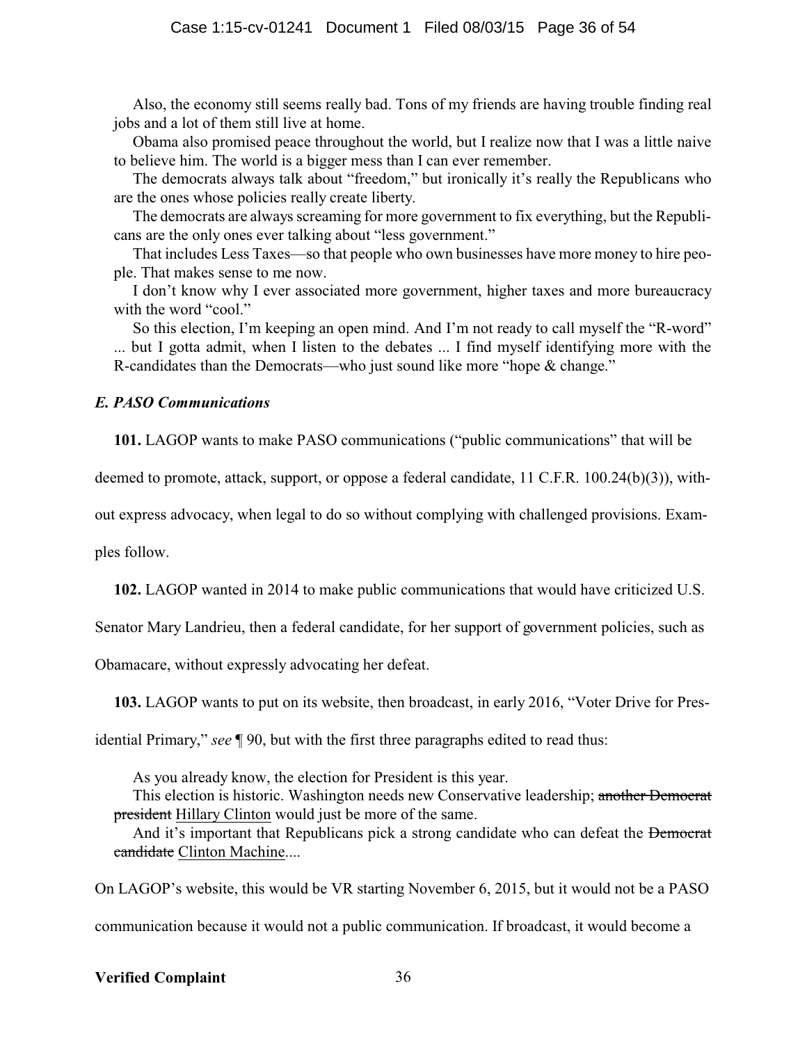Also, the economy still seems really bad. Tons of my friends are having trouble finding real jobs and a lot of them still live at home.

Obama also promised peace throughout the world, but I realize now that I was a little naive to believe him. The world is a bigger mess than I can ever remember.

The democrats always talk about "freedom," but ironically it's really the Republicans who are the ones whose policies really create liberty.

The democrats are always screaming for more government to fix everything, but the Republicans are the only ones ever talking about "less government."

That includes Less Taxes—so that people who own businesses have more money to hire people. That makes sense to me now.

I don't know why I ever associated more government, higher taxes and more bureaucracy with the word "cool."

So this election, I'm keeping an open mind. And I'm not ready to call myself the "R-word" ... but I gotta admit, when I listen to the debates ... I find myself identifying more with the R-candidates than the Democrats—who just sound like more "hope & change."

### *E. PASO Communications*

**101.** LAGOP wants to make PASO communications ("public communications" that will be deemed to promote, attack, support, or oppose a federal candidate, 11 C.F.R. 100.24(b)(3)), without express advocacy, when legal to do so without complying with challenged provisions. Examples follow.

**102.** LAGOP wanted in 2014 to make public communications that would have criticized U.S. Senator Mary Landrieu, then a federal candidate, for her support of government policies, such as Obamacare, without expressly advocating her defeat.

**103.** LAGOP wants to put on its website, then broadcast, in early 2016, "Voter Drive for Presidential Primary," *see* ¶ 90, but with the first three paragraphs edited to read thus:

As you already know, the election for President is this year.

This election is historic. Washington needs new Conservative leadership; ~~another Democrat president~~ <u>Hillary Clinton</u> would just be more of the same.

And it's important that Republicans pick a strong candidate who can defeat the ~~Democrat candidate~~ <u>Clinton Machine</u>....

On LAGOP's website, this would be VR starting November 6, 2015, but it would not be a PASO communication because it would not a public communication. If broadcast, it would become a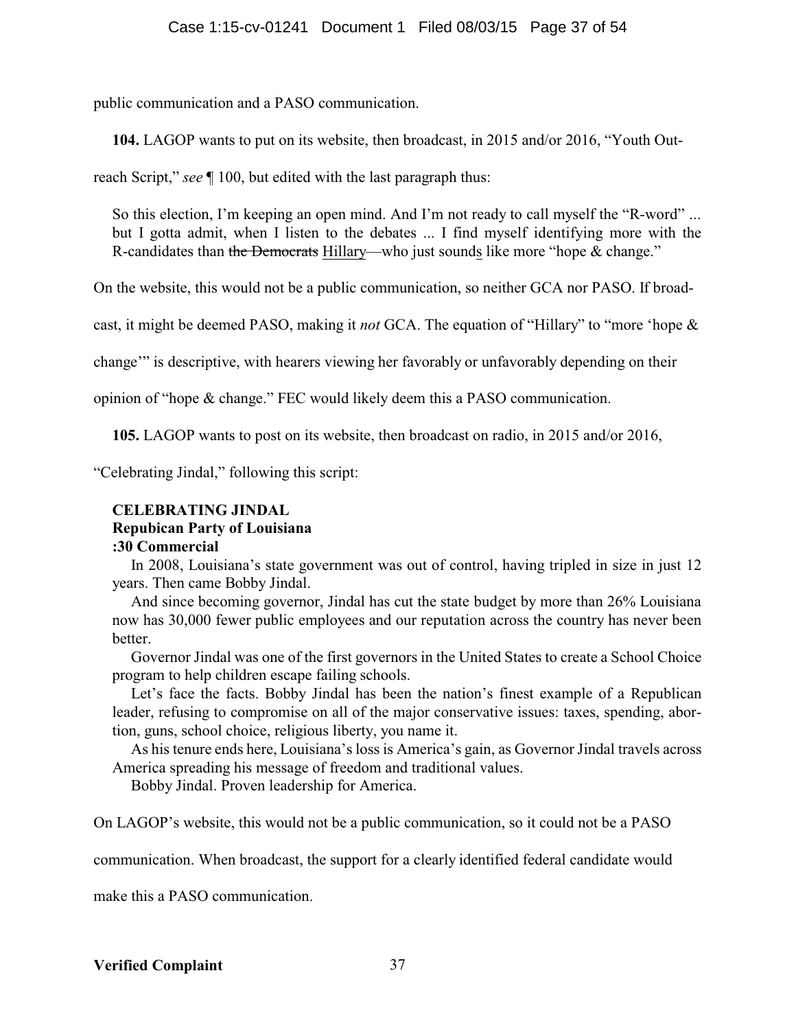public communication and a PASO communication.

**104.** LAGOP wants to put on its website, then broadcast, in 2015 and/or 2016, "Youth Outreach Script," *see* ¶ 100, but edited with the last paragraph thus:

> So this election, I'm keeping an open mind. And I'm not ready to call myself the "R-word" ... but I gotta admit, when I listen to the debates ... I find myself identifying more with the R-candidates than ~~the Democrats~~ <u>Hillary</u>—who just sound<u>s</u> like more "hope & change."

On the website, this would not be a public communication, so neither GCA nor PASO. If broadcast, it might be deemed PASO, making it *not* GCA. The equation of "Hillary" to "more 'hope & change'" is descriptive, with hearers viewing her favorably or unfavorably depending on their opinion of "hope & change." FEC would likely deem this a PASO communication.

**105.** LAGOP wants to post on its website, then broadcast on radio, in 2015 and/or 2016, "Celebrating Jindal," following this script:

> **CELEBRATING JINDAL**
> **Repubican Party of Louisiana**
> **:30 Commercial**
>
> In 2008, Louisiana's state government was out of control, having tripled in size in just 12 years. Then came Bobby Jindal.
>
> And since becoming governor, Jindal has cut the state budget by more than 26% Louisiana now has 30,000 fewer public employees and our reputation across the country has never been better.
>
> Governor Jindal was one of the first governors in the United States to create a School Choice program to help children escape failing schools.
>
> Let's face the facts. Bobby Jindal has been the nation's finest example of a Republican leader, refusing to compromise on all of the major conservative issues: taxes, spending, abortion, guns, school choice, religious liberty, you name it.
>
> As his tenure ends here, Louisiana's loss is America's gain, as Governor Jindal travels across America spreading his message of freedom and traditional values.
>
> Bobby Jindal. Proven leadership for America.

On LAGOP's website, this would not be a public communication, so it could not be a PASO communication. When broadcast, the support for a clearly identified federal candidate would make this a PASO communication.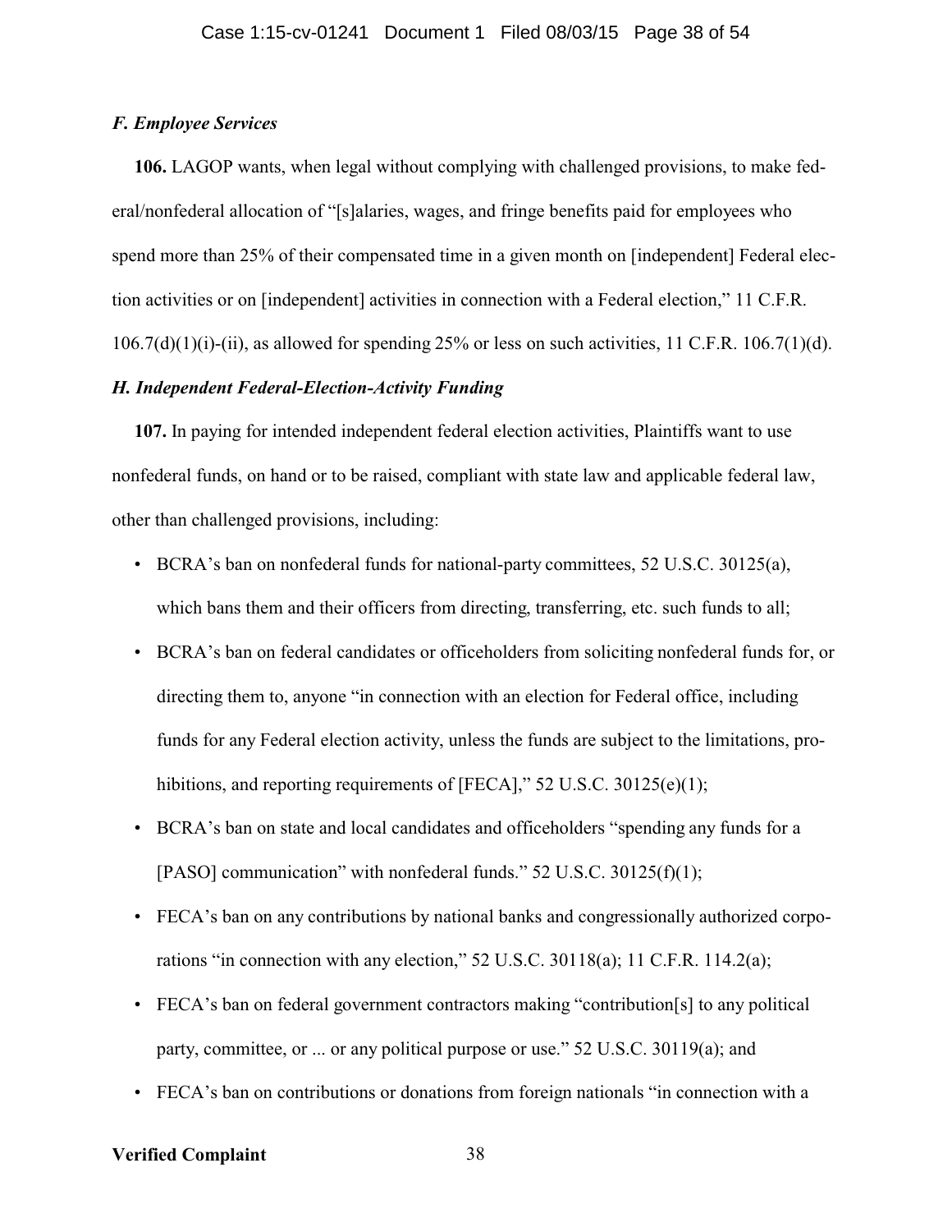### *F. Employee Services*

**106.** LAGOP wants, when legal without complying with challenged provisions, to make federal/nonfederal allocation of "[s]alaries, wages, and fringe benefits paid for employees who spend more than 25% of their compensated time in a given month on [independent] Federal election activities or on [independent] activities in connection with a Federal election," 11 C.F.R. 106.7(d)(1)(i)-(ii), as allowed for spending 25% or less on such activities, 11 C.F.R. 106.7(1)(d).

### *H. Independent Federal-Election-Activity Funding*

**107.** In paying for intended independent federal election activities, Plaintiffs want to use nonfederal funds, on hand or to be raised, compliant with state law and applicable federal law, other than challenged provisions, including:

- BCRA's ban on nonfederal funds for national-party committees, 52 U.S.C. 30125(a), which bans them and their officers from directing, transferring, etc. such funds to all;
- BCRA's ban on federal candidates or officeholders from soliciting nonfederal funds for, or directing them to, anyone "in connection with an election for Federal office, including funds for any Federal election activity, unless the funds are subject to the limitations, prohibitions, and reporting requirements of [FECA]," 52 U.S.C. 30125(e)(1);
- BCRA's ban on state and local candidates and officeholders "spending any funds for a [PASO] communication" with nonfederal funds." 52 U.S.C. 30125(f)(1);
- FECA's ban on any contributions by national banks and congressionally authorized corporations "in connection with any election," 52 U.S.C. 30118(a); 11 C.F.R. 114.2(a);
- FECA's ban on federal government contractors making "contribution[s] to any political party, committee, or ... or any political purpose or use." 52 U.S.C. 30119(a); and
- FECA's ban on contributions or donations from foreign nationals "in connection with a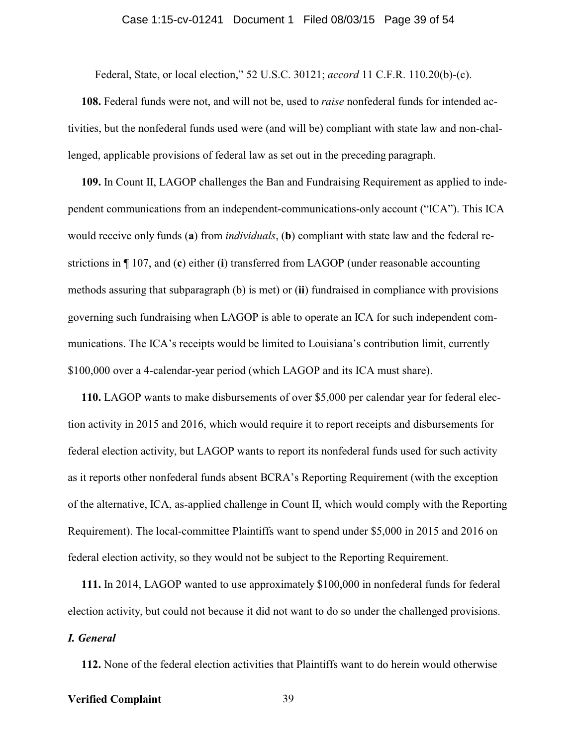Federal, State, or local election," 52 U.S.C. 30121; *accord* 11 C.F.R. 110.20(b)-(c).

**108.** Federal funds were not, and will not be, used to *raise* nonfederal funds for intended activities, but the nonfederal funds used were (and will be) compliant with state law and non-challenged, applicable provisions of federal law as set out in the preceding paragraph.

**109.** In Count II, LAGOP challenges the Ban and Fundraising Requirement as applied to independent communications from an independent-communications-only account ("ICA"). This ICA would receive only funds (**a**) from *individuals*, (**b**) compliant with state law and the federal restrictions in ¶ 107, and (**c**) either (**i**) transferred from LAGOP (under reasonable accounting methods assuring that subparagraph (b) is met) or (**ii**) fundraised in compliance with provisions governing such fundraising when LAGOP is able to operate an ICA for such independent communications. The ICA's receipts would be limited to Louisiana's contribution limit, currently $100,000 over a 4-calendar-year period (which LAGOP and its ICA must share).

**110.** LAGOP wants to make disbursements of over $5,000 per calendar year for federal election activity in 2015 and 2016, which would require it to report receipts and disbursements for federal election activity, but LAGOP wants to report its nonfederal funds used for such activity as it reports other nonfederal funds absent BCRA's Reporting Requirement (with the exception of the alternative, ICA, as-applied challenge in Count II, which would comply with the Reporting Requirement). The local-committee Plaintiffs want to spend under $5,000 in 2015 and 2016 on federal election activity, so they would not be subject to the Reporting Requirement.

**111.** In 2014, LAGOP wanted to use approximately $100,000 in nonfederal funds for federal election activity, but could not because it did not want to do so under the challenged provisions.

***I. General***

**112.** None of the federal election activities that Plaintiffs want to do herein would otherwise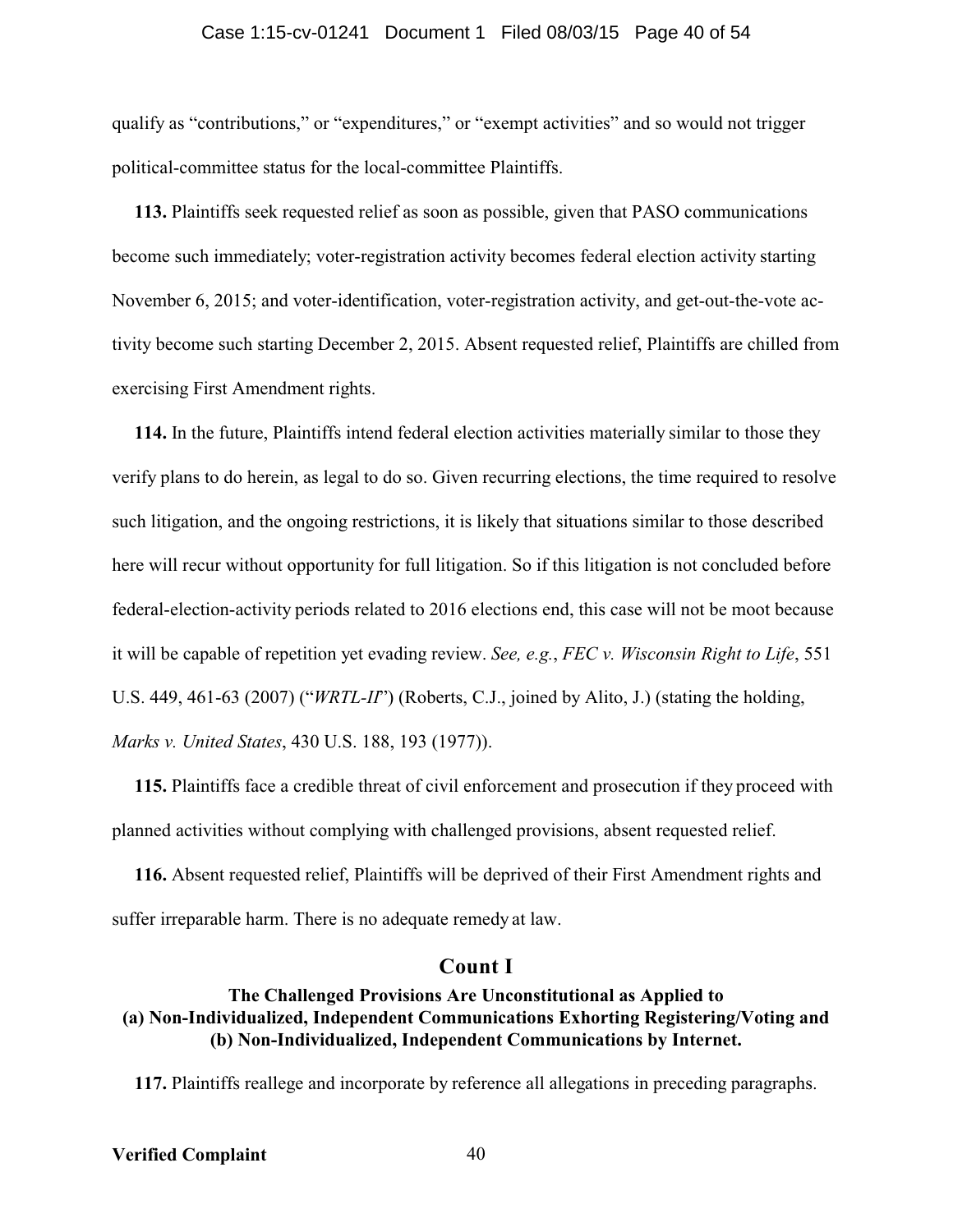qualify as "contributions," or "expenditures," or "exempt activities" and so would not trigger political-committee status for the local-committee Plaintiffs.

**113.** Plaintiffs seek requested relief as soon as possible, given that PASO communications become such immediately; voter-registration activity becomes federal election activity starting November 6, 2015; and voter-identification, voter-registration activity, and get-out-the-vote activity become such starting December 2, 2015. Absent requested relief, Plaintiffs are chilled from exercising First Amendment rights.

**114.** In the future, Plaintiffs intend federal election activities materially similar to those they verify plans to do herein, as legal to do so. Given recurring elections, the time required to resolve such litigation, and the ongoing restrictions, it is likely that situations similar to those described here will recur without opportunity for full litigation. So if this litigation is not concluded before federal-election-activity periods related to 2016 elections end, this case will not be moot because it will be capable of repetition yet evading review. *See, e.g.*, *FEC v. Wisconsin Right to Life*, 551 U.S. 449, 461-63 (2007) ("*WRTL-II*") (Roberts, C.J., joined by Alito, J.) (stating the holding, *Marks v. United States*, 430 U.S. 188, 193 (1977)).

**115.** Plaintiffs face a credible threat of civil enforcement and prosecution if they proceed with planned activities without complying with challenged provisions, absent requested relief.

**116.** Absent requested relief, Plaintiffs will be deprived of their First Amendment rights and suffer irreparable harm. There is no adequate remedy at law.

## Count I

### The Challenged Provisions Are Unconstitutional as Applied to (a) Non-Individualized, Independent Communications Exhorting Registering/Voting and (b) Non-Individualized, Independent Communications by Internet.

**117.** Plaintiffs reallege and incorporate by reference all allegations in preceding paragraphs.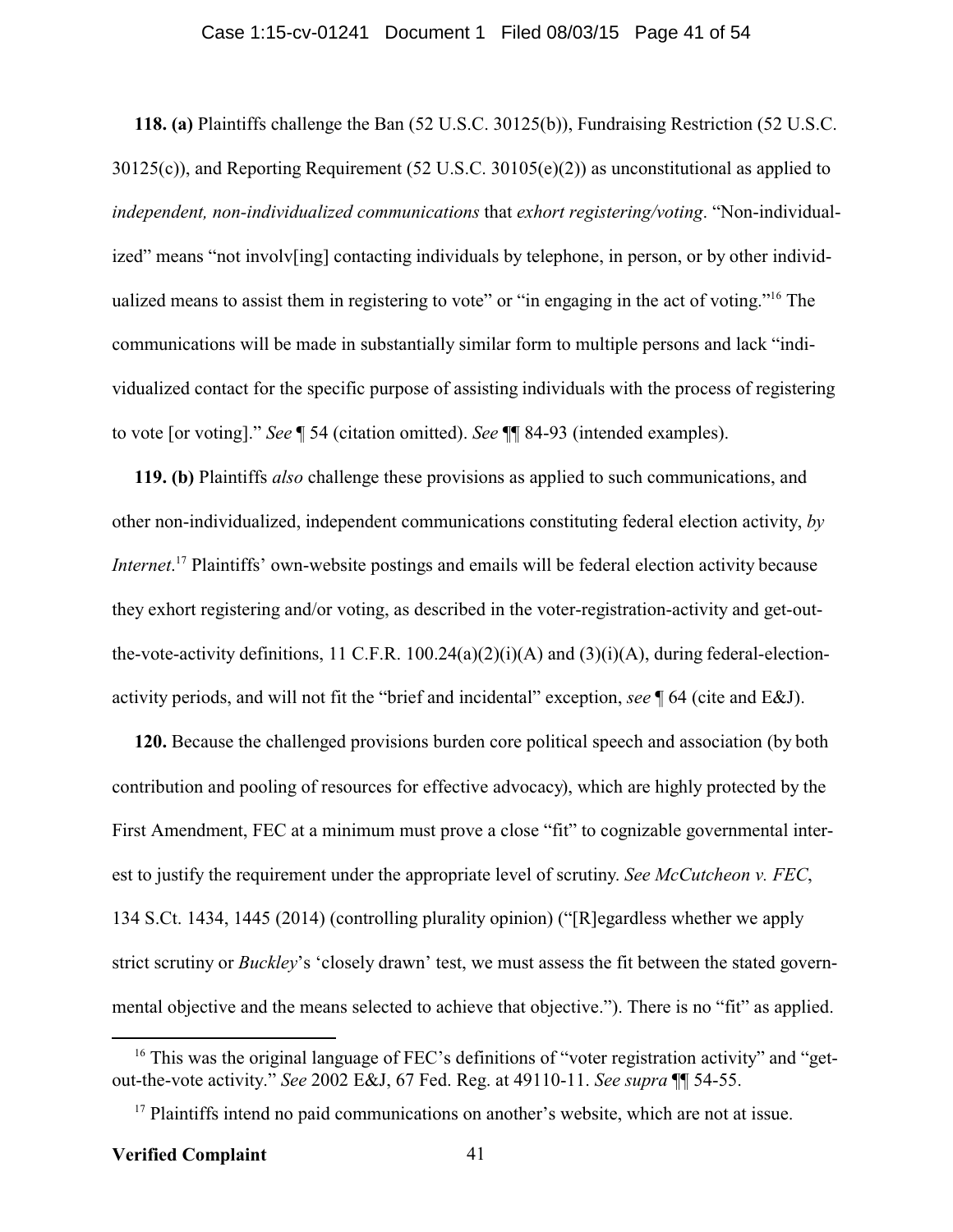**118. (a)** Plaintiffs challenge the Ban (52 U.S.C. 30125(b)), Fundraising Restriction (52 U.S.C. 30125(c)), and Reporting Requirement (52 U.S.C. 30105(e)(2)) as unconstitutional as applied to *independent, non-individualized communications* that *exhort registering/voting*. "Non-individualized" means "not involv[ing] contacting individuals by telephone, in person, or by other individualized means to assist them in registering to vote" or "in engaging in the act of voting."[16] The communications will be made in substantially similar form to multiple persons and lack "individualized contact for the specific purpose of assisting individuals with the process of registering to vote [or voting]." *See* ¶ 54 (citation omitted). *See* ¶¶ 84-93 (intended examples).

**119. (b)** Plaintiffs *also* challenge these provisions as applied to such communications, and other non-individualized, independent communications constituting federal election activity, *by Internet*.[17] Plaintiffs' own-website postings and emails will be federal election activity because they exhort registering and/or voting, as described in the voter-registration-activity and get-out-the-vote-activity definitions, 11 C.F.R. 100.24(a)(2)(i)(A) and (3)(i)(A), during federal-election-activity periods, and will not fit the "brief and incidental" exception, *see* ¶ 64 (cite and E&J).

**120.** Because the challenged provisions burden core political speech and association (by both contribution and pooling of resources for effective advocacy), which are highly protected by the First Amendment, FEC at a minimum must prove a close "fit" to cognizable governmental interest to justify the requirement under the appropriate level of scrutiny. *See McCutcheon v. FEC*, 134 S.Ct. 1434, 1445 (2014) (controlling plurality opinion) ("[R]egardless whether we apply strict scrutiny or *Buckley*'s 'closely drawn' test, we must assess the fit between the stated governmental objective and the means selected to achieve that objective."). There is no "fit" as applied.

---

[16] This was the original language of FEC's definitions of "voter registration activity" and "get-out-the-vote activity." *See* 2002 E&J, 67 Fed. Reg. at 49110-11. *See supra* ¶¶ 54-55.

[17] Plaintiffs intend no paid communications on another's website, which are not at issue.

**Verified Complaint**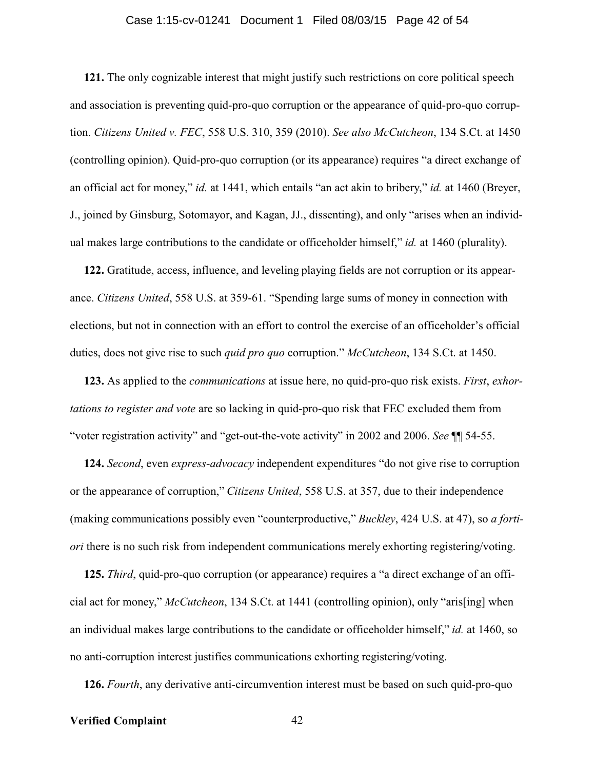**121.** The only cognizable interest that might justify such restrictions on core political speech and association is preventing quid-pro-quo corruption or the appearance of quid-pro-quo corruption. *Citizens United v. FEC*, 558 U.S. 310, 359 (2010). *See also McCutcheon*, 134 S.Ct. at 1450 (controlling opinion). Quid-pro-quo corruption (or its appearance) requires "a direct exchange of an official act for money," *id.* at 1441, which entails "an act akin to bribery," *id.* at 1460 (Breyer, J., joined by Ginsburg, Sotomayor, and Kagan, JJ., dissenting), and only "arises when an individual makes large contributions to the candidate or officeholder himself," *id.* at 1460 (plurality).

**122.** Gratitude, access, influence, and leveling playing fields are not corruption or its appearance. *Citizens United*, 558 U.S. at 359-61. "Spending large sums of money in connection with elections, but not in connection with an effort to control the exercise of an officeholder's official duties, does not give rise to such *quid pro quo* corruption." *McCutcheon*, 134 S.Ct. at 1450.

**123.** As applied to the *communications* at issue here, no quid-pro-quo risk exists. *First*, *exhortations to register and vote* are so lacking in quid-pro-quo risk that FEC excluded them from "voter registration activity" and "get-out-the-vote activity" in 2002 and 2006. *See* ¶¶ 54-55.

**124.** *Second*, even *express-advocacy* independent expenditures "do not give rise to corruption or the appearance of corruption," *Citizens United*, 558 U.S. at 357, due to their independence (making communications possibly even "counterproductive," *Buckley*, 424 U.S. at 47), so *a fortiori* there is no such risk from independent communications merely exhorting registering/voting.

**125.** *Third*, quid-pro-quo corruption (or appearance) requires a "a direct exchange of an official act for money," *McCutcheon*, 134 S.Ct. at 1441 (controlling opinion), only "aris[ing] when an individual makes large contributions to the candidate or officeholder himself," *id.* at 1460, so no anti-corruption interest justifies communications exhorting registering/voting.

**126.** *Fourth*, any derivative anti-circumvention interest must be based on such quid-pro-quo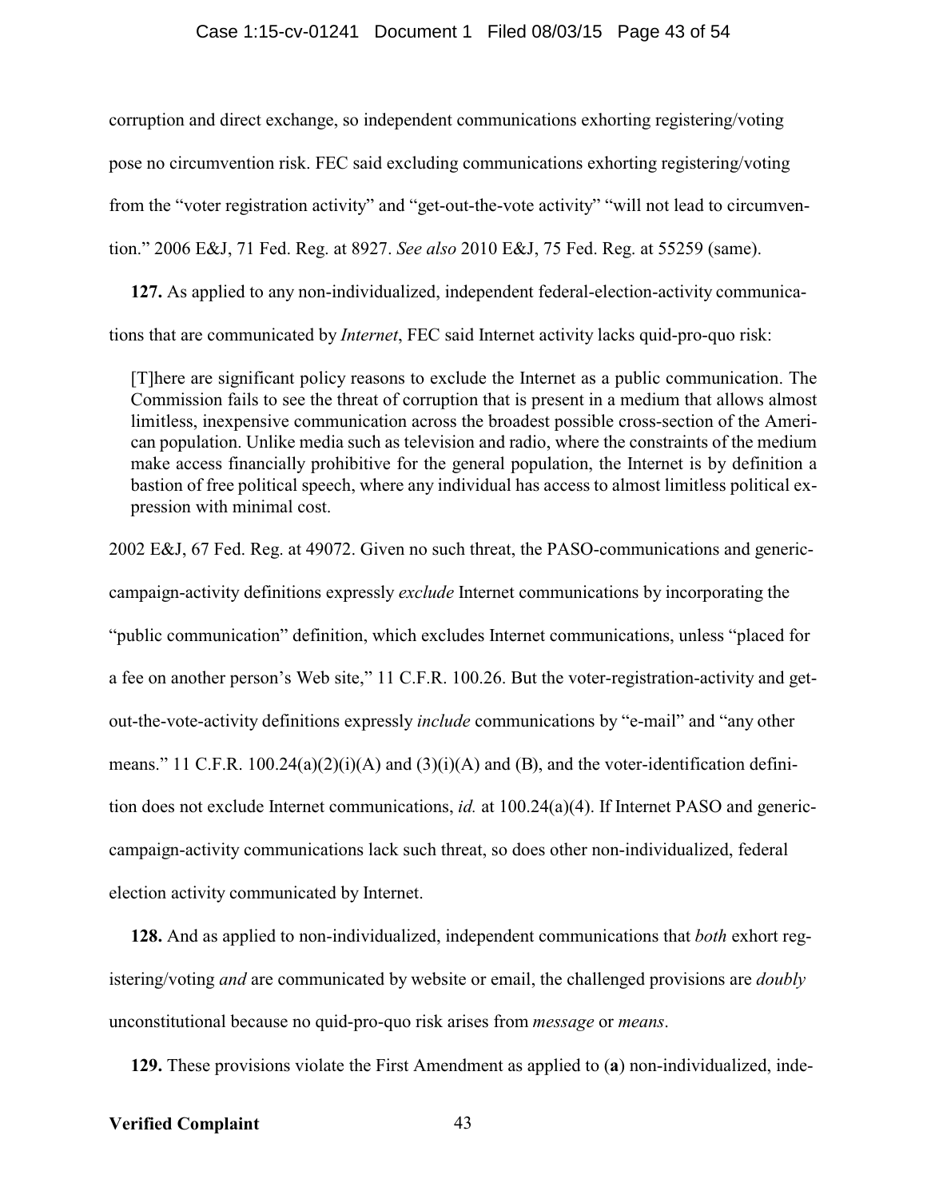corruption and direct exchange, so independent communications exhorting registering/voting pose no circumvention risk. FEC said excluding communications exhorting registering/voting from the "voter registration activity" and "get-out-the-vote activity" "will not lead to circumvention." 2006 E&J, 71 Fed. Reg. at 8927. *See also* 2010 E&J, 75 Fed. Reg. at 55259 (same).

**127.** As applied to any non-individualized, independent federal-election-activity communications that are communicated by *Internet*, FEC said Internet activity lacks quid-pro-quo risk:

> [T]here are significant policy reasons to exclude the Internet as a public communication. The Commission fails to see the threat of corruption that is present in a medium that allows almost limitless, inexpensive communication across the broadest possible cross-section of the American population. Unlike media such as television and radio, where the constraints of the medium make access financially prohibitive for the general population, the Internet is by definition a bastion of free political speech, where any individual has access to almost limitless political expression with minimal cost.

2002 E&J, 67 Fed. Reg. at 49072. Given no such threat, the PASO-communications and generic-campaign-activity definitions expressly *exclude* Internet communications by incorporating the "public communication" definition, which excludes Internet communications, unless "placed for a fee on another person's Web site," 11 C.F.R. 100.26. But the voter-registration-activity and get-out-the-vote-activity definitions expressly *include* communications by "e-mail" and "any other means." 11 C.F.R. 100.24(a)(2)(i)(A) and (3)(i)(A) and (B), and the voter-identification definition does not exclude Internet communications, *id.* at 100.24(a)(4). If Internet PASO and generic-campaign-activity communications lack such threat, so does other non-individualized, federal election activity communicated by Internet.

**128.** And as applied to non-individualized, independent communications that *both* exhort registering/voting *and* are communicated by website or email, the challenged provisions are *doubly* unconstitutional because no quid-pro-quo risk arises from *message* or *means*.

**129.** These provisions violate the First Amendment as applied to (**a**) non-individualized, inde-

**Verified Complaint**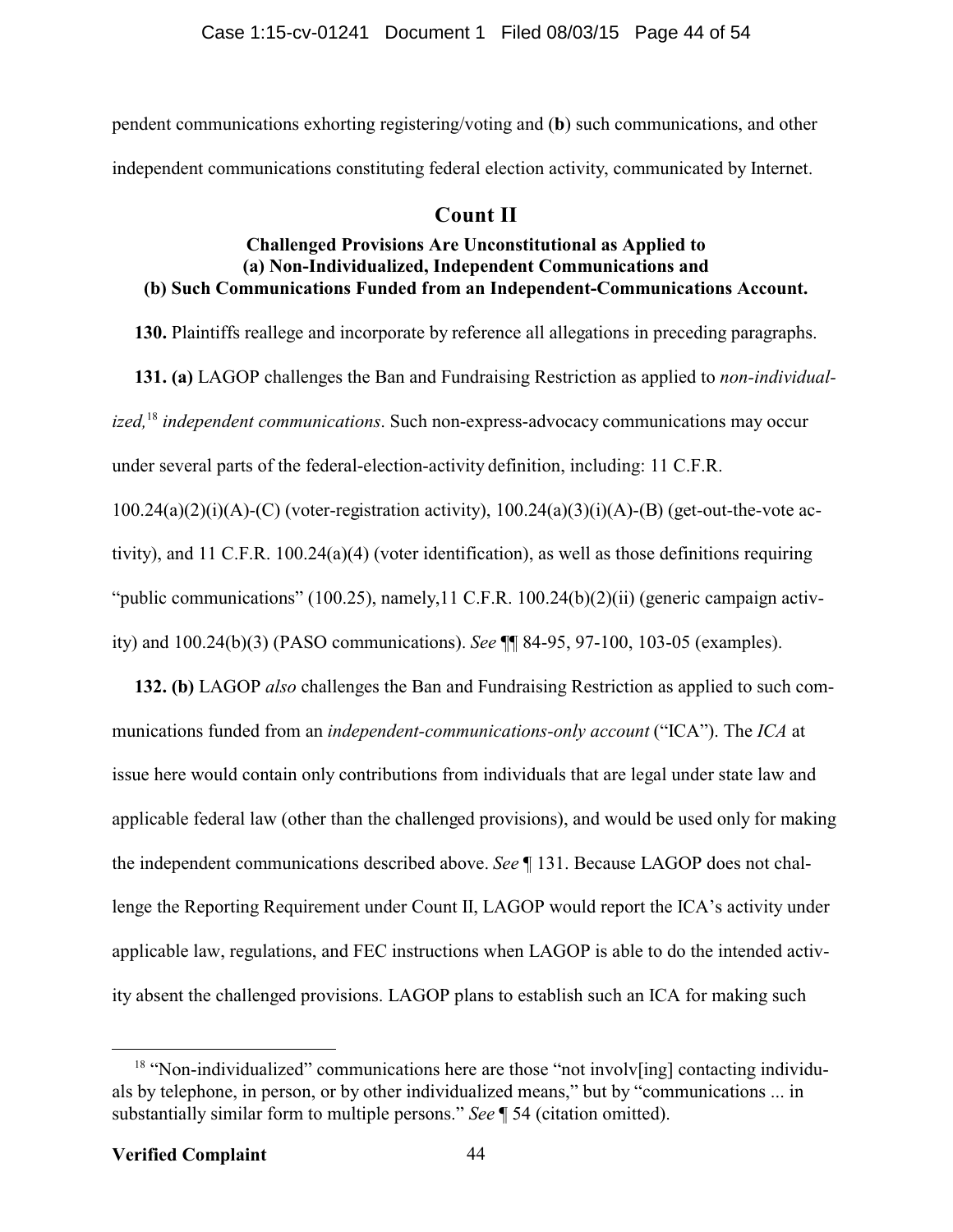pendent communications exhorting registering/voting and (**b**) such communications, and other independent communications constituting federal election activity, communicated by Internet.

## Count II

### Challenged Provisions Are Unconstitutional as Applied to (a) Non-Individualized, Independent Communications and (b) Such Communications Funded from an Independent-Communications Account.

**130.** Plaintiffs reallege and incorporate by reference all allegations in preceding paragraphs.

**131. (a)** LAGOP challenges the Ban and Fundraising Restriction as applied to *non-individualized,*[18] *independent communications*. Such non-express-advocacy communications may occur under several parts of the federal-election-activity definition, including: 11 C.F.R. 100.24(a)(2)(i)(A)-(C) (voter-registration activity), 100.24(a)(3)(i)(A)-(B) (get-out-the-vote activity), and 11 C.F.R. 100.24(a)(4) (voter identification), as well as those definitions requiring "public communications" (100.25), namely,11 C.F.R. 100.24(b)(2)(ii) (generic campaign activity) and 100.24(b)(3) (PASO communications). *See* ¶¶ 84-95, 97-100, 103-05 (examples).

**132. (b)** LAGOP *also* challenges the Ban and Fundraising Restriction as applied to such communications funded from an *independent-communications-only account* ("ICA"). The *ICA* at issue here would contain only contributions from individuals that are legal under state law and applicable federal law (other than the challenged provisions), and would be used only for making the independent communications described above. *See* ¶ 131. Because LAGOP does not challenge the Reporting Requirement under Count II, LAGOP would report the ICA's activity under applicable law, regulations, and FEC instructions when LAGOP is able to do the intended activity absent the challenged provisions. LAGOP plans to establish such an ICA for making such

---

[18] "Non-individualized" communications here are those "not involv[ing] contacting individuals by telephone, in person, or by other individualized means," but by "communications ... in substantially similar form to multiple persons." *See* ¶ 54 (citation omitted).

**Verified Complaint**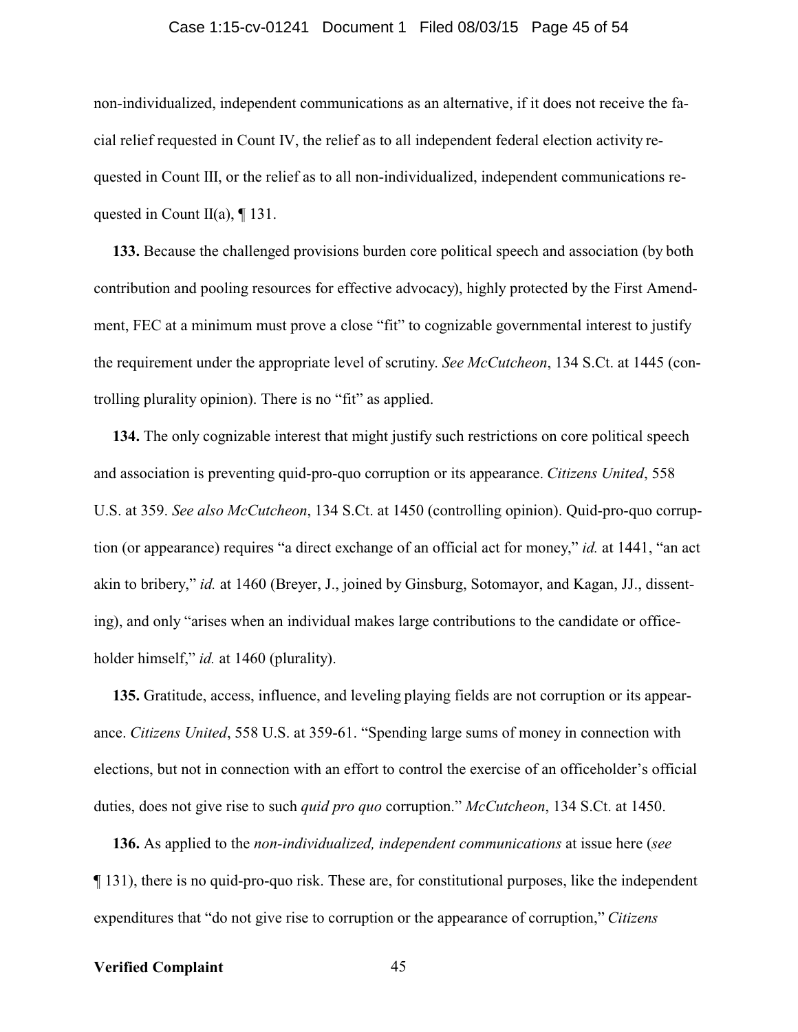non-individualized, independent communications as an alternative, if it does not receive the facial relief requested in Count IV, the relief as to all independent federal election activity requested in Count III, or the relief as to all non-individualized, independent communications requested in Count II(a), ¶ 131.

**133.** Because the challenged provisions burden core political speech and association (by both contribution and pooling resources for effective advocacy), highly protected by the First Amendment, FEC at a minimum must prove a close "fit" to cognizable governmental interest to justify the requirement under the appropriate level of scrutiny. *See McCutcheon*, 134 S.Ct. at 1445 (controlling plurality opinion). There is no "fit" as applied.

**134.** The only cognizable interest that might justify such restrictions on core political speech and association is preventing quid-pro-quo corruption or its appearance. *Citizens United*, 558 U.S. at 359. *See also McCutcheon*, 134 S.Ct. at 1450 (controlling opinion). Quid-pro-quo corruption (or appearance) requires "a direct exchange of an official act for money," *id.* at 1441, "an act akin to bribery," *id.* at 1460 (Breyer, J., joined by Ginsburg, Sotomayor, and Kagan, JJ., dissenting), and only "arises when an individual makes large contributions to the candidate or officeholder himself," *id.* at 1460 (plurality).

**135.** Gratitude, access, influence, and leveling playing fields are not corruption or its appearance. *Citizens United*, 558 U.S. at 359-61. "Spending large sums of money in connection with elections, but not in connection with an effort to control the exercise of an officeholder's official duties, does not give rise to such *quid pro quo* corruption." *McCutcheon*, 134 S.Ct. at 1450.

**136.** As applied to the *non-individualized, independent communications* at issue here (*see* ¶ 131), there is no quid-pro-quo risk. These are, for constitutional purposes, like the independent expenditures that "do not give rise to corruption or the appearance of corruption," *Citizens*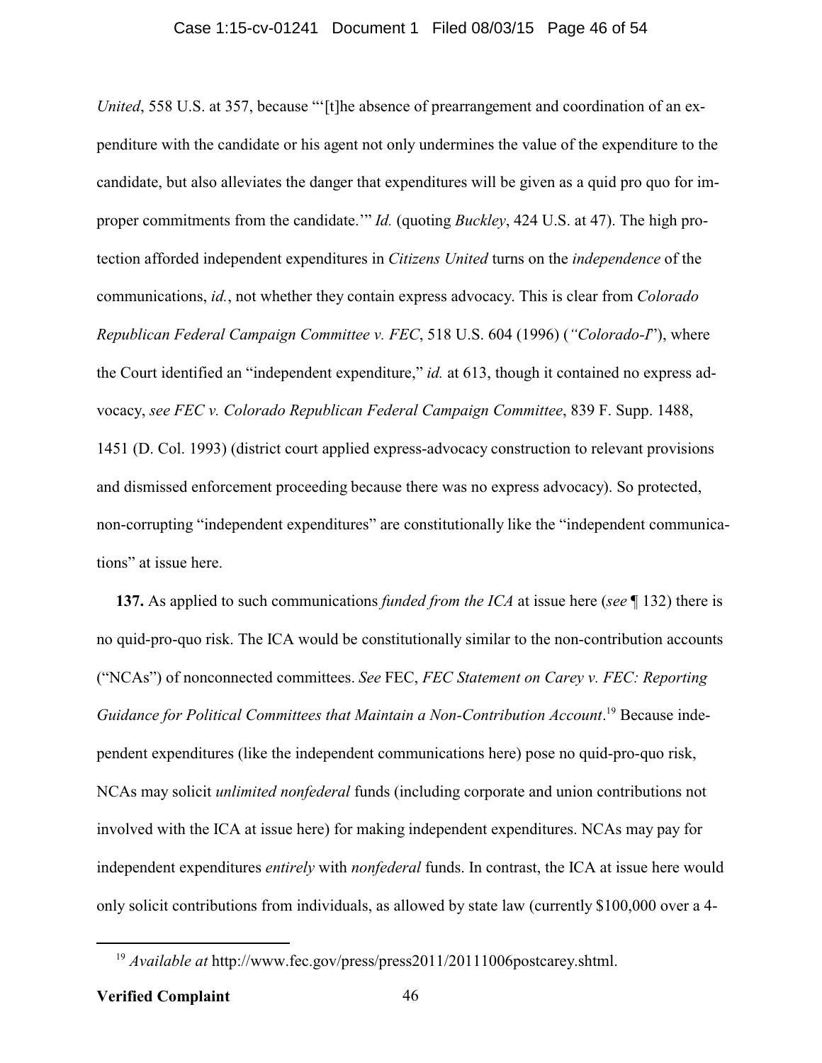*United*, 558 U.S. at 357, because "'[t]he absence of prearrangement and coordination of an expenditure with the candidate or his agent not only undermines the value of the expenditure to the candidate, but also alleviates the danger that expenditures will be given as a quid pro quo for improper commitments from the candidate.'" *Id.* (quoting *Buckley*, 424 U.S. at 47). The high protection afforded independent expenditures in *Citizens United* turns on the *independence* of the communications, *id.*, not whether they contain express advocacy. This is clear from *Colorado Republican Federal Campaign Committee v. FEC*, 518 U.S. 604 (1996) (*"Colorado-I*"), where the Court identified an "independent expenditure," *id.* at 613, though it contained no express advocacy, *see FEC v. Colorado Republican Federal Campaign Committee*, 839 F. Supp. 1488, 1451 (D. Col. 1993) (district court applied express-advocacy construction to relevant provisions and dismissed enforcement proceeding because there was no express advocacy). So protected, non-corrupting "independent expenditures" are constitutionally like the "independent communications" at issue here.

**137.** As applied to such communications *funded from the ICA* at issue here (*see* ¶ 132) there is no quid-pro-quo risk. The ICA would be constitutionally similar to the non-contribution accounts ("NCAs") of nonconnected committees. *See* FEC, *FEC Statement on Carey v. FEC: Reporting Guidance for Political Committees that Maintain a Non-Contribution Account*.[19] Because independent expenditures (like the independent communications here) pose no quid-pro-quo risk, NCAs may solicit *unlimited nonfederal* funds (including corporate and union contributions not involved with the ICA at issue here) for making independent expenditures. NCAs may pay for independent expenditures *entirely* with *nonfederal* funds. In contrast, the ICA at issue here would only solicit contributions from individuals, as allowed by state law (currently $100,000 over a 4-

[19] *Available at* http://www.fec.gov/press/press2011/20111006postcarey.shtml.

**Verified Complaint**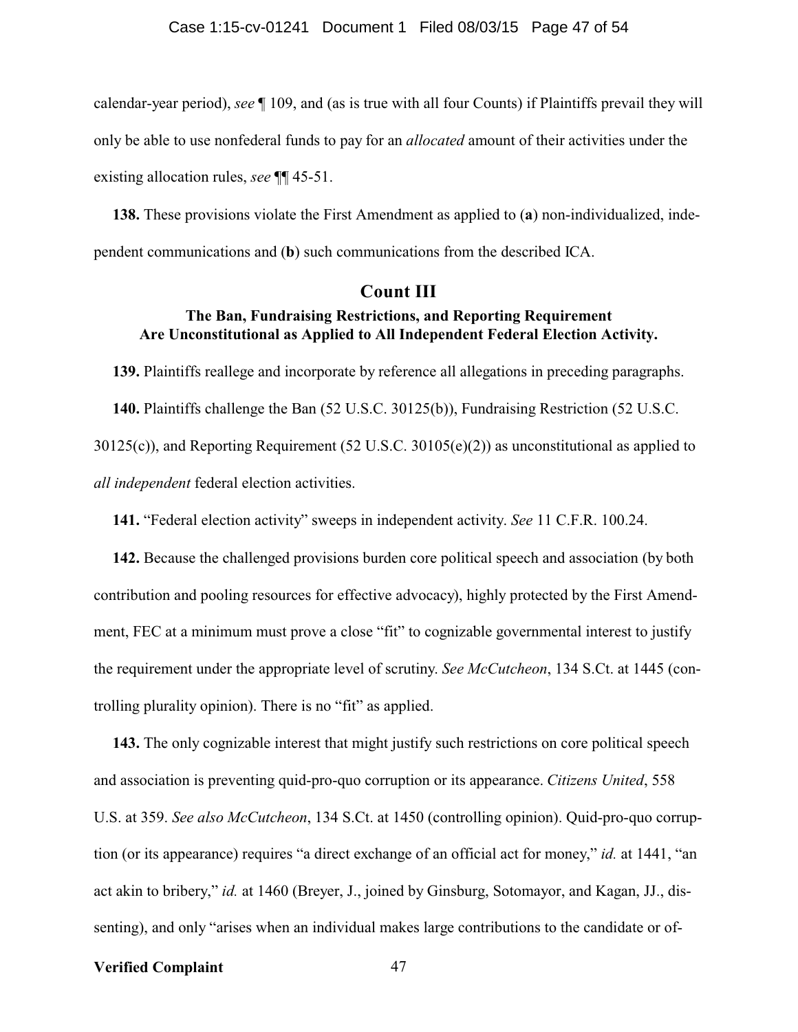calendar-year period), *see* ¶ 109, and (as is true with all four Counts) if Plaintiffs prevail they will only be able to use nonfederal funds to pay for an *allocated* amount of their activities under the existing allocation rules, *see* ¶¶ 45-51.

**138.** These provisions violate the First Amendment as applied to (**a**) non-individualized, independent communications and (**b**) such communications from the described ICA.

## Count III

### The Ban, Fundraising Restrictions, and Reporting Requirement Are Unconstitutional as Applied to All Independent Federal Election Activity.

**139.** Plaintiffs reallege and incorporate by reference all allegations in preceding paragraphs.

**140.** Plaintiffs challenge the Ban (52 U.S.C. 30125(b)), Fundraising Restriction (52 U.S.C. 30125(c)), and Reporting Requirement (52 U.S.C. 30105(e)(2)) as unconstitutional as applied to *all independent* federal election activities.

**141.** "Federal election activity" sweeps in independent activity. *See* 11 C.F.R. 100.24.

**142.** Because the challenged provisions burden core political speech and association (by both contribution and pooling resources for effective advocacy), highly protected by the First Amendment, FEC at a minimum must prove a close "fit" to cognizable governmental interest to justify the requirement under the appropriate level of scrutiny. *See McCutcheon*, 134 S.Ct. at 1445 (controlling plurality opinion). There is no "fit" as applied.

**143.** The only cognizable interest that might justify such restrictions on core political speech and association is preventing quid-pro-quo corruption or its appearance. *Citizens United*, 558 U.S. at 359. *See also McCutcheon*, 134 S.Ct. at 1450 (controlling opinion). Quid-pro-quo corruption (or its appearance) requires "a direct exchange of an official act for money," *id.* at 1441, "an act akin to bribery," *id.* at 1460 (Breyer, J., joined by Ginsburg, Sotomayor, and Kagan, JJ., dissenting), and only "arises when an individual makes large contributions to the candidate or of-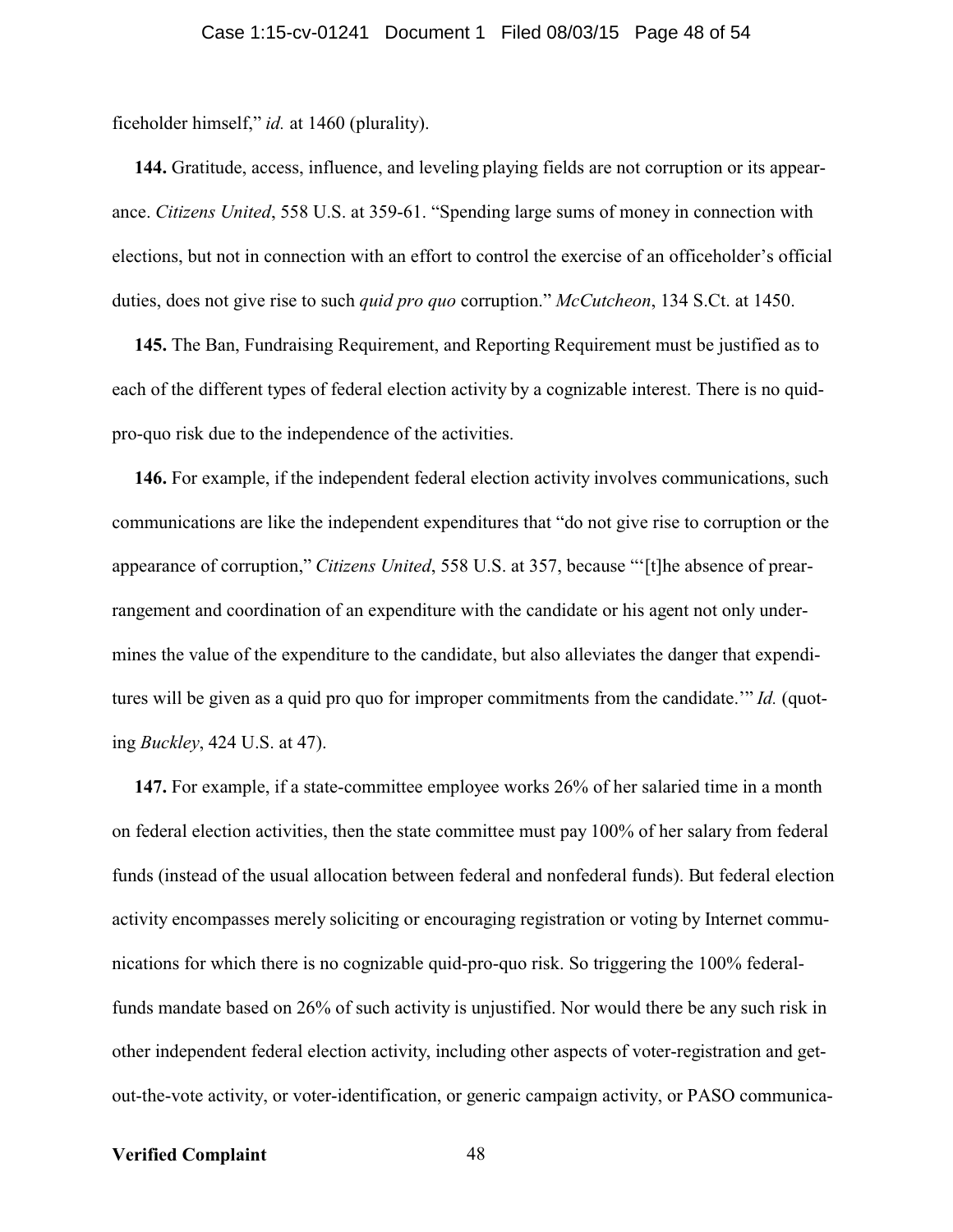ficeholder himself," *id.* at 1460 (plurality).

**144.** Gratitude, access, influence, and leveling playing fields are not corruption or its appearance. *Citizens United*, 558 U.S. at 359-61. "Spending large sums of money in connection with elections, but not in connection with an effort to control the exercise of an officeholder's official duties, does not give rise to such *quid pro quo* corruption." *McCutcheon*, 134 S.Ct. at 1450.

**145.** The Ban, Fundraising Requirement, and Reporting Requirement must be justified as to each of the different types of federal election activity by a cognizable interest. There is no quid-pro-quo risk due to the independence of the activities.

**146.** For example, if the independent federal election activity involves communications, such communications are like the independent expenditures that "do not give rise to corruption or the appearance of corruption," *Citizens United*, 558 U.S. at 357, because "'[t]he absence of prearrangement and coordination of an expenditure with the candidate or his agent not only undermines the value of the expenditure to the candidate, but also alleviates the danger that expenditures will be given as a quid pro quo for improper commitments from the candidate.'" *Id.* (quoting *Buckley*, 424 U.S. at 47).

**147.** For example, if a state-committee employee works 26% of her salaried time in a month on federal election activities, then the state committee must pay 100% of her salary from federal funds (instead of the usual allocation between federal and nonfederal funds). But federal election activity encompasses merely soliciting or encouraging registration or voting by Internet communications for which there is no cognizable quid-pro-quo risk. So triggering the 100% federal-funds mandate based on 26% of such activity is unjustified. Nor would there be any such risk in other independent federal election activity, including other aspects of voter-registration and get-out-the-vote activity, or voter-identification, or generic campaign activity, or PASO communica-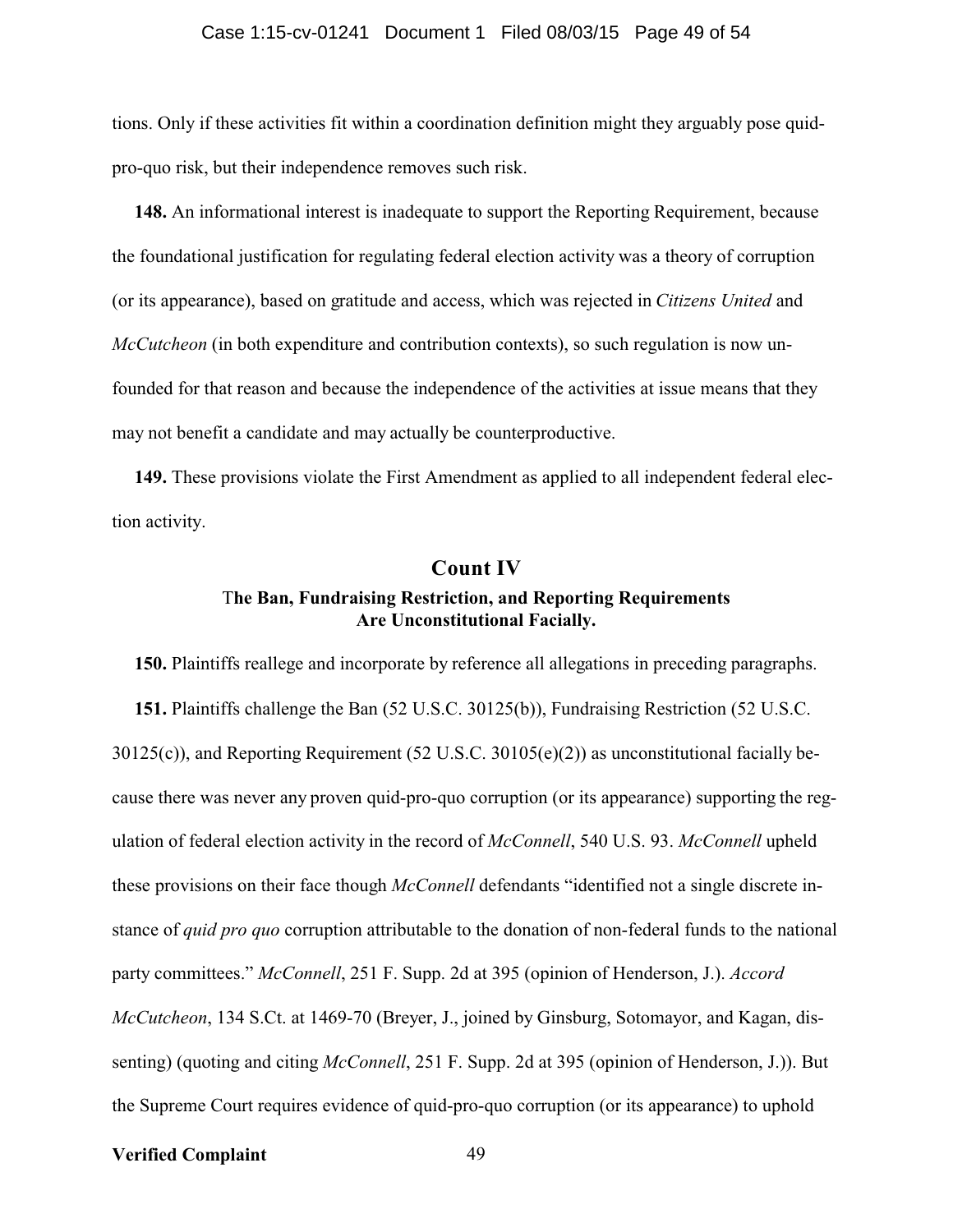tions. Only if these activities fit within a coordination definition might they arguably pose quid-pro-quo risk, but their independence removes such risk.

**148.** An informational interest is inadequate to support the Reporting Requirement, because the foundational justification for regulating federal election activity was a theory of corruption (or its appearance), based on gratitude and access, which was rejected in *Citizens United* and *McCutcheon* (in both expenditure and contribution contexts), so such regulation is now unfounded for that reason and because the independence of the activities at issue means that they may not benefit a candidate and may actually be counterproductive.

**149.** These provisions violate the First Amendment as applied to all independent federal election activity.

## Count IV

### The Ban, Fundraising Restriction, and Reporting Requirements Are Unconstitutional Facially.

**150.** Plaintiffs reallege and incorporate by reference all allegations in preceding paragraphs.

**151.** Plaintiffs challenge the Ban (52 U.S.C. 30125(b)), Fundraising Restriction (52 U.S.C. 30125(c)), and Reporting Requirement (52 U.S.C. 30105(e)(2)) as unconstitutional facially because there was never any proven quid-pro-quo corruption (or its appearance) supporting the regulation of federal election activity in the record of *McConnell*, 540 U.S. 93. *McConnell* upheld these provisions on their face though *McConnell* defendants "identified not a single discrete instance of *quid pro quo* corruption attributable to the donation of non-federal funds to the national party committees." *McConnell*, 251 F. Supp. 2d at 395 (opinion of Henderson, J.). *Accord McCutcheon*, 134 S.Ct. at 1469-70 (Breyer, J., joined by Ginsburg, Sotomayor, and Kagan, dissenting) (quoting and citing *McConnell*, 251 F. Supp. 2d at 395 (opinion of Henderson, J.)). But the Supreme Court requires evidence of quid-pro-quo corruption (or its appearance) to uphold

**Verified Complaint**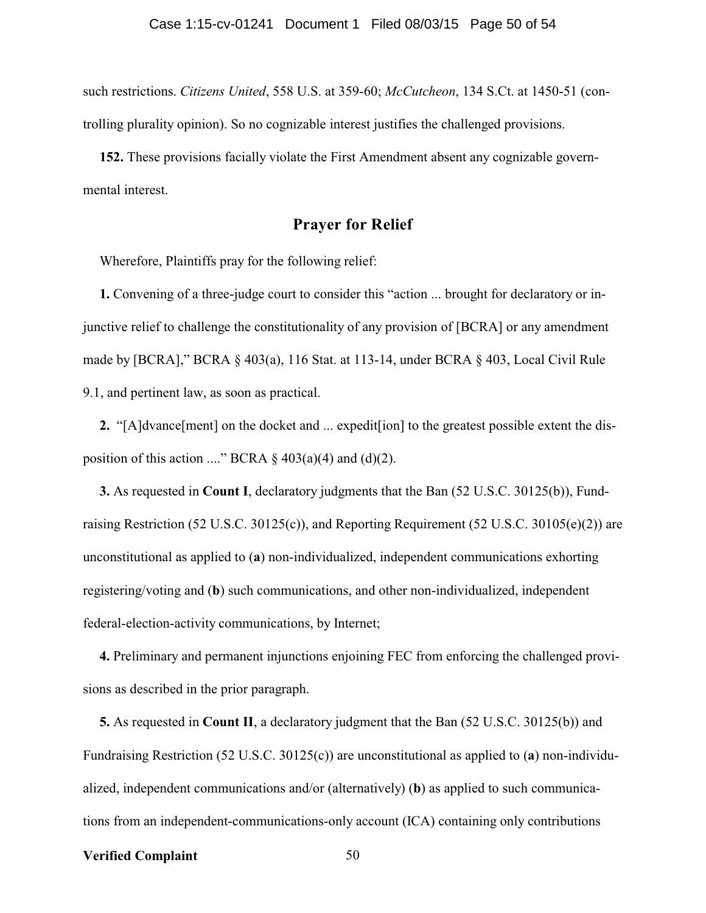such restrictions. *Citizens United*, 558 U.S. at 359-60; *McCutcheon*, 134 S.Ct. at 1450-51 (controlling plurality opinion). So no cognizable interest justifies the challenged provisions.

**152.** These provisions facially violate the First Amendment absent any cognizable governmental interest.

## Prayer for Relief

Wherefore, Plaintiffs pray for the following relief:

**1.** Convening of a three-judge court to consider this "action ... brought for declaratory or injunctive relief to challenge the constitutionality of any provision of [BCRA] or any amendment made by [BCRA]," BCRA § 403(a), 116 Stat. at 113-14, under BCRA § 403, Local Civil Rule 9.1, and pertinent law, as soon as practical.

**2.** "[A]dvance[ment] on the docket and ... expedit[ion] to the greatest possible extent the disposition of this action ...." BCRA § 403(a)(4) and (d)(2).

**3.** As requested in **Count I**, declaratory judgments that the Ban (52 U.S.C. 30125(b)), Fundraising Restriction (52 U.S.C. 30125(c)), and Reporting Requirement (52 U.S.C. 30105(e)(2)) are unconstitutional as applied to (**a**) non-individualized, independent communications exhorting registering/voting and (**b**) such communications, and other non-individualized, independent federal-election-activity communications, by Internet;

**4.** Preliminary and permanent injunctions enjoining FEC from enforcing the challenged provisions as described in the prior paragraph.

**5.** As requested in **Count II**, a declaratory judgment that the Ban (52 U.S.C. 30125(b)) and Fundraising Restriction (52 U.S.C. 30125(c)) are unconstitutional as applied to (**a**) non-individualized, independent communications and/or (alternatively) (**b**) as applied to such communications from an independent-communications-only account (ICA) containing only contributions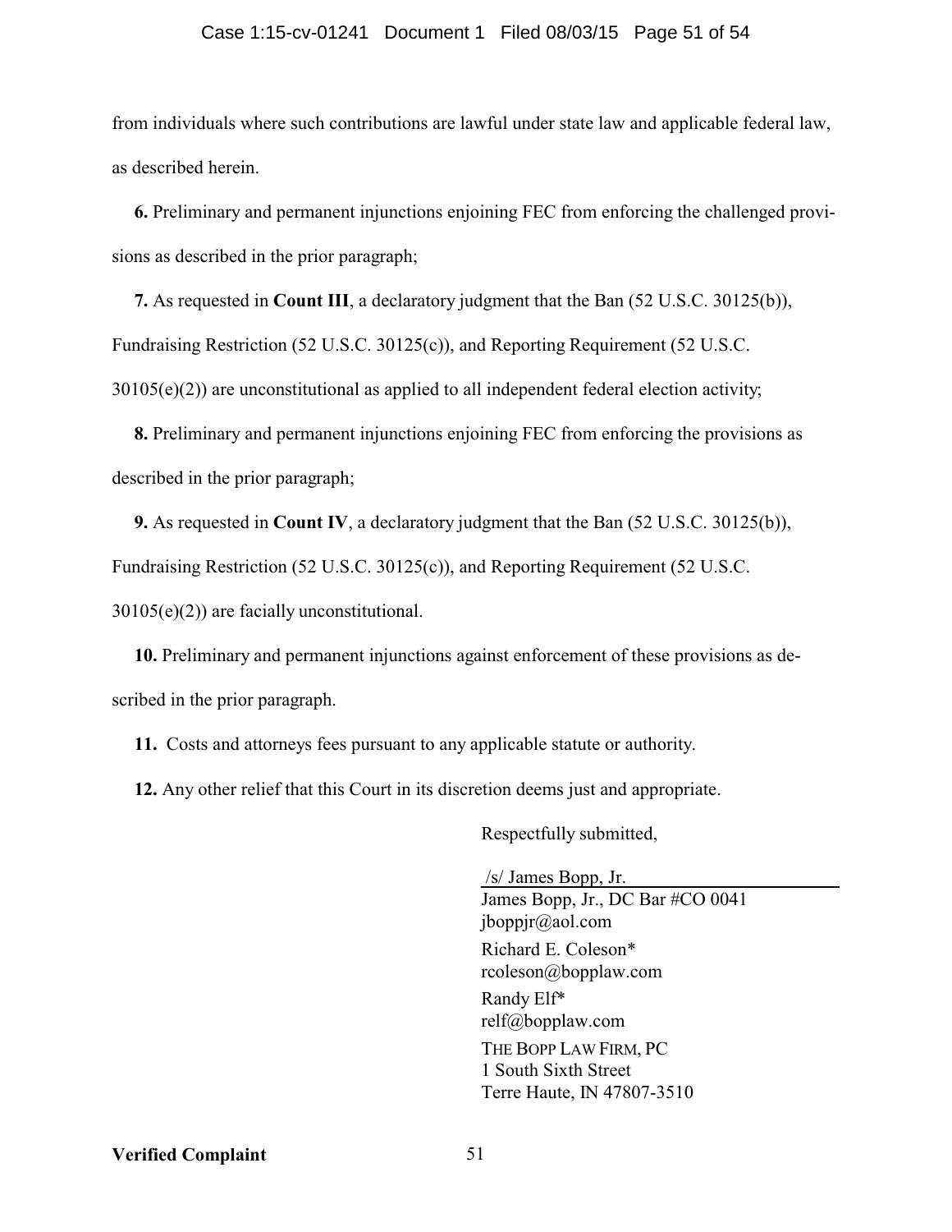from individuals where such contributions are lawful under state law and applicable federal law, as described herein.

**6.** Preliminary and permanent injunctions enjoining FEC from enforcing the challenged provisions as described in the prior paragraph;

**7.** As requested in **Count III**, a declaratory judgment that the Ban (52 U.S.C. 30125(b)), Fundraising Restriction (52 U.S.C. 30125(c)), and Reporting Requirement (52 U.S.C. 30105(e)(2)) are unconstitutional as applied to all independent federal election activity;

**8.** Preliminary and permanent injunctions enjoining FEC from enforcing the provisions as described in the prior paragraph;

**9.** As requested in **Count IV**, a declaratory judgment that the Ban (52 U.S.C. 30125(b)), Fundraising Restriction (52 U.S.C. 30125(c)), and Reporting Requirement (52 U.S.C. 30105(e)(2)) are facially unconstitutional.

**10.** Preliminary and permanent injunctions against enforcement of these provisions as described in the prior paragraph.

**11.** Costs and attorneys fees pursuant to any applicable statute or authority.

**12.** Any other relief that this Court in its discretion deems just and appropriate.

Respectfully submitted,

/s/ James Bopp, Jr.
James Bopp, Jr., DC Bar #CO 0041
jboppjr@aol.com
Richard E. Coleson*
rcoleson@bopplaw.com
Randy Elf*
relf@bopplaw.com
THE BOPP LAW FIRM, PC
1 South Sixth Street
Terre Haute, IN 47807-3510

**Verified Complaint**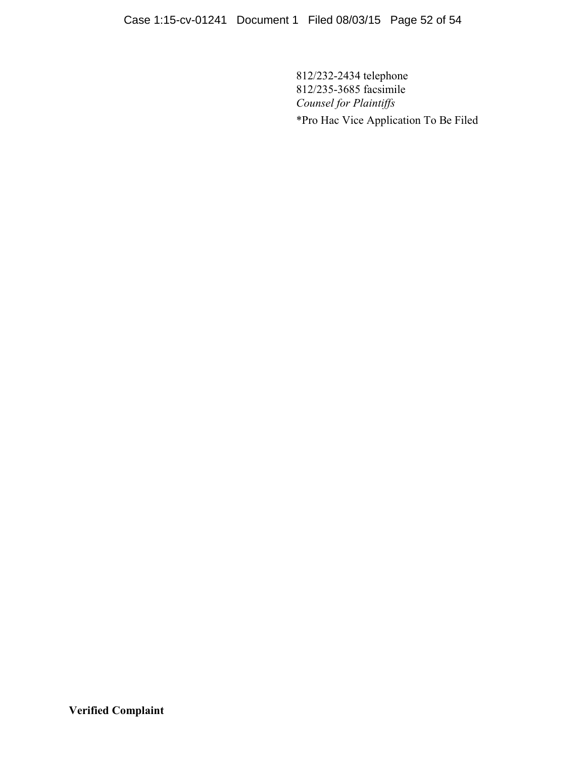812/232-2434 telephone
812/235-3685 facsimile
*Counsel for Plaintiffs*
*Pro Hac Vice Application To Be Filed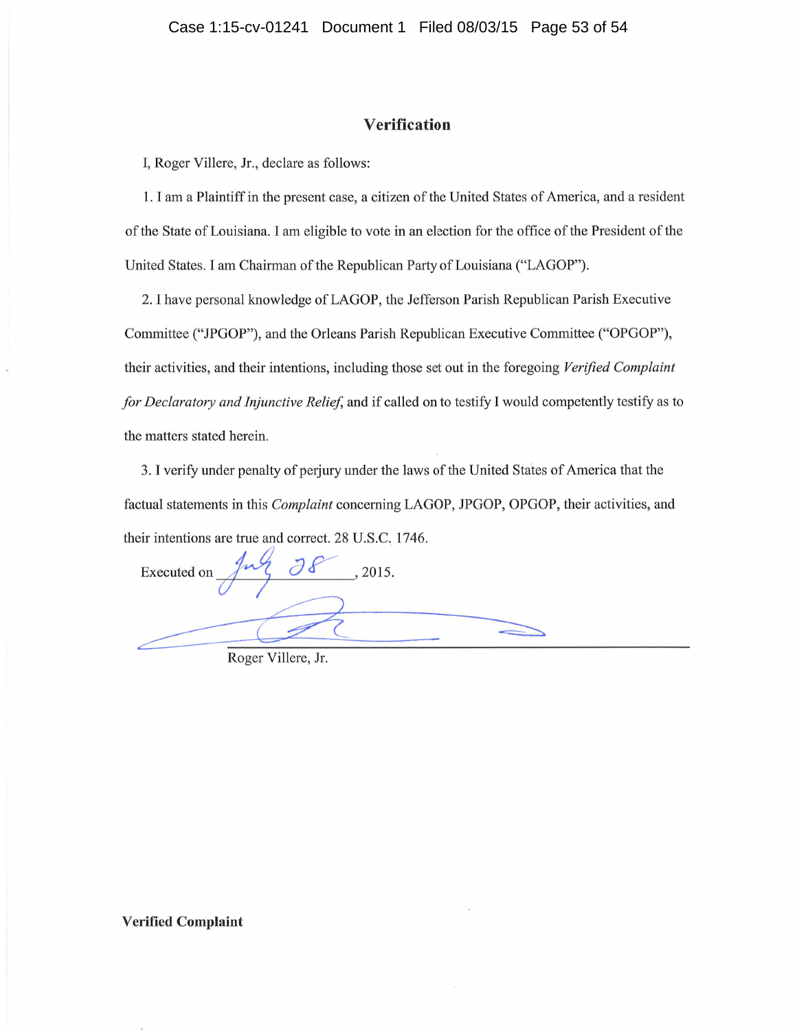## Verification

I, Roger Villere, Jr., declare as follows:

1. I am a Plaintiff in the present case, a citizen of the United States of America, and a resident of the State of Louisiana. I am eligible to vote in an election for the office of the President of the United States. I am Chairman of the Republican Party of Louisiana ("LAGOP").

2. I have personal knowledge of LAGOP, the Jefferson Parish Republican Parish Executive Committee ("JPGOP"), and the Orleans Parish Republican Executive Committee ("OPGOP"), their activities, and their intentions, including those set out in the foregoing *Verified Complaint for Declaratory and Injunctive Relief*, and if called on to testify I would competently testify as to the matters stated herein.

3. I verify under penalty of perjury under the laws of the United States of America that the factual statements in this *Complaint* concerning LAGOP, JPGOP, OPGOP, their activities, and their intentions are true and correct. 28 U.S.C. 1746.

Executed on July 28, 2015.

Roger Villere, Jr.

**Verified Complaint**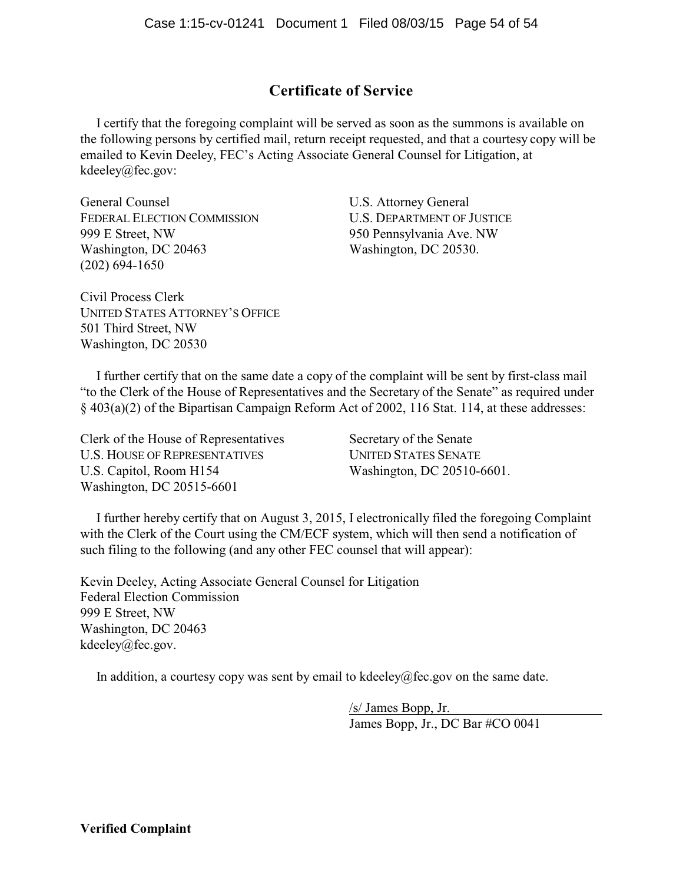## Certificate of Service

I certify that the foregoing complaint will be served as soon as the summons is available on the following persons by certified mail, return receipt requested, and that a courtesy copy will be emailed to Kevin Deeley, FEC's Acting Associate General Counsel for Litigation, at kdeeley@fec.gov:

General Counsel
FEDERAL ELECTION COMMISSION
999 E Street, NW
Washington, DC 20463
(202) 694-1650

U.S. Attorney General
U.S. DEPARTMENT OF JUSTICE
950 Pennsylvania Ave. NW
Washington, DC 20530.

Civil Process Clerk
UNITED STATES ATTORNEY'S OFFICE
501 Third Street, NW
Washington, DC 20530

I further certify that on the same date a copy of the complaint will be sent by first-class mail "to the Clerk of the House of Representatives and the Secretary of the Senate" as required under § 403(a)(2) of the Bipartisan Campaign Reform Act of 2002, 116 Stat. 114, at these addresses:

Clerk of the House of Representatives
U.S. HOUSE OF REPRESENTATIVES
U.S. Capitol, Room H154
Washington, DC 20515-6601

Secretary of the Senate
UNITED STATES SENATE
Washington, DC 20510-6601.

I further hereby certify that on August 3, 2015, I electronically filed the foregoing Complaint with the Clerk of the Court using the CM/ECF system, which will then send a notification of such filing to the following (and any other FEC counsel that will appear):

Kevin Deeley, Acting Associate General Counsel for Litigation
Federal Election Commission
999 E Street, NW
Washington, DC 20463
kdeeley@fec.gov.

In addition, a courtesy copy was sent by email to kdeeley@fec.gov on the same date.

/s/ James Bopp, Jr.
James Bopp, Jr., DC Bar #CO 0041

**Verified Complaint**